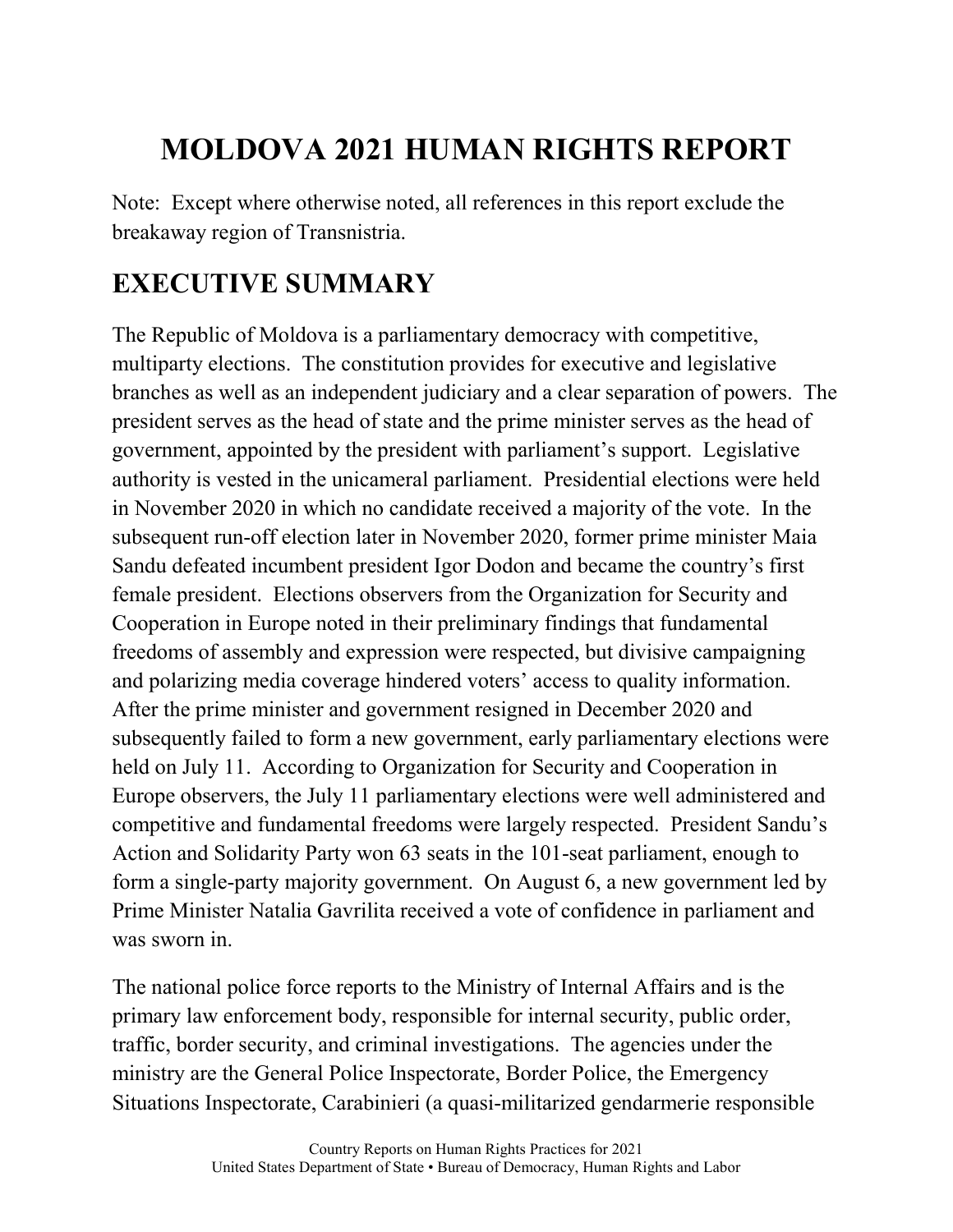# MOLDOVA 2021 HUMAN RIGHTS REPORT

Note: Except where otherwise noted, all references in this report exclude the breakaway region of Transnistria.

## EXECUTIVE SUMMARY

The Republic of Moldova is a parliamentary democracy with competitive, multiparty elections. The constitution provides for executive and legislative branches as well as an independent judiciary and a clear separation of powers. The president serves as the head of state and the prime minister serves as the head of government, appointed by the president with parliament's support. Legislative authority is vested in the unicameral parliament. Presidential elections were held in November 2020 in which no candidate received a majority of the vote. In the subsequent run-off election later in November 2020, former prime minister Maia Sandu defeated incumbent president Igor Dodon and became the country's first female president. Elections observers from the Organization for Security and Cooperation in Europe noted in their preliminary findings that fundamental freedoms of assembly and expression were respected, but divisive campaigning and polarizing media coverage hindered voters' access to quality information. After the prime minister and government resigned in December 2020 and subsequently failed to form a new government, early parliamentary elections were held on July 11. According to Organization for Security and Cooperation in Europe observers, the July 11 parliamentary elections were well administered and competitive and fundamental freedoms were largely respected. President Sandu's Action and Solidarity Party won 63 seats in the 101-seat parliament, enough to form a single-party majority government. On August 6, a new government led by Prime Minister Natalia Gavrilita received a vote of confidence in parliament and was sworn in.

The national police force reports to the Ministry of Internal Affairs and is the primary law enforcement body, responsible for internal security, public order, traffic, border security, and criminal investigations. The agencies under the ministry are the General Police Inspectorate, Border Police, the Emergency Situations Inspectorate, Carabinieri (a quasi-militarized gendarmerie responsible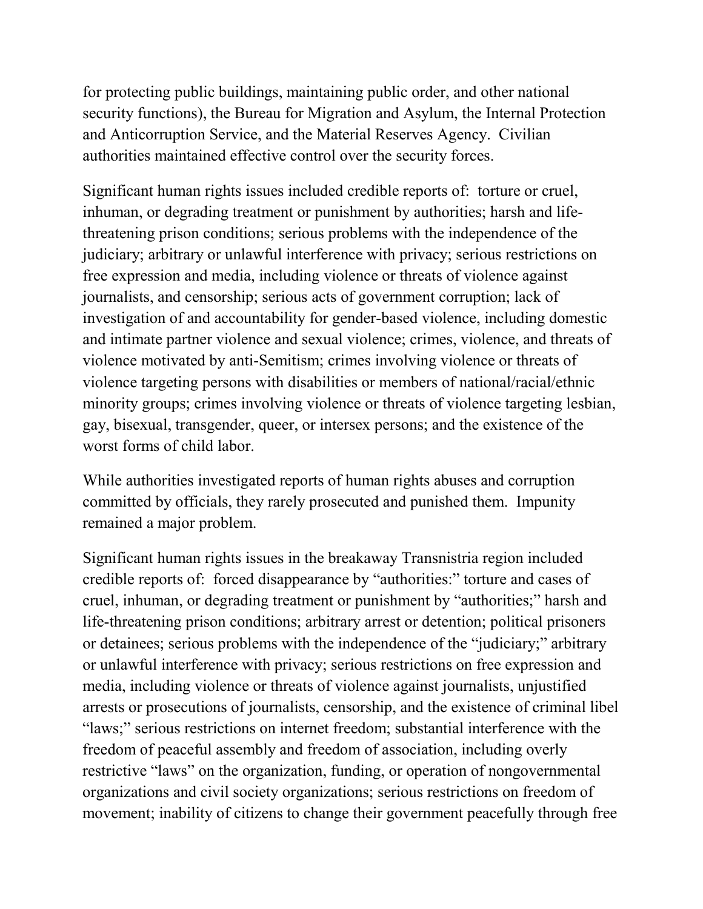for protecting public buildings, maintaining public order, and other national security functions), the Bureau for Migration and Asylum, the Internal Protection and Anticorruption Service, and the Material Reserves Agency. Civilian authorities maintained effective control over the security forces.

Significant human rights issues included credible reports of: torture or cruel, inhuman, or degrading treatment or punishment by authorities; harsh and life-threatening prison conditions; serious problems with the independence of the judiciary; arbitrary or unlawful interference with privacy; serious restrictions on free expression and media, including violence or threats of violence against journalists, and censorship; serious acts of government corruption; lack of investigation of and accountability for gender-based violence, including domestic and intimate partner violence and sexual violence; crimes, violence, and threats of violence motivated by anti-Semitism; crimes involving violence or threats of violence targeting persons with disabilities or members of national/racial/ethnic minority groups; crimes involving violence or threats of violence targeting lesbian, gay, bisexual, transgender, queer, or intersex persons; and the existence of the worst forms of child labor.

While authorities investigated reports of human rights abuses and corruption committed by officials, they rarely prosecuted and punished them. Impunity remained a major problem.

Significant human rights issues in the breakaway Transnistria region included credible reports of: forced disappearance by "authorities:" torture and cases of cruel, inhuman, or degrading treatment or punishment by "authorities;" harsh and life-threatening prison conditions; arbitrary arrest or detention; political prisoners or detainees; serious problems with the independence of the "judiciary;" arbitrary or unlawful interference with privacy; serious restrictions on free expression and media, including violence or threats of violence against journalists, unjustified arrests or prosecutions of journalists, censorship, and the existence of criminal libel "laws;" serious restrictions on internet freedom; substantial interference with the freedom of peaceful assembly and freedom of association, including overly restrictive "laws" on the organization, funding, or operation of nongovernmental organizations and civil society organizations; serious restrictions on freedom of movement; inability of citizens to change their government peacefully through free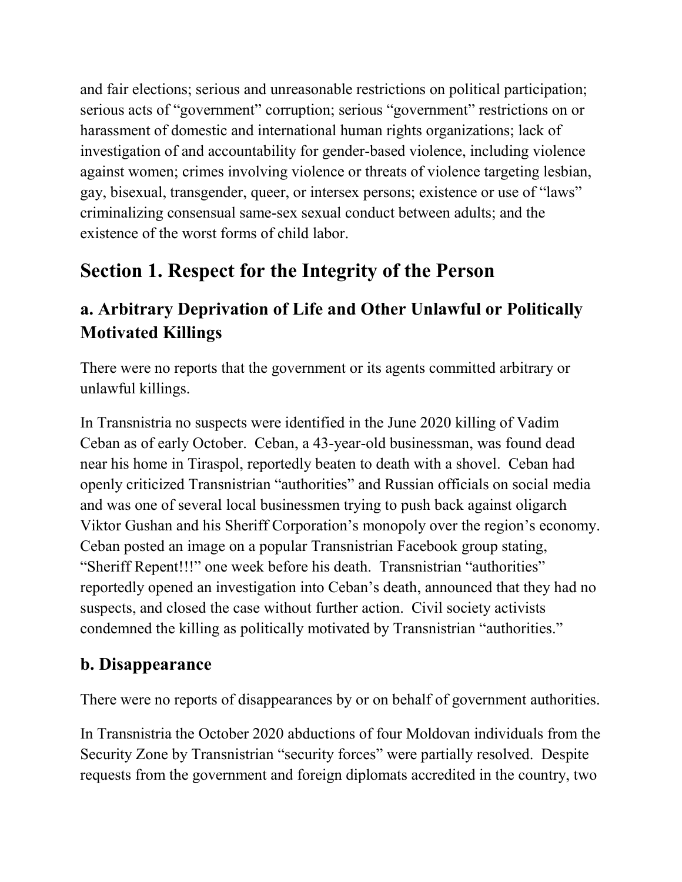and fair elections; serious and unreasonable restrictions on political participation; serious acts of "government" corruption; serious "government" restrictions on or harassment of domestic and international human rights organizations; lack of investigation of and accountability for gender-based violence, including violence against women; crimes involving violence or threats of violence targeting lesbian, gay, bisexual, transgender, queer, or intersex persons; existence or use of "laws" criminalizing consensual same-sex sexual conduct between adults; and the existence of the worst forms of child labor.

## Section 1. Respect for the Integrity of the Person

### a. Arbitrary Deprivation of Life and Other Unlawful or Politically Motivated Killings

There were no reports that the government or its agents committed arbitrary or unlawful killings.

In Transnistria no suspects were identified in the June 2020 killing of Vadim Ceban as of early October. Ceban, a 43-year-old businessman, was found dead near his home in Tiraspol, reportedly beaten to death with a shovel. Ceban had openly criticized Transnistrian "authorities" and Russian officials on social media and was one of several local businessmen trying to push back against oligarch Viktor Gushan and his Sheriff Corporation's monopoly over the region's economy. Ceban posted an image on a popular Transnistrian Facebook group stating, "Sheriff Repent!!!" one week before his death. Transnistrian "authorities" reportedly opened an investigation into Ceban's death, announced that they had no suspects, and closed the case without further action. Civil society activists condemned the killing as politically motivated by Transnistrian "authorities."

### b. Disappearance

There were no reports of disappearances by or on behalf of government authorities.

In Transnistria the October 2020 abductions of four Moldovan individuals from the Security Zone by Transnistrian "security forces" were partially resolved. Despite requests from the government and foreign diplomats accredited in the country, two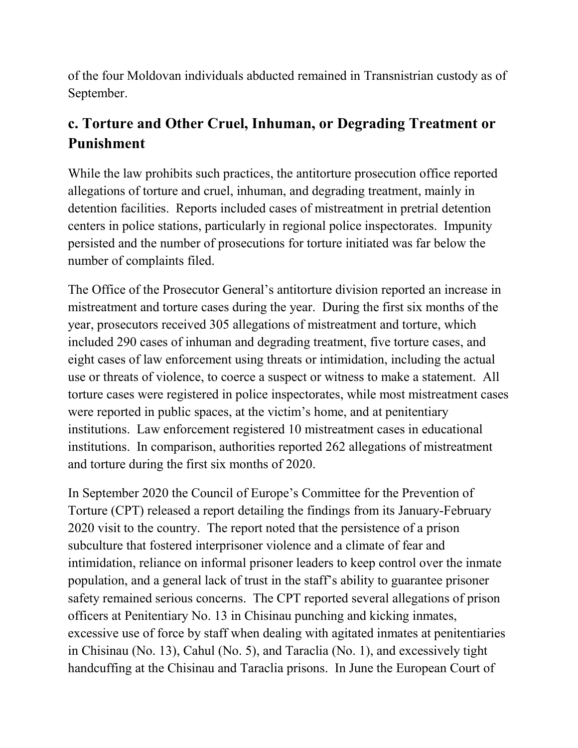of the four Moldovan individuals abducted remained in Transnistrian custody as of September.

## c. Torture and Other Cruel, Inhuman, or Degrading Treatment or Punishment

While the law prohibits such practices, the antitorture prosecution office reported allegations of torture and cruel, inhuman, and degrading treatment, mainly in detention facilities. Reports included cases of mistreatment in pretrial detention centers in police stations, particularly in regional police inspectorates. Impunity persisted and the number of prosecutions for torture initiated was far below the number of complaints filed.

The Office of the Prosecutor General's antitorture division reported an increase in mistreatment and torture cases during the year. During the first six months of the year, prosecutors received 305 allegations of mistreatment and torture, which included 290 cases of inhuman and degrading treatment, five torture cases, and eight cases of law enforcement using threats or intimidation, including the actual use or threats of violence, to coerce a suspect or witness to make a statement. All torture cases were registered in police inspectorates, while most mistreatment cases were reported in public spaces, at the victim's home, and at penitentiary institutions. Law enforcement registered 10 mistreatment cases in educational institutions. In comparison, authorities reported 262 allegations of mistreatment and torture during the first six months of 2020.

In September 2020 the Council of Europe's Committee for the Prevention of Torture (CPT) released a report detailing the findings from its January-February 2020 visit to the country. The report noted that the persistence of a prison subculture that fostered interprisoner violence and a climate of fear and intimidation, reliance on informal prisoner leaders to keep control over the inmate population, and a general lack of trust in the staff's ability to guarantee prisoner safety remained serious concerns. The CPT reported several allegations of prison officers at Penitentiary No. 13 in Chisinau punching and kicking inmates, excessive use of force by staff when dealing with agitated inmates at penitentiaries in Chisinau (No. 13), Cahul (No. 5), and Taraclia (No. 1), and excessively tight handcuffing at the Chisinau and Taraclia prisons. In June the European Court of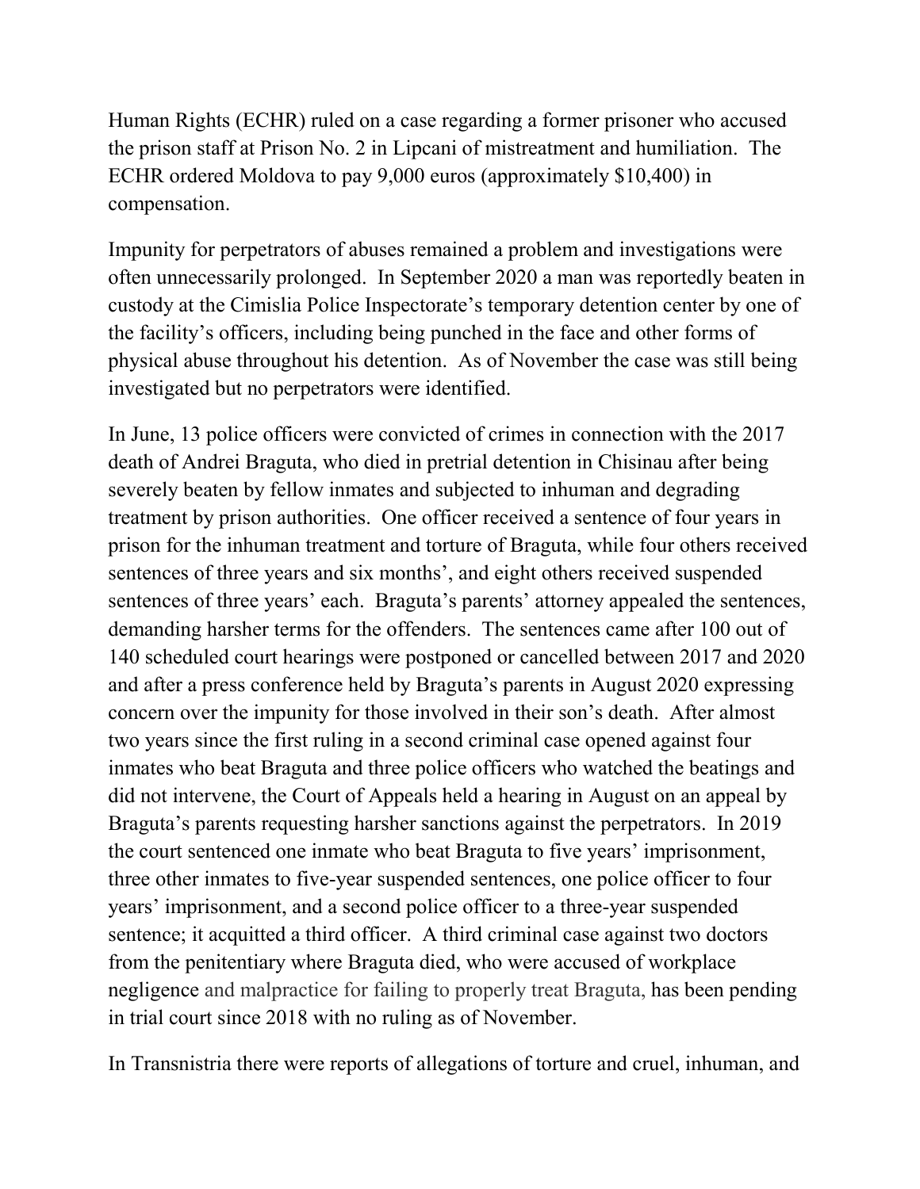Human Rights (ECHR) ruled on a case regarding a former prisoner who accused the prison staff at Prison No. 2 in Lipcani of mistreatment and humiliation. The ECHR ordered Moldova to pay 9,000 euros (approximately $10,400) in compensation.

Impunity for perpetrators of abuses remained a problem and investigations were often unnecessarily prolonged. In September 2020 a man was reportedly beaten in custody at the Cimislia Police Inspectorate's temporary detention center by one of the facility's officers, including being punched in the face and other forms of physical abuse throughout his detention. As of November the case was still being investigated but no perpetrators were identified.

In June, 13 police officers were convicted of crimes in connection with the 2017 death of Andrei Braguta, who died in pretrial detention in Chisinau after being severely beaten by fellow inmates and subjected to inhuman and degrading treatment by prison authorities. One officer received a sentence of four years in prison for the inhuman treatment and torture of Braguta, while four others received sentences of three years and six months', and eight others received suspended sentences of three years' each. Braguta's parents' attorney appealed the sentences, demanding harsher terms for the offenders. The sentences came after 100 out of 140 scheduled court hearings were postponed or cancelled between 2017 and 2020 and after a press conference held by Braguta's parents in August 2020 expressing concern over the impunity for those involved in their son's death. After almost two years since the first ruling in a second criminal case opened against four inmates who beat Braguta and three police officers who watched the beatings and did not intervene, the Court of Appeals held a hearing in August on an appeal by Braguta's parents requesting harsher sanctions against the perpetrators. In 2019 the court sentenced one inmate who beat Braguta to five years' imprisonment, three other inmates to five-year suspended sentences, one police officer to four years' imprisonment, and a second police officer to a three-year suspended sentence; it acquitted a third officer. A third criminal case against two doctors from the penitentiary where Braguta died, who were accused of workplace negligence and malpractice for failing to properly treat Braguta, has been pending in trial court since 2018 with no ruling as of November.

In Transnistria there were reports of allegations of torture and cruel, inhuman, and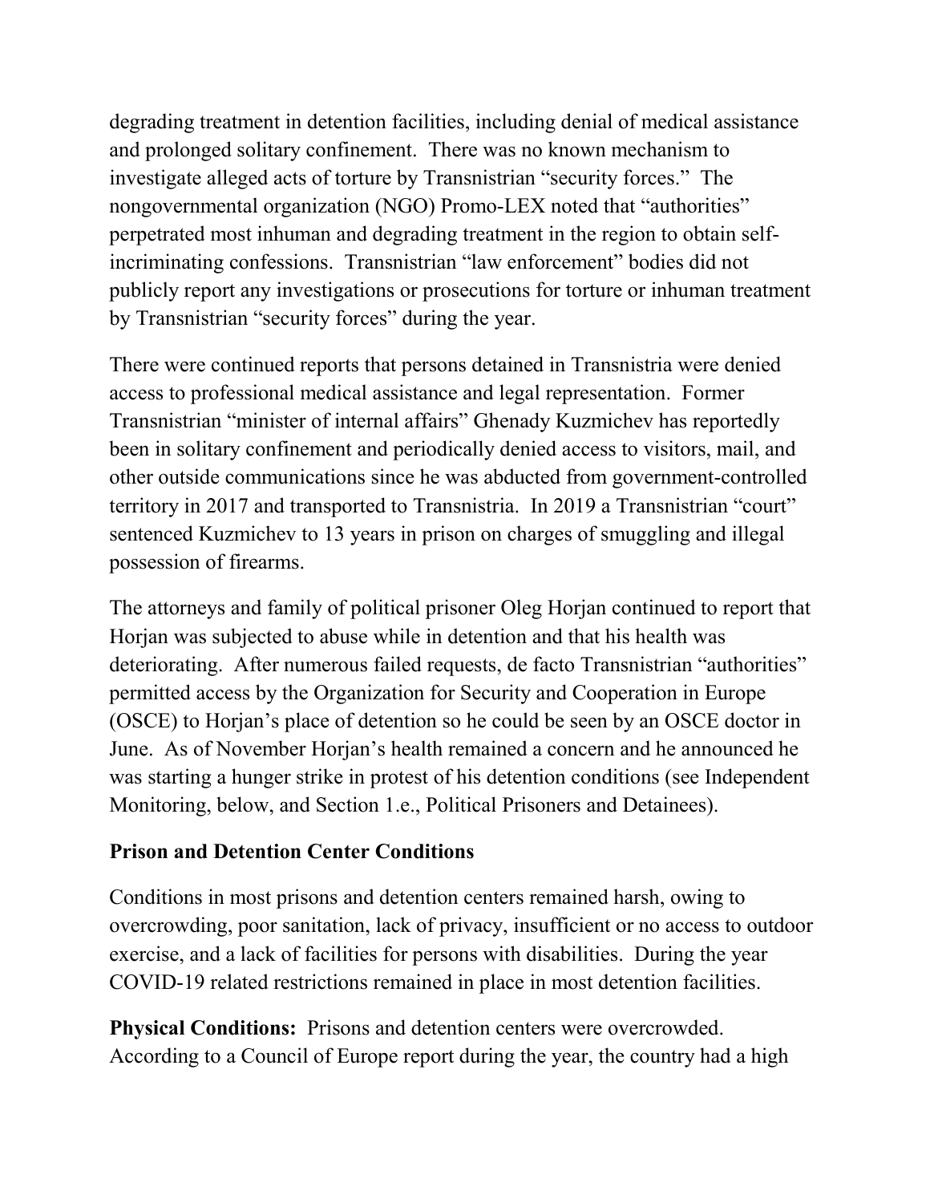degrading treatment in detention facilities, including denial of medical assistance and prolonged solitary confinement. There was no known mechanism to investigate alleged acts of torture by Transnistrian "security forces." The nongovernmental organization (NGO) Promo-LEX noted that "authorities" perpetrated most inhuman and degrading treatment in the region to obtain self-incriminating confessions. Transnistrian "law enforcement" bodies did not publicly report any investigations or prosecutions for torture or inhuman treatment by Transnistrian "security forces" during the year.

There were continued reports that persons detained in Transnistria were denied access to professional medical assistance and legal representation. Former Transnistrian "minister of internal affairs" Ghenady Kuzmichev has reportedly been in solitary confinement and periodically denied access to visitors, mail, and other outside communications since he was abducted from government-controlled territory in 2017 and transported to Transnistria. In 2019 a Transnistrian "court" sentenced Kuzmichev to 13 years in prison on charges of smuggling and illegal possession of firearms.

The attorneys and family of political prisoner Oleg Horjan continued to report that Horjan was subjected to abuse while in detention and that his health was deteriorating. After numerous failed requests, de facto Transnistrian "authorities" permitted access by the Organization for Security and Cooperation in Europe (OSCE) to Horjan's place of detention so he could be seen by an OSCE doctor in June. As of November Horjan's health remained a concern and he announced he was starting a hunger strike in protest of his detention conditions (see Independent Monitoring, below, and Section 1.e., Political Prisoners and Detainees).

### Prison and Detention Center Conditions

Conditions in most prisons and detention centers remained harsh, owing to overcrowding, poor sanitation, lack of privacy, insufficient or no access to outdoor exercise, and a lack of facilities for persons with disabilities. During the year COVID-19 related restrictions remained in place in most detention facilities.

**Physical Conditions:** Prisons and detention centers were overcrowded. According to a Council of Europe report during the year, the country had a high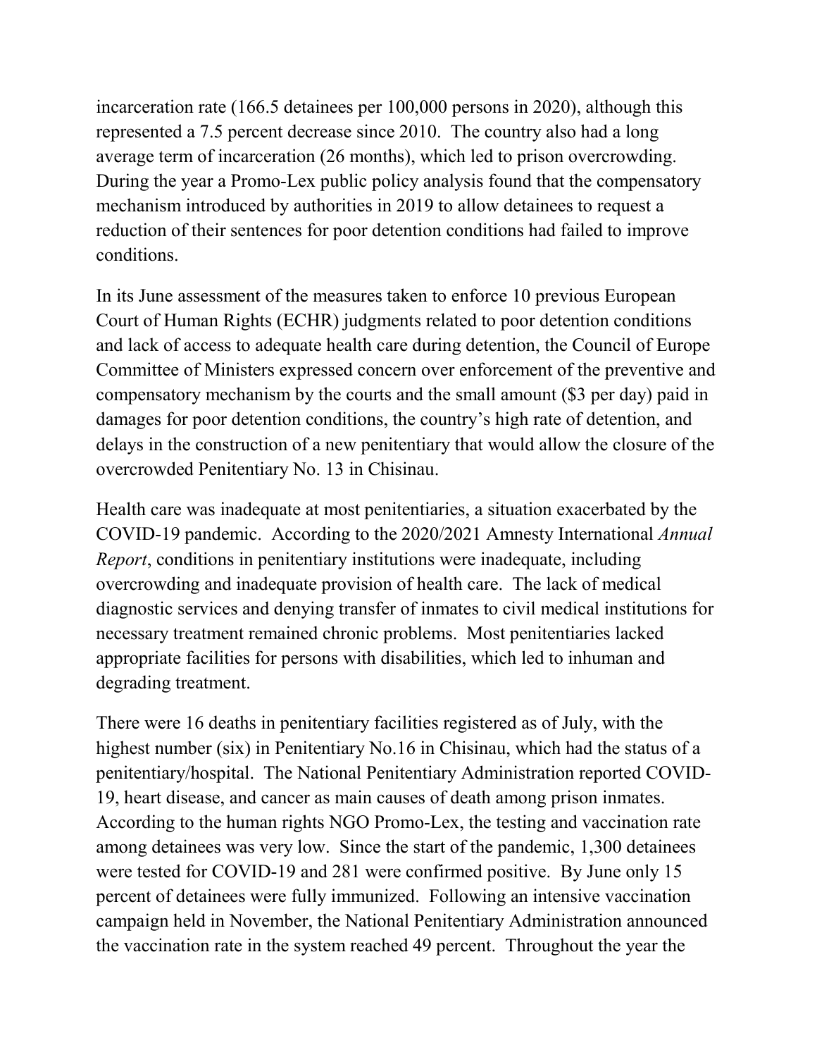incarceration rate (166.5 detainees per 100,000 persons in 2020), although this represented a 7.5 percent decrease since 2010. The country also had a long average term of incarceration (26 months), which led to prison overcrowding. During the year a Promo-Lex public policy analysis found that the compensatory mechanism introduced by authorities in 2019 to allow detainees to request a reduction of their sentences for poor detention conditions had failed to improve conditions.

In its June assessment of the measures taken to enforce 10 previous European Court of Human Rights (ECHR) judgments related to poor detention conditions and lack of access to adequate health care during detention, the Council of Europe Committee of Ministers expressed concern over enforcement of the preventive and compensatory mechanism by the courts and the small amount ($3 per day) paid in damages for poor detention conditions, the country's high rate of detention, and delays in the construction of a new penitentiary that would allow the closure of the overcrowded Penitentiary No. 13 in Chisinau.

Health care was inadequate at most penitentiaries, a situation exacerbated by the COVID-19 pandemic. According to the 2020/2021 Amnesty International *Annual Report*, conditions in penitentiary institutions were inadequate, including overcrowding and inadequate provision of health care. The lack of medical diagnostic services and denying transfer of inmates to civil medical institutions for necessary treatment remained chronic problems. Most penitentiaries lacked appropriate facilities for persons with disabilities, which led to inhuman and degrading treatment.

There were 16 deaths in penitentiary facilities registered as of July, with the highest number (six) in Penitentiary No.16 in Chisinau, which had the status of a penitentiary/hospital. The National Penitentiary Administration reported COVID-19, heart disease, and cancer as main causes of death among prison inmates. According to the human rights NGO Promo-Lex, the testing and vaccination rate among detainees was very low. Since the start of the pandemic, 1,300 detainees were tested for COVID-19 and 281 were confirmed positive. By June only 15 percent of detainees were fully immunized. Following an intensive vaccination campaign held in November, the National Penitentiary Administration announced the vaccination rate in the system reached 49 percent. Throughout the year the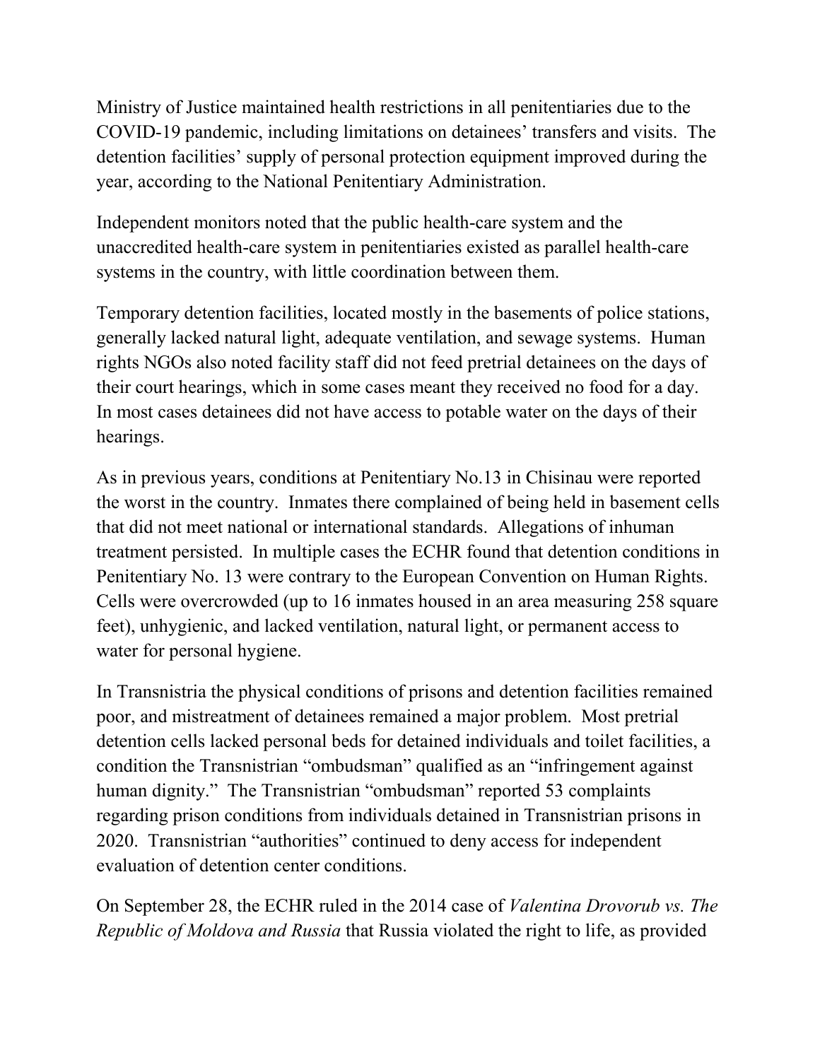Ministry of Justice maintained health restrictions in all penitentiaries due to the COVID-19 pandemic, including limitations on detainees' transfers and visits. The detention facilities' supply of personal protection equipment improved during the year, according to the National Penitentiary Administration.

Independent monitors noted that the public health-care system and the unaccredited health-care system in penitentiaries existed as parallel health-care systems in the country, with little coordination between them.

Temporary detention facilities, located mostly in the basements of police stations, generally lacked natural light, adequate ventilation, and sewage systems. Human rights NGOs also noted facility staff did not feed pretrial detainees on the days of their court hearings, which in some cases meant they received no food for a day. In most cases detainees did not have access to potable water on the days of their hearings.

As in previous years, conditions at Penitentiary No.13 in Chisinau were reported the worst in the country. Inmates there complained of being held in basement cells that did not meet national or international standards. Allegations of inhuman treatment persisted. In multiple cases the ECHR found that detention conditions in Penitentiary No. 13 were contrary to the European Convention on Human Rights. Cells were overcrowded (up to 16 inmates housed in an area measuring 258 square feet), unhygienic, and lacked ventilation, natural light, or permanent access to water for personal hygiene.

In Transnistria the physical conditions of prisons and detention facilities remained poor, and mistreatment of detainees remained a major problem. Most pretrial detention cells lacked personal beds for detained individuals and toilet facilities, a condition the Transnistrian "ombudsman" qualified as an "infringement against human dignity." The Transnistrian "ombudsman" reported 53 complaints regarding prison conditions from individuals detained in Transnistrian prisons in 2020. Transnistrian "authorities" continued to deny access for independent evaluation of detention center conditions.

On September 28, the ECHR ruled in the 2014 case of *Valentina Drovorub vs. The Republic of Moldova and Russia* that Russia violated the right to life, as provided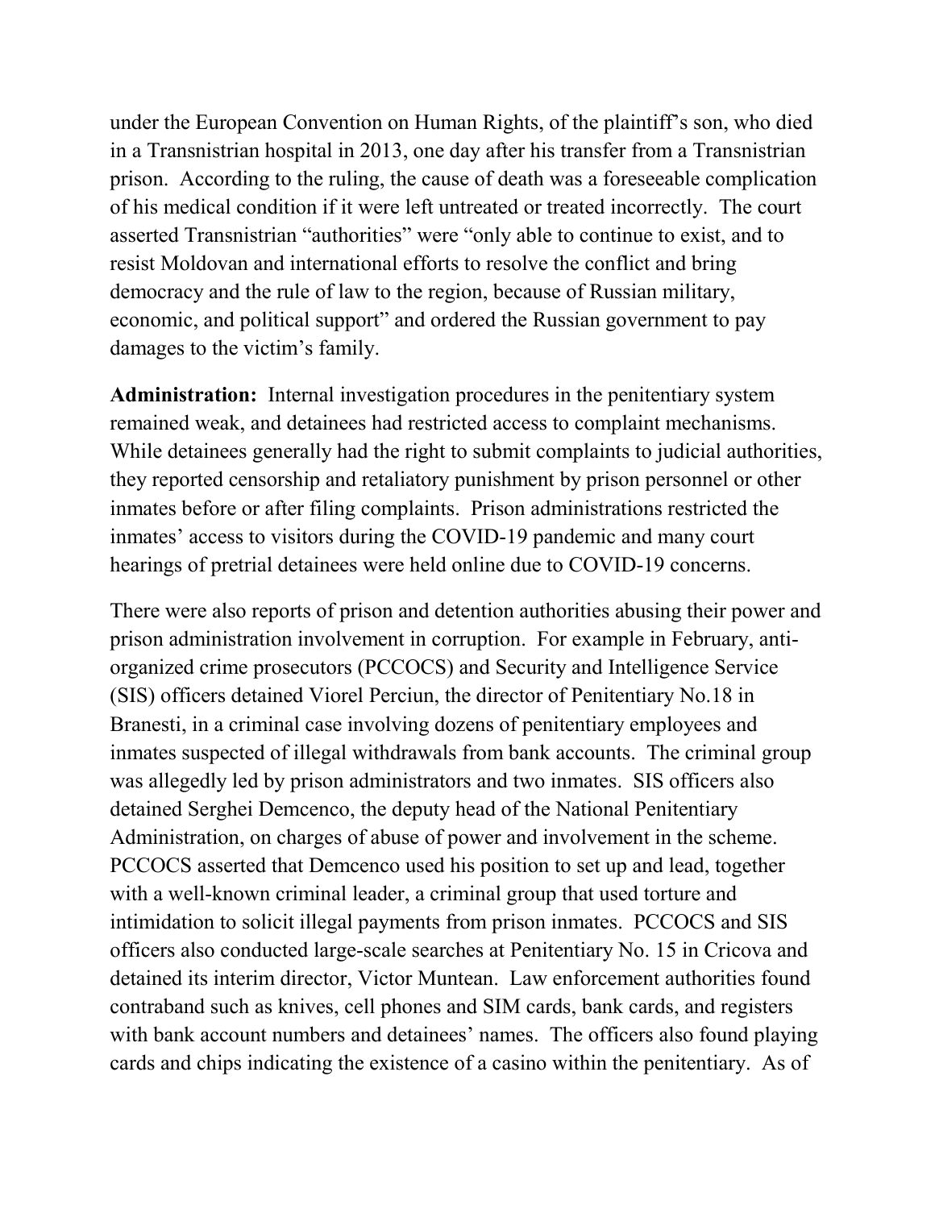under the European Convention on Human Rights, of the plaintiff's son, who died in a Transnistrian hospital in 2013, one day after his transfer from a Transnistrian prison. According to the ruling, the cause of death was a foreseeable complication of his medical condition if it were left untreated or treated incorrectly. The court asserted Transnistrian "authorities" were "only able to continue to exist, and to resist Moldovan and international efforts to resolve the conflict and bring democracy and the rule of law to the region, because of Russian military, economic, and political support" and ordered the Russian government to pay damages to the victim's family.

**Administration:** Internal investigation procedures in the penitentiary system remained weak, and detainees had restricted access to complaint mechanisms. While detainees generally had the right to submit complaints to judicial authorities, they reported censorship and retaliatory punishment by prison personnel or other inmates before or after filing complaints. Prison administrations restricted the inmates' access to visitors during the COVID-19 pandemic and many court hearings of pretrial detainees were held online due to COVID-19 concerns.

There were also reports of prison and detention authorities abusing their power and prison administration involvement in corruption. For example in February, anti-organized crime prosecutors (PCCOCS) and Security and Intelligence Service (SIS) officers detained Viorel Perciun, the director of Penitentiary No.18 in Branesti, in a criminal case involving dozens of penitentiary employees and inmates suspected of illegal withdrawals from bank accounts. The criminal group was allegedly led by prison administrators and two inmates. SIS officers also detained Serghei Demcenco, the deputy head of the National Penitentiary Administration, on charges of abuse of power and involvement in the scheme. PCCOCS asserted that Demcenco used his position to set up and lead, together with a well-known criminal leader, a criminal group that used torture and intimidation to solicit illegal payments from prison inmates. PCCOCS and SIS officers also conducted large-scale searches at Penitentiary No. 15 in Cricova and detained its interim director, Victor Muntean. Law enforcement authorities found contraband such as knives, cell phones and SIM cards, bank cards, and registers with bank account numbers and detainees' names. The officers also found playing cards and chips indicating the existence of a casino within the penitentiary. As of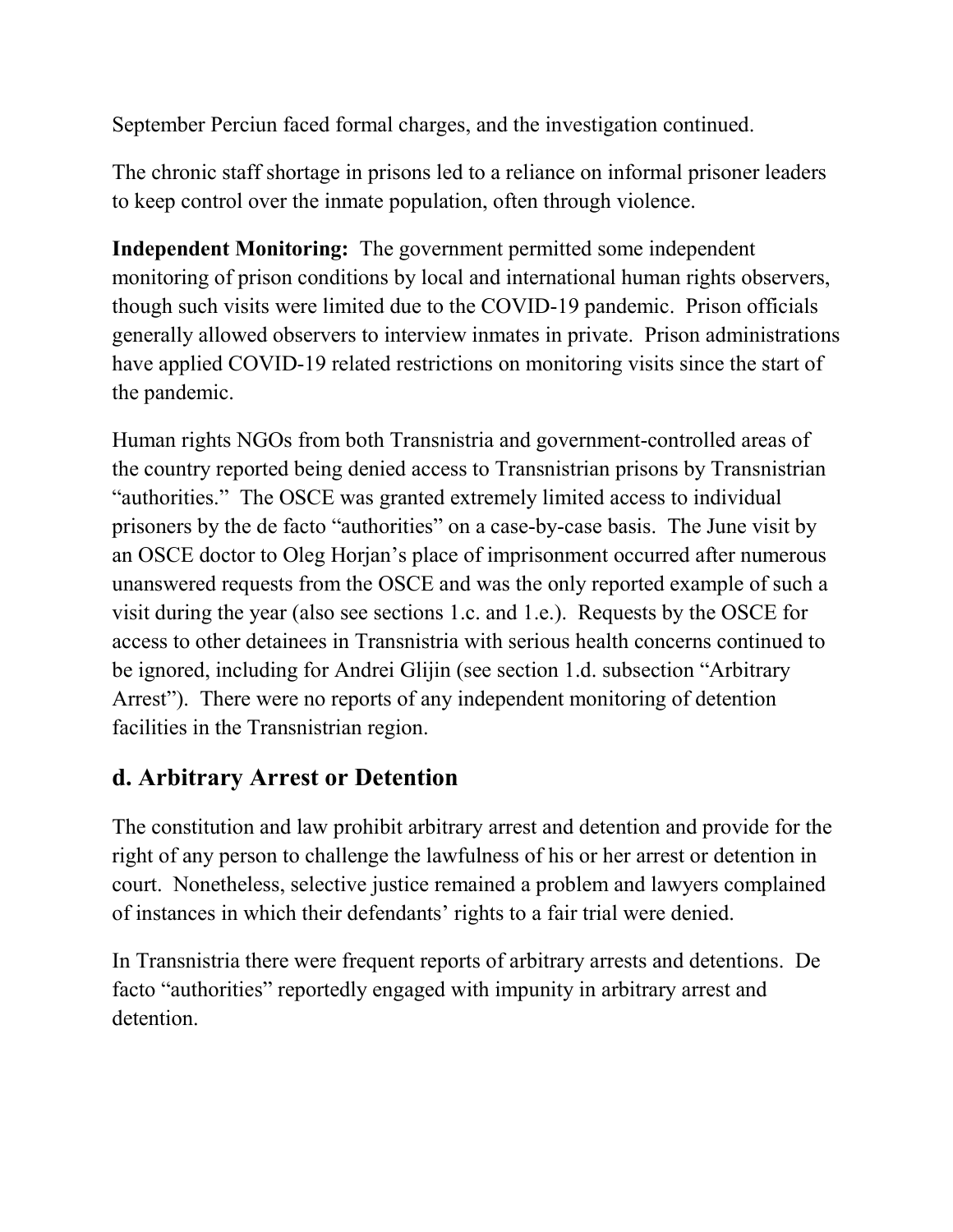September Perciun faced formal charges, and the investigation continued.

The chronic staff shortage in prisons led to a reliance on informal prisoner leaders to keep control over the inmate population, often through violence.

**Independent Monitoring:** The government permitted some independent monitoring of prison conditions by local and international human rights observers, though such visits were limited due to the COVID-19 pandemic. Prison officials generally allowed observers to interview inmates in private. Prison administrations have applied COVID-19 related restrictions on monitoring visits since the start of the pandemic.

Human rights NGOs from both Transnistria and government-controlled areas of the country reported being denied access to Transnistrian prisons by Transnistrian "authorities." The OSCE was granted extremely limited access to individual prisoners by the de facto "authorities" on a case-by-case basis. The June visit by an OSCE doctor to Oleg Horjan's place of imprisonment occurred after numerous unanswered requests from the OSCE and was the only reported example of such a visit during the year (also see sections 1.c. and 1.e.). Requests by the OSCE for access to other detainees in Transnistria with serious health concerns continued to be ignored, including for Andrei Glijin (see section 1.d. subsection "Arbitrary Arrest"). There were no reports of any independent monitoring of detention facilities in the Transnistrian region.

## d. Arbitrary Arrest or Detention

The constitution and law prohibit arbitrary arrest and detention and provide for the right of any person to challenge the lawfulness of his or her arrest or detention in court. Nonetheless, selective justice remained a problem and lawyers complained of instances in which their defendants' rights to a fair trial were denied.

In Transnistria there were frequent reports of arbitrary arrests and detentions. De facto "authorities" reportedly engaged with impunity in arbitrary arrest and detention.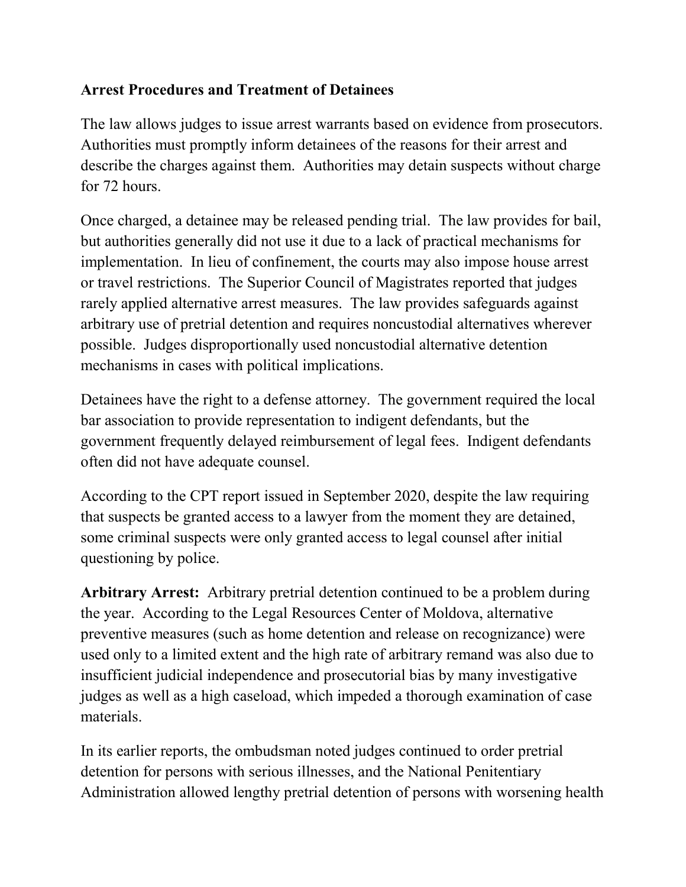**Arrest Procedures and Treatment of Detainees**

The law allows judges to issue arrest warrants based on evidence from prosecutors. Authorities must promptly inform detainees of the reasons for their arrest and describe the charges against them. Authorities may detain suspects without charge for 72 hours.

Once charged, a detainee may be released pending trial. The law provides for bail, but authorities generally did not use it due to a lack of practical mechanisms for implementation. In lieu of confinement, the courts may also impose house arrest or travel restrictions. The Superior Council of Magistrates reported that judges rarely applied alternative arrest measures. The law provides safeguards against arbitrary use of pretrial detention and requires noncustodial alternatives wherever possible. Judges disproportionally used noncustodial alternative detention mechanisms in cases with political implications.

Detainees have the right to a defense attorney. The government required the local bar association to provide representation to indigent defendants, but the government frequently delayed reimbursement of legal fees. Indigent defendants often did not have adequate counsel.

According to the CPT report issued in September 2020, despite the law requiring that suspects be granted access to a lawyer from the moment they are detained, some criminal suspects were only granted access to legal counsel after initial questioning by police.

**Arbitrary Arrest:** Arbitrary pretrial detention continued to be a problem during the year. According to the Legal Resources Center of Moldova, alternative preventive measures (such as home detention and release on recognizance) were used only to a limited extent and the high rate of arbitrary remand was also due to insufficient judicial independence and prosecutorial bias by many investigative judges as well as a high caseload, which impeded a thorough examination of case materials.

In its earlier reports, the ombudsman noted judges continued to order pretrial detention for persons with serious illnesses, and the National Penitentiary Administration allowed lengthy pretrial detention of persons with worsening health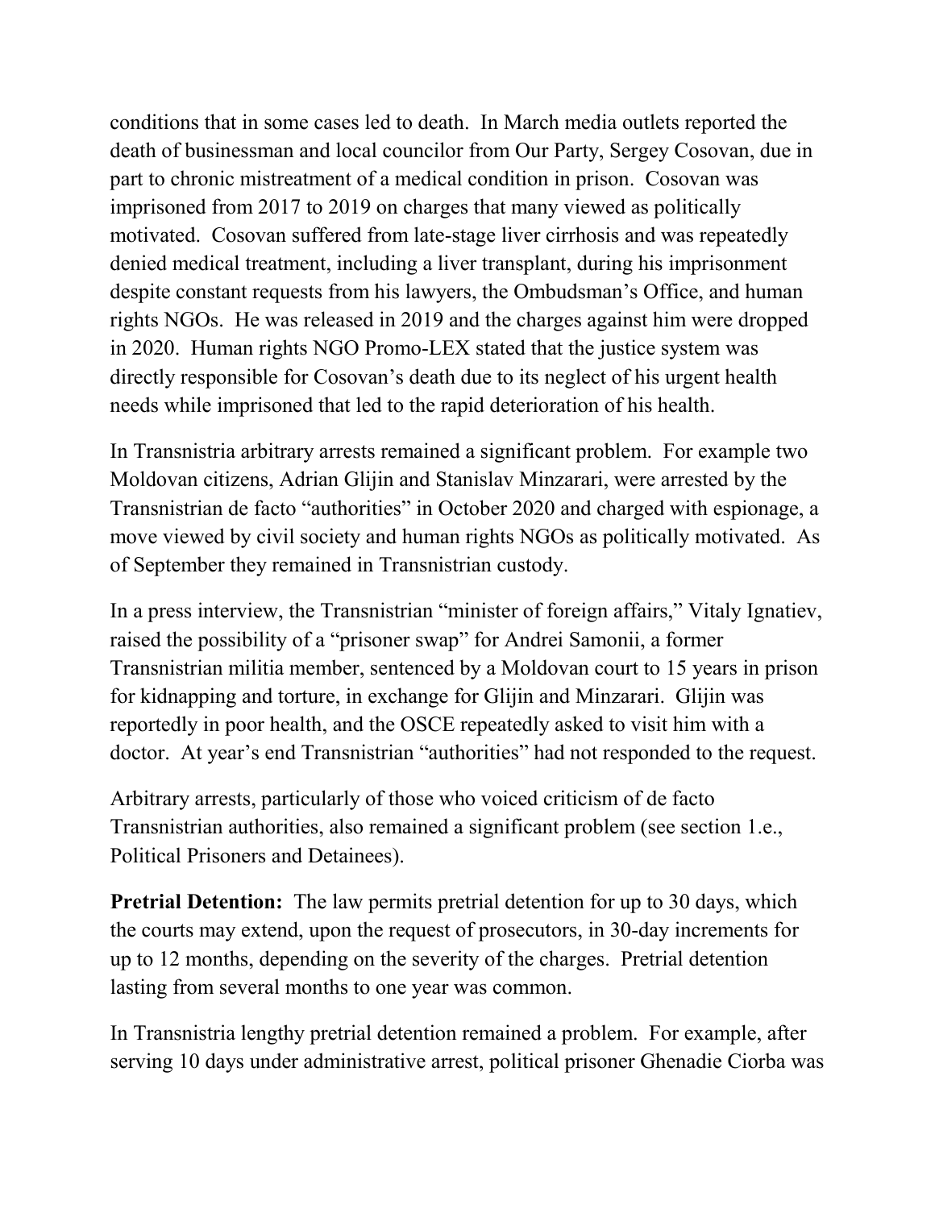conditions that in some cases led to death. In March media outlets reported the death of businessman and local councilor from Our Party, Sergey Cosovan, due in part to chronic mistreatment of a medical condition in prison. Cosovan was imprisoned from 2017 to 2019 on charges that many viewed as politically motivated. Cosovan suffered from late-stage liver cirrhosis and was repeatedly denied medical treatment, including a liver transplant, during his imprisonment despite constant requests from his lawyers, the Ombudsman's Office, and human rights NGOs. He was released in 2019 and the charges against him were dropped in 2020. Human rights NGO Promo-LEX stated that the justice system was directly responsible for Cosovan's death due to its neglect of his urgent health needs while imprisoned that led to the rapid deterioration of his health.

In Transnistria arbitrary arrests remained a significant problem. For example two Moldovan citizens, Adrian Glijin and Stanislav Minzarari, were arrested by the Transnistrian de facto "authorities" in October 2020 and charged with espionage, a move viewed by civil society and human rights NGOs as politically motivated. As of September they remained in Transnistrian custody.

In a press interview, the Transnistrian "minister of foreign affairs," Vitaly Ignatiev, raised the possibility of a "prisoner swap" for Andrei Samonii, a former Transnistrian militia member, sentenced by a Moldovan court to 15 years in prison for kidnapping and torture, in exchange for Glijin and Minzarari. Glijin was reportedly in poor health, and the OSCE repeatedly asked to visit him with a doctor. At year's end Transnistrian "authorities" had not responded to the request.

Arbitrary arrests, particularly of those who voiced criticism of de facto Transnistrian authorities, also remained a significant problem (see section 1.e., Political Prisoners and Detainees).

**Pretrial Detention:** The law permits pretrial detention for up to 30 days, which the courts may extend, upon the request of prosecutors, in 30-day increments for up to 12 months, depending on the severity of the charges. Pretrial detention lasting from several months to one year was common.

In Transnistria lengthy pretrial detention remained a problem. For example, after serving 10 days under administrative arrest, political prisoner Ghenadie Ciorba was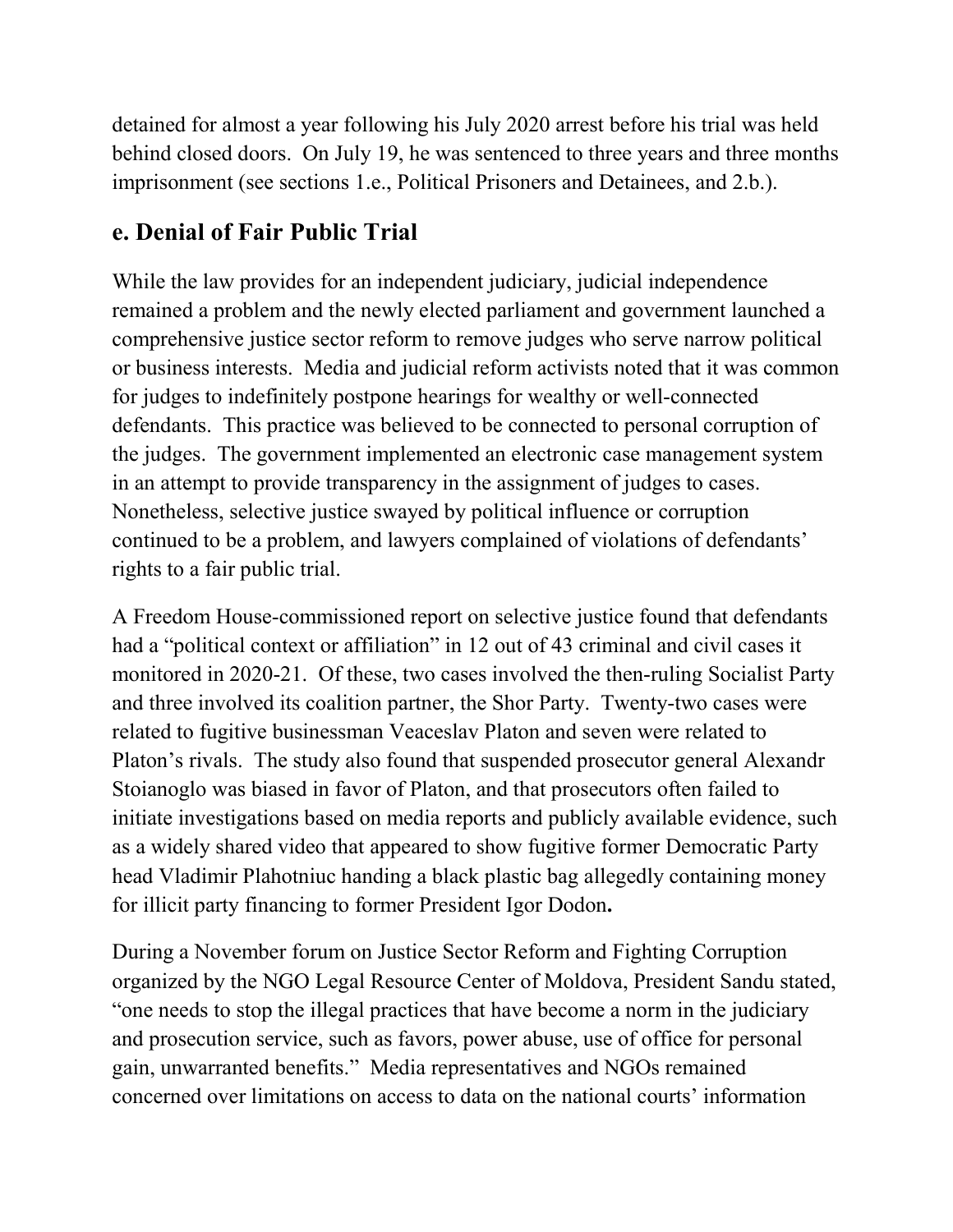detained for almost a year following his July 2020 arrest before his trial was held behind closed doors. On July 19, he was sentenced to three years and three months imprisonment (see sections 1.e., Political Prisoners and Detainees, and 2.b.).

## e. Denial of Fair Public Trial

While the law provides for an independent judiciary, judicial independence remained a problem and the newly elected parliament and government launched a comprehensive justice sector reform to remove judges who serve narrow political or business interests. Media and judicial reform activists noted that it was common for judges to indefinitely postpone hearings for wealthy or well-connected defendants. This practice was believed to be connected to personal corruption of the judges. The government implemented an electronic case management system in an attempt to provide transparency in the assignment of judges to cases. Nonetheless, selective justice swayed by political influence or corruption continued to be a problem, and lawyers complained of violations of defendants' rights to a fair public trial.

A Freedom House-commissioned report on selective justice found that defendants had a "political context or affiliation" in 12 out of 43 criminal and civil cases it monitored in 2020-21. Of these, two cases involved the then-ruling Socialist Party and three involved its coalition partner, the Shor Party. Twenty-two cases were related to fugitive businessman Veaceslav Platon and seven were related to Platon's rivals. The study also found that suspended prosecutor general Alexandr Stoianoglo was biased in favor of Platon, and that prosecutors often failed to initiate investigations based on media reports and publicly available evidence, such as a widely shared video that appeared to show fugitive former Democratic Party head Vladimir Plahotniuc handing a black plastic bag allegedly containing money for illicit party financing to former President Igor Dodon**.**

During a November forum on Justice Sector Reform and Fighting Corruption organized by the NGO Legal Resource Center of Moldova, President Sandu stated, "one needs to stop the illegal practices that have become a norm in the judiciary and prosecution service, such as favors, power abuse, use of office for personal gain, unwarranted benefits." Media representatives and NGOs remained concerned over limitations on access to data on the national courts' information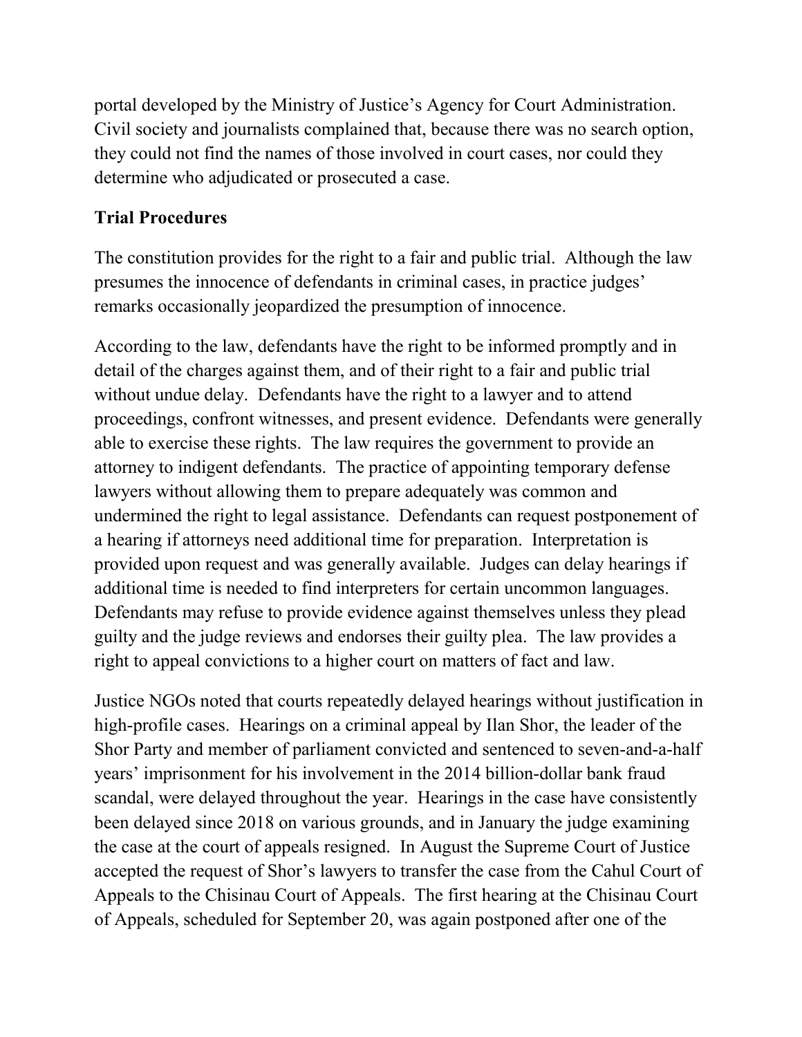portal developed by the Ministry of Justice's Agency for Court Administration. Civil society and journalists complained that, because there was no search option, they could not find the names of those involved in court cases, nor could they determine who adjudicated or prosecuted a case.

**Trial Procedures**

The constitution provides for the right to a fair and public trial. Although the law presumes the innocence of defendants in criminal cases, in practice judges' remarks occasionally jeopardized the presumption of innocence.

According to the law, defendants have the right to be informed promptly and in detail of the charges against them, and of their right to a fair and public trial without undue delay. Defendants have the right to a lawyer and to attend proceedings, confront witnesses, and present evidence. Defendants were generally able to exercise these rights. The law requires the government to provide an attorney to indigent defendants. The practice of appointing temporary defense lawyers without allowing them to prepare adequately was common and undermined the right to legal assistance. Defendants can request postponement of a hearing if attorneys need additional time for preparation. Interpretation is provided upon request and was generally available. Judges can delay hearings if additional time is needed to find interpreters for certain uncommon languages. Defendants may refuse to provide evidence against themselves unless they plead guilty and the judge reviews and endorses their guilty plea. The law provides a right to appeal convictions to a higher court on matters of fact and law.

Justice NGOs noted that courts repeatedly delayed hearings without justification in high-profile cases. Hearings on a criminal appeal by Ilan Shor, the leader of the Shor Party and member of parliament convicted and sentenced to seven-and-a-half years' imprisonment for his involvement in the 2014 billion-dollar bank fraud scandal, were delayed throughout the year. Hearings in the case have consistently been delayed since 2018 on various grounds, and in January the judge examining the case at the court of appeals resigned. In August the Supreme Court of Justice accepted the request of Shor's lawyers to transfer the case from the Cahul Court of Appeals to the Chisinau Court of Appeals. The first hearing at the Chisinau Court of Appeals, scheduled for September 20, was again postponed after one of the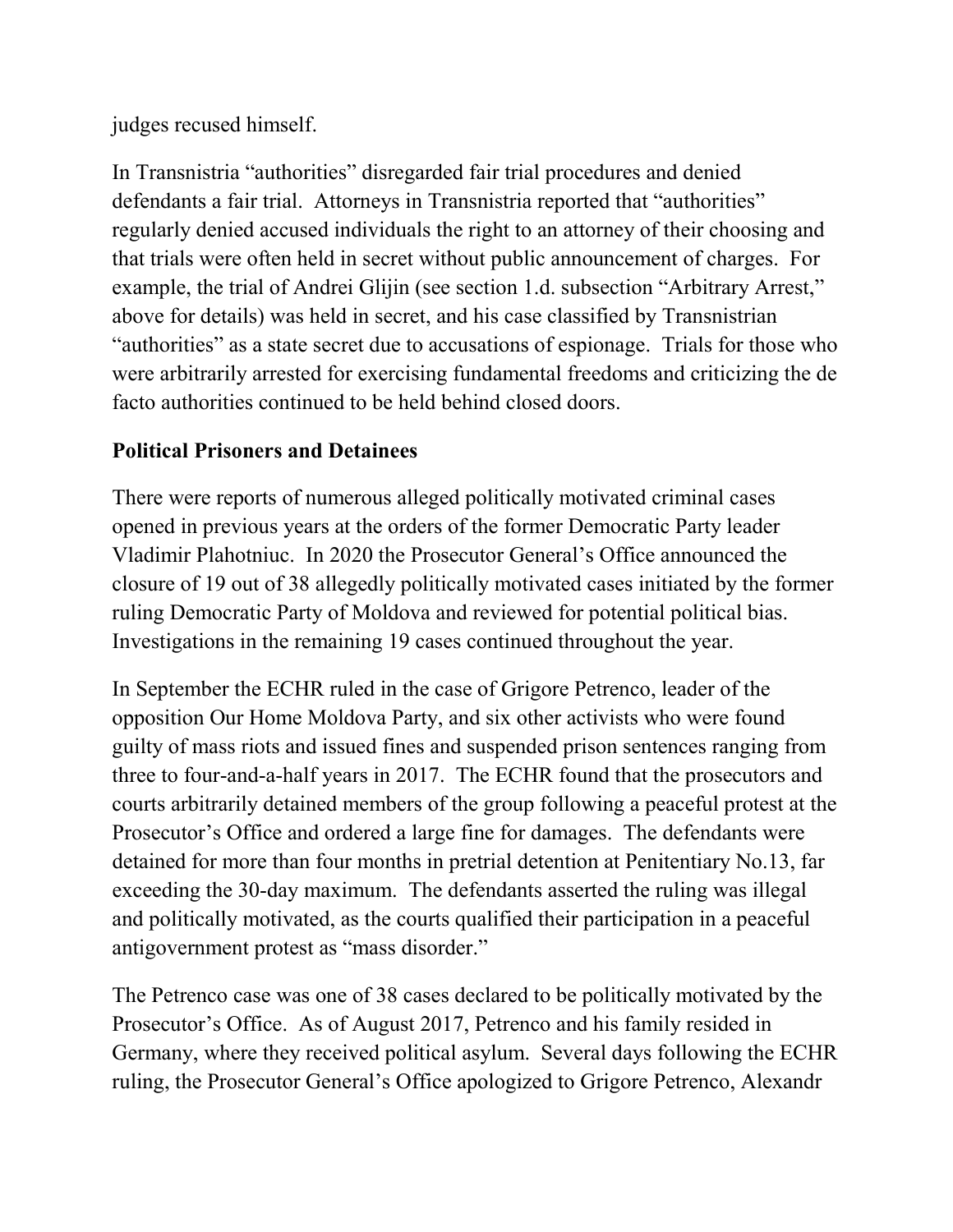judges recused himself.

In Transnistria "authorities" disregarded fair trial procedures and denied defendants a fair trial. Attorneys in Transnistria reported that "authorities" regularly denied accused individuals the right to an attorney of their choosing and that trials were often held in secret without public announcement of charges. For example, the trial of Andrei Glijin (see section 1.d. subsection "Arbitrary Arrest," above for details) was held in secret, and his case classified by Transnistrian "authorities" as a state secret due to accusations of espionage. Trials for those who were arbitrarily arrested for exercising fundamental freedoms and criticizing the de facto authorities continued to be held behind closed doors.

**Political Prisoners and Detainees**

There were reports of numerous alleged politically motivated criminal cases opened in previous years at the orders of the former Democratic Party leader Vladimir Plahotniuc. In 2020 the Prosecutor General's Office announced the closure of 19 out of 38 allegedly politically motivated cases initiated by the former ruling Democratic Party of Moldova and reviewed for potential political bias. Investigations in the remaining 19 cases continued throughout the year.

In September the ECHR ruled in the case of Grigore Petrenco, leader of the opposition Our Home Moldova Party, and six other activists who were found guilty of mass riots and issued fines and suspended prison sentences ranging from three to four-and-a-half years in 2017. The ECHR found that the prosecutors and courts arbitrarily detained members of the group following a peaceful protest at the Prosecutor's Office and ordered a large fine for damages. The defendants were detained for more than four months in pretrial detention at Penitentiary No.13, far exceeding the 30-day maximum. The defendants asserted the ruling was illegal and politically motivated, as the courts qualified their participation in a peaceful antigovernment protest as "mass disorder."

The Petrenco case was one of 38 cases declared to be politically motivated by the Prosecutor's Office. As of August 2017, Petrenco and his family resided in Germany, where they received political asylum. Several days following the ECHR ruling, the Prosecutor General's Office apologized to Grigore Petrenco, Alexandr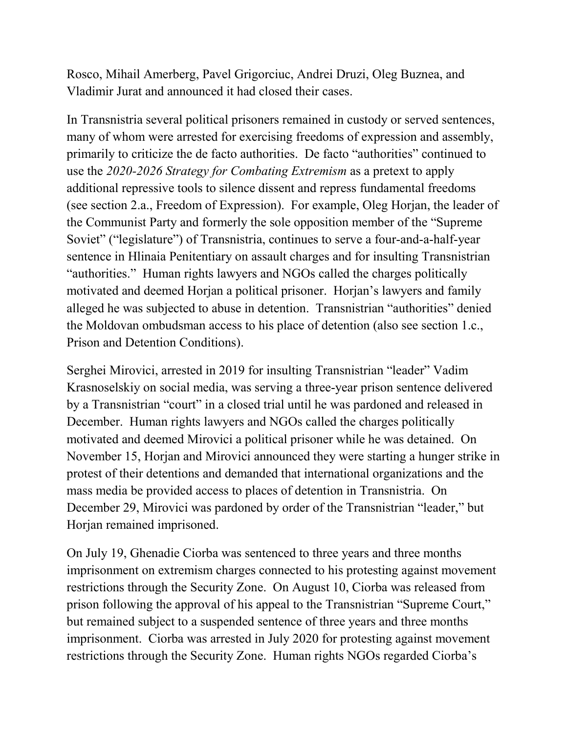Rosco, Mihail Amerberg, Pavel Grigorciuc, Andrei Druzi, Oleg Buznea, and Vladimir Jurat and announced it had closed their cases.

In Transnistria several political prisoners remained in custody or served sentences, many of whom were arrested for exercising freedoms of expression and assembly, primarily to criticize the de facto authorities. De facto "authorities" continued to use the *2020-2026 Strategy for Combating Extremism* as a pretext to apply additional repressive tools to silence dissent and repress fundamental freedoms (see section 2.a., Freedom of Expression). For example, Oleg Horjan, the leader of the Communist Party and formerly the sole opposition member of the "Supreme Soviet" ("legislature") of Transnistria, continues to serve a four-and-a-half-year sentence in Hlinaia Penitentiary on assault charges and for insulting Transnistrian "authorities." Human rights lawyers and NGOs called the charges politically motivated and deemed Horjan a political prisoner. Horjan's lawyers and family alleged he was subjected to abuse in detention. Transnistrian "authorities" denied the Moldovan ombudsman access to his place of detention (also see section 1.c., Prison and Detention Conditions).

Serghei Mirovici, arrested in 2019 for insulting Transnistrian "leader" Vadim Krasnoselskiy on social media, was serving a three-year prison sentence delivered by a Transnistrian "court" in a closed trial until he was pardoned and released in December. Human rights lawyers and NGOs called the charges politically motivated and deemed Mirovici a political prisoner while he was detained. On November 15, Horjan and Mirovici announced they were starting a hunger strike in protest of their detentions and demanded that international organizations and the mass media be provided access to places of detention in Transnistria. On December 29, Mirovici was pardoned by order of the Transnistrian "leader," but Horjan remained imprisoned.

On July 19, Ghenadie Ciorba was sentenced to three years and three months imprisonment on extremism charges connected to his protesting against movement restrictions through the Security Zone. On August 10, Ciorba was released from prison following the approval of his appeal to the Transnistrian "Supreme Court," but remained subject to a suspended sentence of three years and three months imprisonment. Ciorba was arrested in July 2020 for protesting against movement restrictions through the Security Zone. Human rights NGOs regarded Ciorba's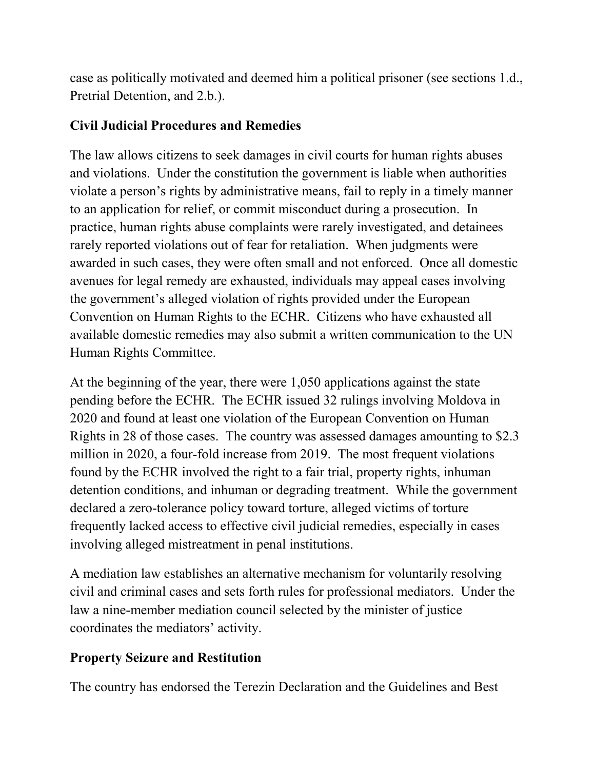case as politically motivated and deemed him a political prisoner (see sections 1.d., Pretrial Detention, and 2.b.).

**Civil Judicial Procedures and Remedies**

The law allows citizens to seek damages in civil courts for human rights abuses and violations. Under the constitution the government is liable when authorities violate a person's rights by administrative means, fail to reply in a timely manner to an application for relief, or commit misconduct during a prosecution. In practice, human rights abuse complaints were rarely investigated, and detainees rarely reported violations out of fear for retaliation. When judgments were awarded in such cases, they were often small and not enforced. Once all domestic avenues for legal remedy are exhausted, individuals may appeal cases involving the government's alleged violation of rights provided under the European Convention on Human Rights to the ECHR. Citizens who have exhausted all available domestic remedies may also submit a written communication to the UN Human Rights Committee.

At the beginning of the year, there were 1,050 applications against the state pending before the ECHR. The ECHR issued 32 rulings involving Moldova in 2020 and found at least one violation of the European Convention on Human Rights in 28 of those cases. The country was assessed damages amounting to $2.3 million in 2020, a four-fold increase from 2019. The most frequent violations found by the ECHR involved the right to a fair trial, property rights, inhuman detention conditions, and inhuman or degrading treatment. While the government declared a zero-tolerance policy toward torture, alleged victims of torture frequently lacked access to effective civil judicial remedies, especially in cases involving alleged mistreatment in penal institutions.

A mediation law establishes an alternative mechanism for voluntarily resolving civil and criminal cases and sets forth rules for professional mediators. Under the law a nine-member mediation council selected by the minister of justice coordinates the mediators' activity.

**Property Seizure and Restitution**

The country has endorsed the Terezin Declaration and the Guidelines and Best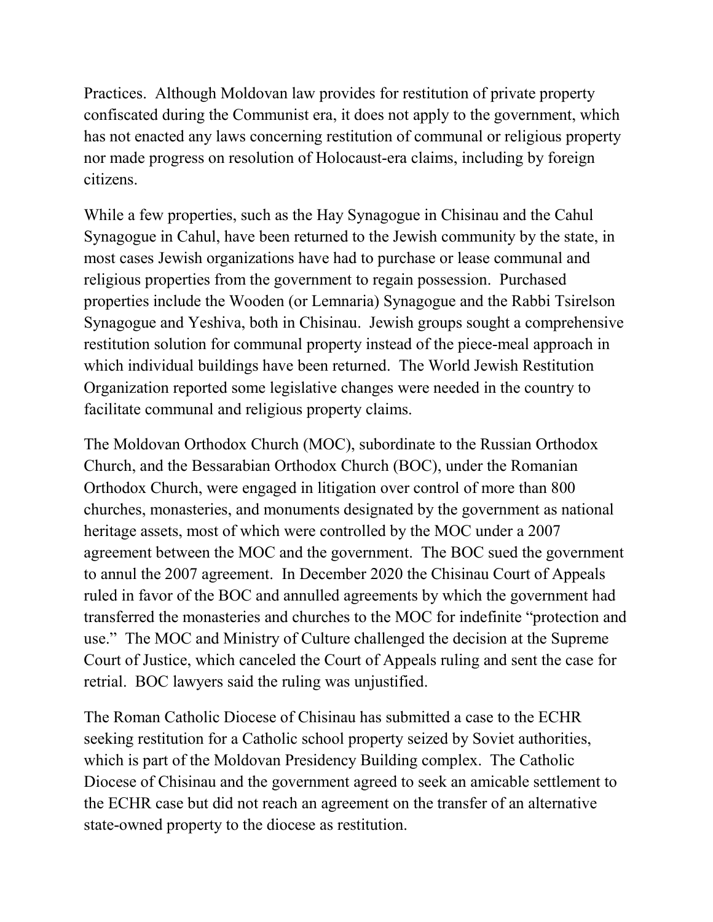Practices. Although Moldovan law provides for restitution of private property confiscated during the Communist era, it does not apply to the government, which has not enacted any laws concerning restitution of communal or religious property nor made progress on resolution of Holocaust-era claims, including by foreign citizens.

While a few properties, such as the Hay Synagogue in Chisinau and the Cahul Synagogue in Cahul, have been returned to the Jewish community by the state, in most cases Jewish organizations have had to purchase or lease communal and religious properties from the government to regain possession. Purchased properties include the Wooden (or Lemnaria) Synagogue and the Rabbi Tsirelson Synagogue and Yeshiva, both in Chisinau. Jewish groups sought a comprehensive restitution solution for communal property instead of the piece-meal approach in which individual buildings have been returned. The World Jewish Restitution Organization reported some legislative changes were needed in the country to facilitate communal and religious property claims.

The Moldovan Orthodox Church (MOC), subordinate to the Russian Orthodox Church, and the Bessarabian Orthodox Church (BOC), under the Romanian Orthodox Church, were engaged in litigation over control of more than 800 churches, monasteries, and monuments designated by the government as national heritage assets, most of which were controlled by the MOC under a 2007 agreement between the MOC and the government. The BOC sued the government to annul the 2007 agreement. In December 2020 the Chisinau Court of Appeals ruled in favor of the BOC and annulled agreements by which the government had transferred the monasteries and churches to the MOC for indefinite "protection and use." The MOC and Ministry of Culture challenged the decision at the Supreme Court of Justice, which canceled the Court of Appeals ruling and sent the case for retrial. BOC lawyers said the ruling was unjustified.

The Roman Catholic Diocese of Chisinau has submitted a case to the ECHR seeking restitution for a Catholic school property seized by Soviet authorities, which is part of the Moldovan Presidency Building complex. The Catholic Diocese of Chisinau and the government agreed to seek an amicable settlement to the ECHR case but did not reach an agreement on the transfer of an alternative state-owned property to the diocese as restitution.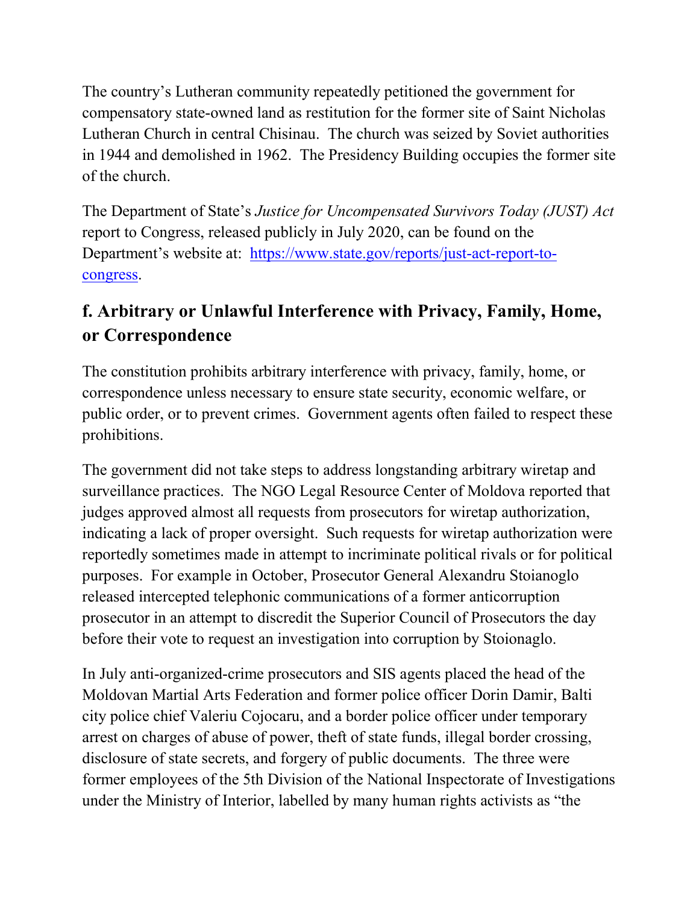The country's Lutheran community repeatedly petitioned the government for compensatory state-owned land as restitution for the former site of Saint Nicholas Lutheran Church in central Chisinau. The church was seized by Soviet authorities in 1944 and demolished in 1962. The Presidency Building occupies the former site of the church.

The Department of State's *Justice for Uncompensated Survivors Today (JUST) Act* report to Congress, released publicly in July 2020, can be found on the Department's website at: [https://www.state.gov/reports/just-act-report-to-congress](https://www.state.gov/reports/just-act-report-to-congress).

## f. Arbitrary or Unlawful Interference with Privacy, Family, Home, or Correspondence

The constitution prohibits arbitrary interference with privacy, family, home, or correspondence unless necessary to ensure state security, economic welfare, or public order, or to prevent crimes. Government agents often failed to respect these prohibitions.

The government did not take steps to address longstanding arbitrary wiretap and surveillance practices. The NGO Legal Resource Center of Moldova reported that judges approved almost all requests from prosecutors for wiretap authorization, indicating a lack of proper oversight. Such requests for wiretap authorization were reportedly sometimes made in attempt to incriminate political rivals or for political purposes. For example in October, Prosecutor General Alexandru Stoianoglo released intercepted telephonic communications of a former anticorruption prosecutor in an attempt to discredit the Superior Council of Prosecutors the day before their vote to request an investigation into corruption by Stoionaglo.

In July anti-organized-crime prosecutors and SIS agents placed the head of the Moldovan Martial Arts Federation and former police officer Dorin Damir, Balti city police chief Valeriu Cojocaru, and a border police officer under temporary arrest on charges of abuse of power, theft of state funds, illegal border crossing, disclosure of state secrets, and forgery of public documents. The three were former employees of the 5th Division of the National Inspectorate of Investigations under the Ministry of Interior, labelled by many human rights activists as "the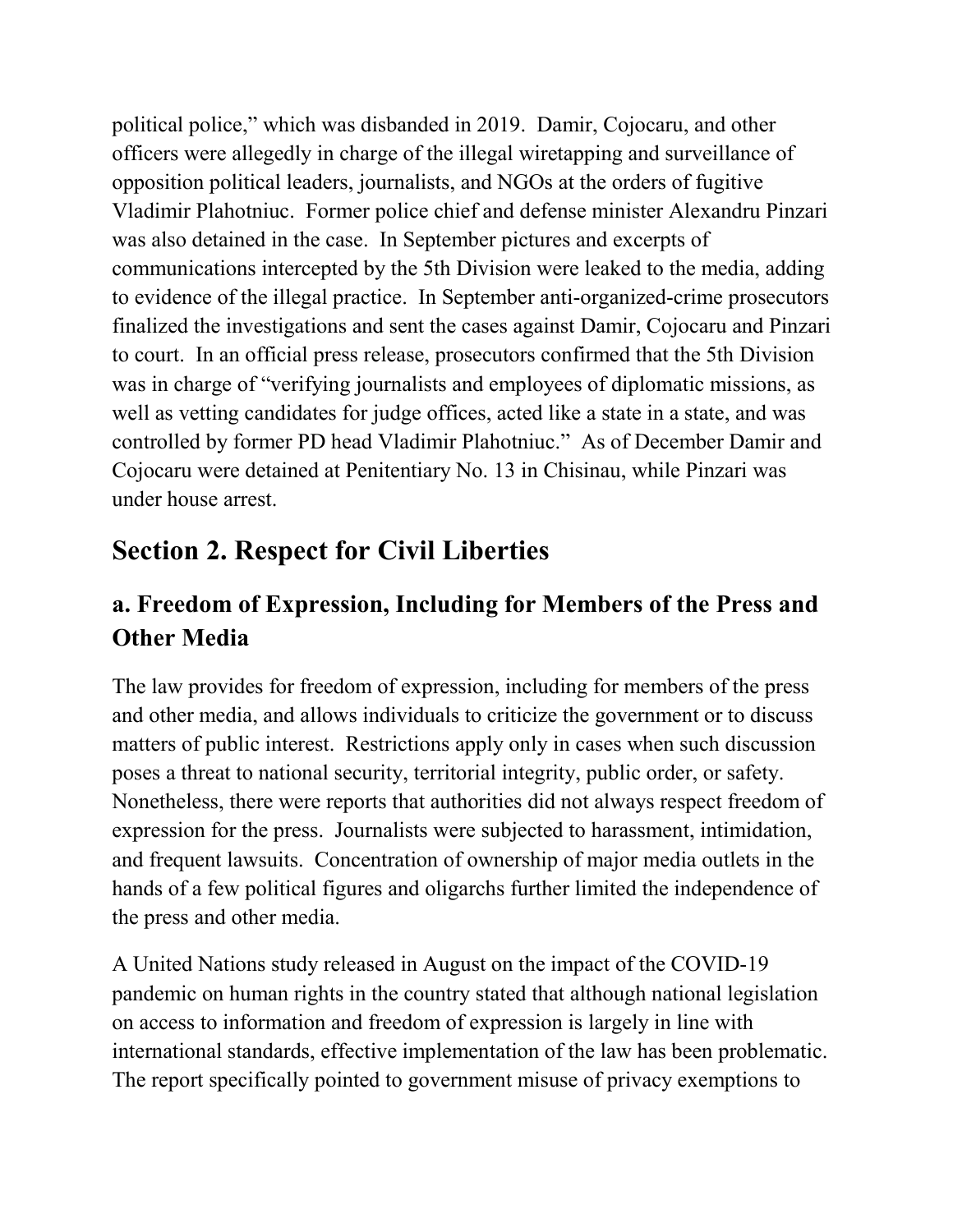political police," which was disbanded in 2019. Damir, Cojocaru, and other officers were allegedly in charge of the illegal wiretapping and surveillance of opposition political leaders, journalists, and NGOs at the orders of fugitive Vladimir Plahotniuc. Former police chief and defense minister Alexandru Pinzari was also detained in the case. In September pictures and excerpts of communications intercepted by the 5th Division were leaked to the media, adding to evidence of the illegal practice. In September anti-organized-crime prosecutors finalized the investigations and sent the cases against Damir, Cojocaru and Pinzari to court. In an official press release, prosecutors confirmed that the 5th Division was in charge of "verifying journalists and employees of diplomatic missions, as well as vetting candidates for judge offices, acted like a state in a state, and was controlled by former PD head Vladimir Plahotniuc." As of December Damir and Cojocaru were detained at Penitentiary No. 13 in Chisinau, while Pinzari was under house arrest.

## Section 2. Respect for Civil Liberties

### a. Freedom of Expression, Including for Members of the Press and Other Media

The law provides for freedom of expression, including for members of the press and other media, and allows individuals to criticize the government or to discuss matters of public interest. Restrictions apply only in cases when such discussion poses a threat to national security, territorial integrity, public order, or safety. Nonetheless, there were reports that authorities did not always respect freedom of expression for the press. Journalists were subjected to harassment, intimidation, and frequent lawsuits. Concentration of ownership of major media outlets in the hands of a few political figures and oligarchs further limited the independence of the press and other media.

A United Nations study released in August on the impact of the COVID-19 pandemic on human rights in the country stated that although national legislation on access to information and freedom of expression is largely in line with international standards, effective implementation of the law has been problematic. The report specifically pointed to government misuse of privacy exemptions to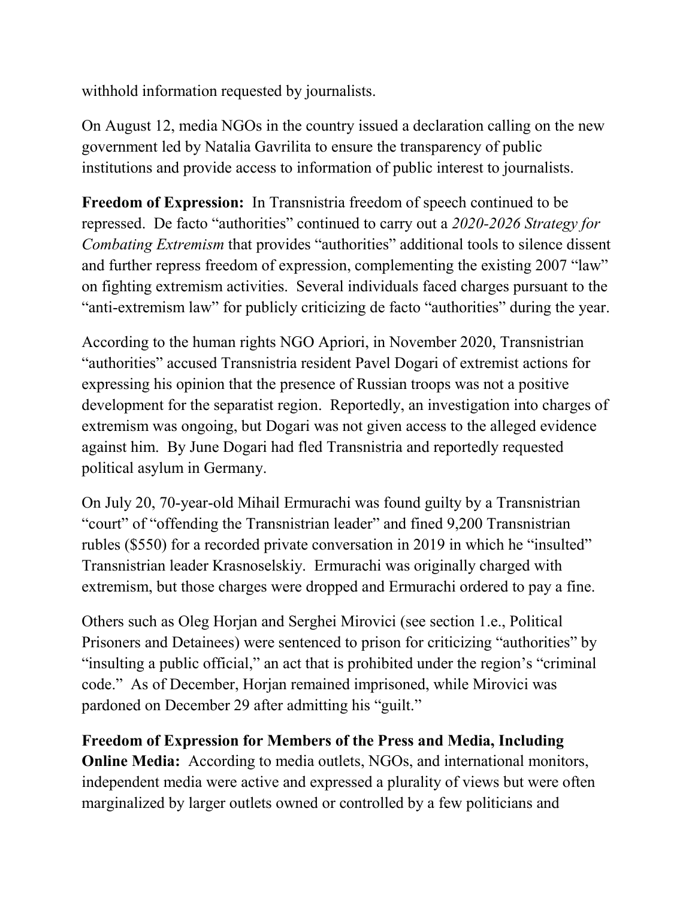withhold information requested by journalists.

On August 12, media NGOs in the country issued a declaration calling on the new government led by Natalia Gavrilita to ensure the transparency of public institutions and provide access to information of public interest to journalists.

**Freedom of Expression:** In Transnistria freedom of speech continued to be repressed. De facto "authorities" continued to carry out a *2020-2026 Strategy for Combating Extremism* that provides "authorities" additional tools to silence dissent and further repress freedom of expression, complementing the existing 2007 "law" on fighting extremism activities. Several individuals faced charges pursuant to the "anti-extremism law" for publicly criticizing de facto "authorities" during the year.

According to the human rights NGO Apriori, in November 2020, Transnistrian "authorities" accused Transnistria resident Pavel Dogari of extremist actions for expressing his opinion that the presence of Russian troops was not a positive development for the separatist region. Reportedly, an investigation into charges of extremism was ongoing, but Dogari was not given access to the alleged evidence against him. By June Dogari had fled Transnistria and reportedly requested political asylum in Germany.

On July 20, 70-year-old Mihail Ermurachi was found guilty by a Transnistrian "court" of "offending the Transnistrian leader" and fined 9,200 Transnistrian rubles ($550) for a recorded private conversation in 2019 in which he "insulted" Transnistrian leader Krasnoselskiy. Ermurachi was originally charged with extremism, but those charges were dropped and Ermurachi ordered to pay a fine.

Others such as Oleg Horjan and Serghei Mirovici (see section 1.e., Political Prisoners and Detainees) were sentenced to prison for criticizing "authorities" by "insulting a public official," an act that is prohibited under the region's "criminal code." As of December, Horjan remained imprisoned, while Mirovici was pardoned on December 29 after admitting his "guilt."

**Freedom of Expression for Members of the Press and Media, Including Online Media:** According to media outlets, NGOs, and international monitors, independent media were active and expressed a plurality of views but were often marginalized by larger outlets owned or controlled by a few politicians and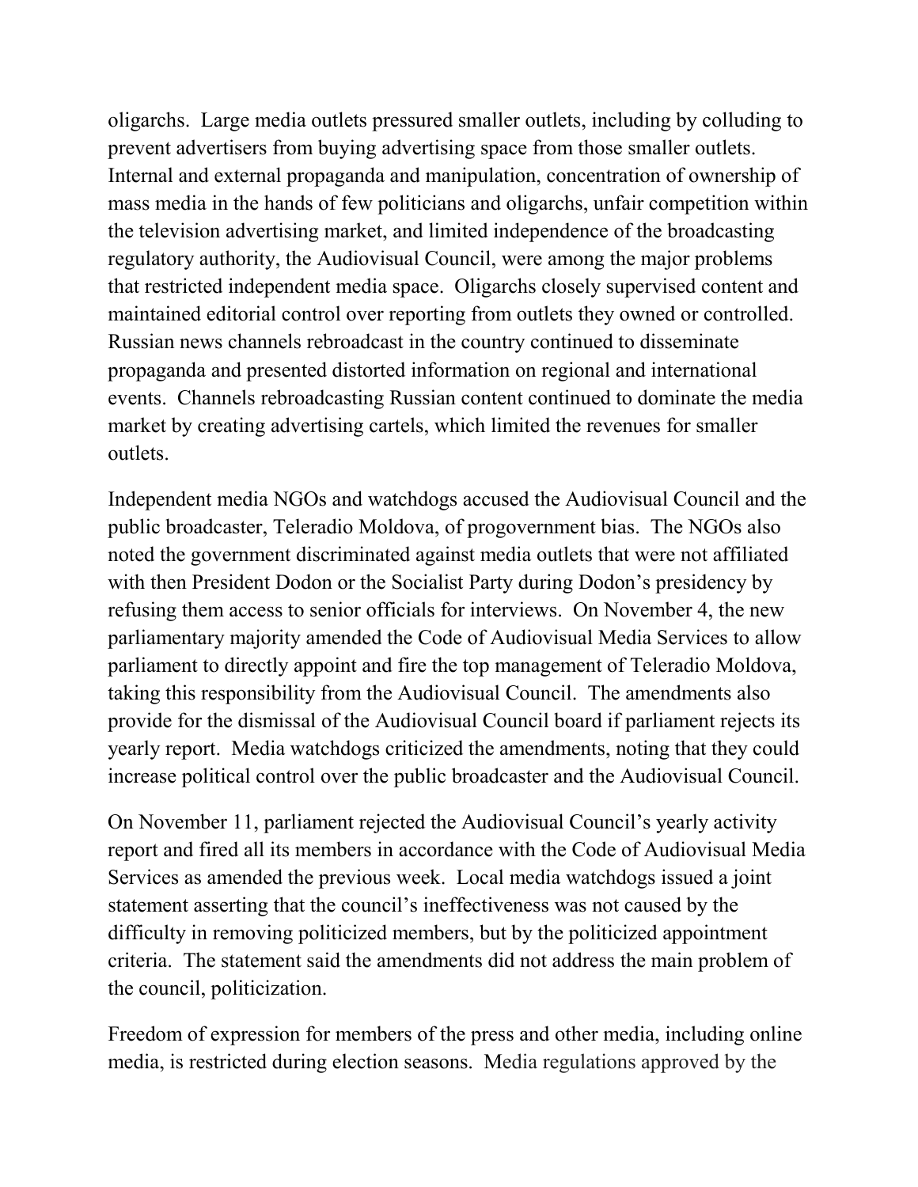oligarchs. Large media outlets pressured smaller outlets, including by colluding to prevent advertisers from buying advertising space from those smaller outlets. Internal and external propaganda and manipulation, concentration of ownership of mass media in the hands of few politicians and oligarchs, unfair competition within the television advertising market, and limited independence of the broadcasting regulatory authority, the Audiovisual Council, were among the major problems that restricted independent media space. Oligarchs closely supervised content and maintained editorial control over reporting from outlets they owned or controlled. Russian news channels rebroadcast in the country continued to disseminate propaganda and presented distorted information on regional and international events. Channels rebroadcasting Russian content continued to dominate the media market by creating advertising cartels, which limited the revenues for smaller outlets.

Independent media NGOs and watchdogs accused the Audiovisual Council and the public broadcaster, Teleradio Moldova, of progovernment bias. The NGOs also noted the government discriminated against media outlets that were not affiliated with then President Dodon or the Socialist Party during Dodon's presidency by refusing them access to senior officials for interviews. On November 4, the new parliamentary majority amended the Code of Audiovisual Media Services to allow parliament to directly appoint and fire the top management of Teleradio Moldova, taking this responsibility from the Audiovisual Council. The amendments also provide for the dismissal of the Audiovisual Council board if parliament rejects its yearly report. Media watchdogs criticized the amendments, noting that they could increase political control over the public broadcaster and the Audiovisual Council.

On November 11, parliament rejected the Audiovisual Council's yearly activity report and fired all its members in accordance with the Code of Audiovisual Media Services as amended the previous week. Local media watchdogs issued a joint statement asserting that the council's ineffectiveness was not caused by the difficulty in removing politicized members, but by the politicized appointment criteria. The statement said the amendments did not address the main problem of the council, politicization.

Freedom of expression for members of the press and other media, including online media, is restricted during election seasons. Media regulations approved by the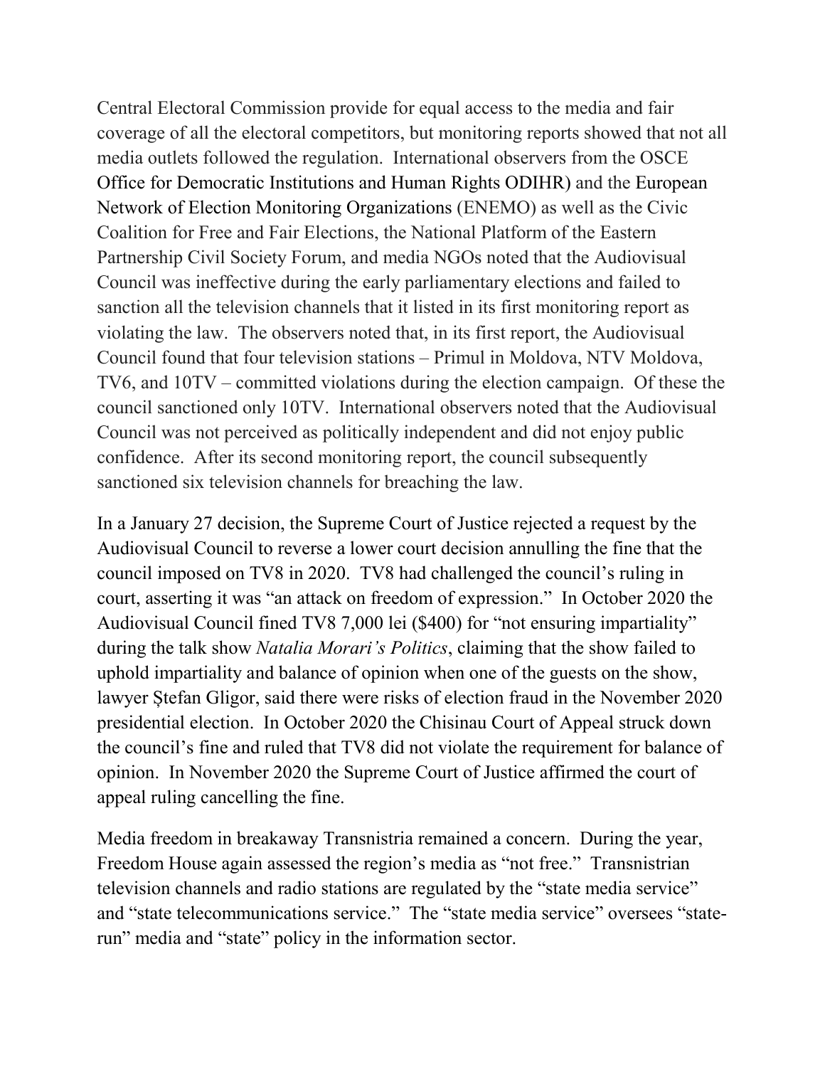Central Electoral Commission provide for equal access to the media and fair coverage of all the electoral competitors, but monitoring reports showed that not all media outlets followed the regulation. International observers from the OSCE Office for Democratic Institutions and Human Rights ODIHR) and the European Network of Election Monitoring Organizations (ENEMO) as well as the Civic Coalition for Free and Fair Elections, the National Platform of the Eastern Partnership Civil Society Forum, and media NGOs noted that the Audiovisual Council was ineffective during the early parliamentary elections and failed to sanction all the television channels that it listed in its first monitoring report as violating the law. The observers noted that, in its first report, the Audiovisual Council found that four television stations – Primul in Moldova, NTV Moldova, TV6, and 10TV – committed violations during the election campaign. Of these the council sanctioned only 10TV. International observers noted that the Audiovisual Council was not perceived as politically independent and did not enjoy public confidence. After its second monitoring report, the council subsequently sanctioned six television channels for breaching the law.

In a January 27 decision, the Supreme Court of Justice rejected a request by the Audiovisual Council to reverse a lower court decision annulling the fine that the council imposed on TV8 in 2020. TV8 had challenged the council's ruling in court, asserting it was "an attack on freedom of expression." In October 2020 the Audiovisual Council fined TV8 7,000 lei ($400) for "not ensuring impartiality" during the talk show *Natalia Morari's Politics*, claiming that the show failed to uphold impartiality and balance of opinion when one of the guests on the show, lawyer Ștefan Gligor, said there were risks of election fraud in the November 2020 presidential election. In October 2020 the Chisinau Court of Appeal struck down the council's fine and ruled that TV8 did not violate the requirement for balance of opinion. In November 2020 the Supreme Court of Justice affirmed the court of appeal ruling cancelling the fine.

Media freedom in breakaway Transnistria remained a concern. During the year, Freedom House again assessed the region's media as "not free." Transnistrian television channels and radio stations are regulated by the "state media service" and "state telecommunications service." The "state media service" oversees "state-run" media and "state" policy in the information sector.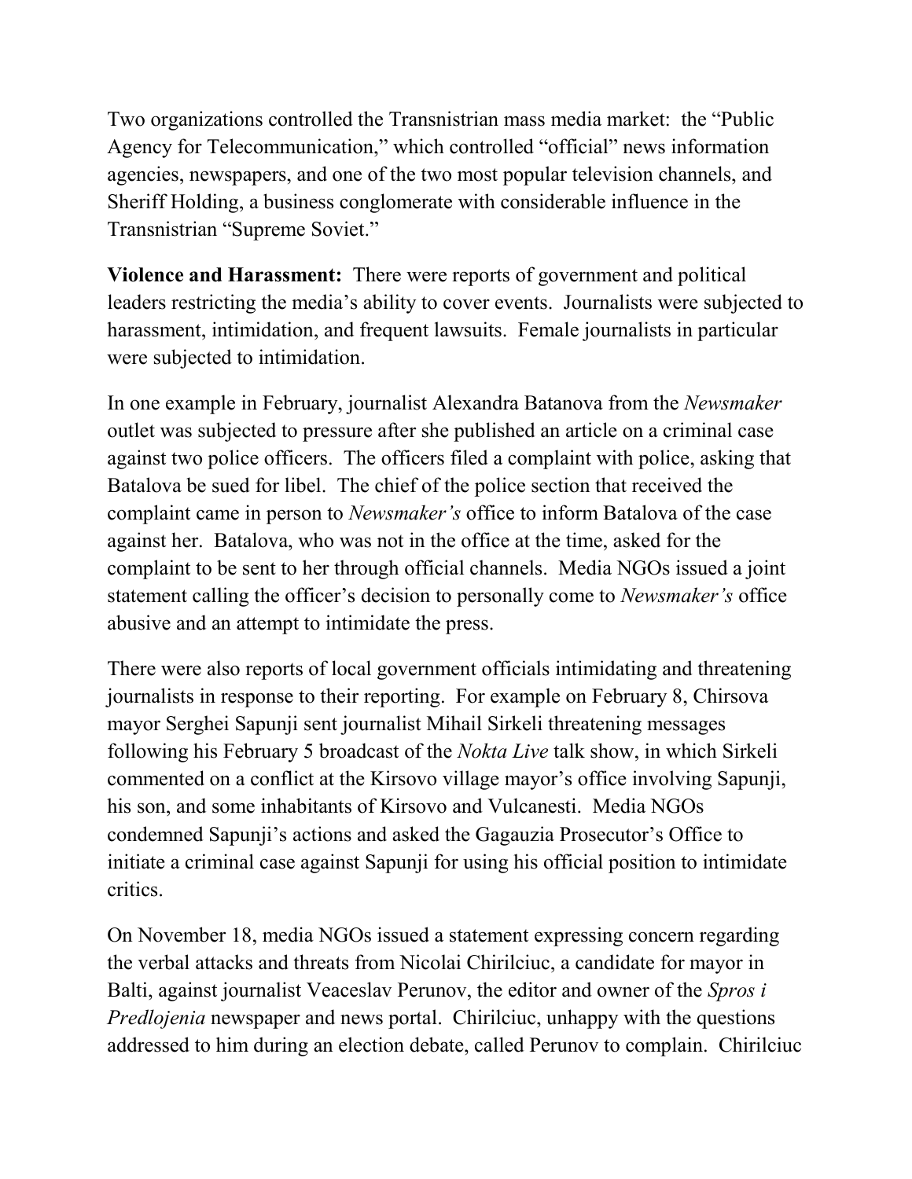Two organizations controlled the Transnistrian mass media market: the "Public Agency for Telecommunication," which controlled "official" news information agencies, newspapers, and one of the two most popular television channels, and Sheriff Holding, a business conglomerate with considerable influence in the Transnistrian "Supreme Soviet."

**Violence and Harassment:** There were reports of government and political leaders restricting the media's ability to cover events. Journalists were subjected to harassment, intimidation, and frequent lawsuits. Female journalists in particular were subjected to intimidation.

In one example in February, journalist Alexandra Batanova from the *Newsmaker* outlet was subjected to pressure after she published an article on a criminal case against two police officers. The officers filed a complaint with police, asking that Batalova be sued for libel. The chief of the police section that received the complaint came in person to *Newsmaker's* office to inform Batalova of the case against her. Batalova, who was not in the office at the time, asked for the complaint to be sent to her through official channels. Media NGOs issued a joint statement calling the officer's decision to personally come to *Newsmaker's* office abusive and an attempt to intimidate the press.

There were also reports of local government officials intimidating and threatening journalists in response to their reporting. For example on February 8, Chirsova mayor Serghei Sapunji sent journalist Mihail Sirkeli threatening messages following his February 5 broadcast of the *Nokta Live* talk show, in which Sirkeli commented on a conflict at the Kirsovo village mayor's office involving Sapunji, his son, and some inhabitants of Kirsovo and Vulcanesti. Media NGOs condemned Sapunji's actions and asked the Gagauzia Prosecutor's Office to initiate a criminal case against Sapunji for using his official position to intimidate critics.

On November 18, media NGOs issued a statement expressing concern regarding the verbal attacks and threats from Nicolai Chirilciuc, a candidate for mayor in Balti, against journalist Veaceslav Perunov, the editor and owner of the *Spros i Predlojenia* newspaper and news portal. Chirilciuc, unhappy with the questions addressed to him during an election debate, called Perunov to complain. Chirilciuc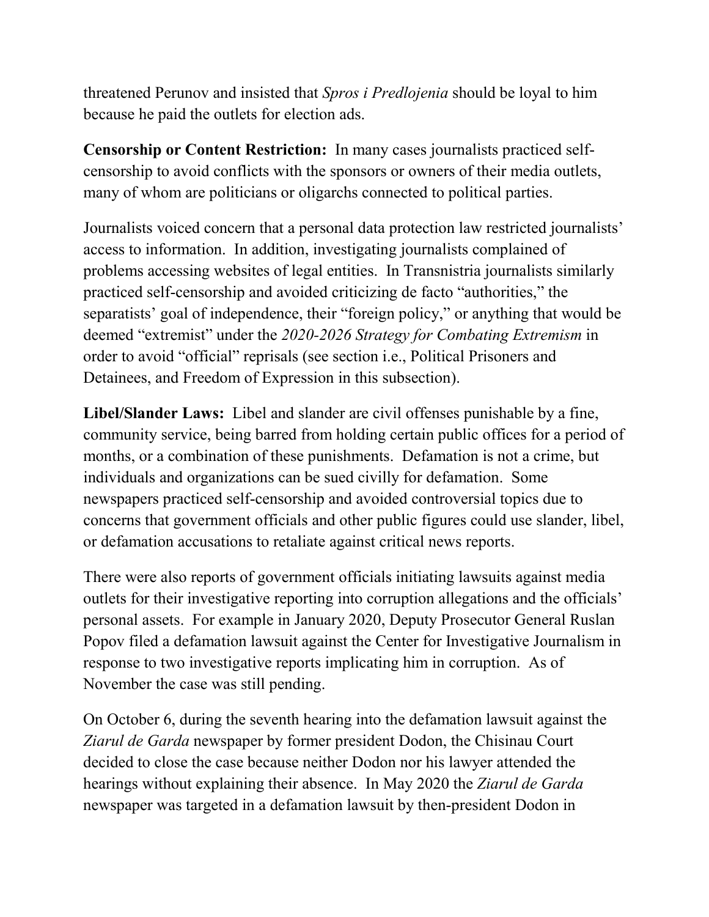threatened Perunov and insisted that *Spros i Predlojenia* should be loyal to him because he paid the outlets for election ads.

**Censorship or Content Restriction:** In many cases journalists practiced self-censorship to avoid conflicts with the sponsors or owners of their media outlets, many of whom are politicians or oligarchs connected to political parties.

Journalists voiced concern that a personal data protection law restricted journalists' access to information. In addition, investigating journalists complained of problems accessing websites of legal entities. In Transnistria journalists similarly practiced self-censorship and avoided criticizing de facto "authorities," the separatists' goal of independence, their "foreign policy," or anything that would be deemed "extremist" under the *2020-2026 Strategy for Combating Extremism* in order to avoid "official" reprisals (see section i.e., Political Prisoners and Detainees, and Freedom of Expression in this subsection).

**Libel/Slander Laws:** Libel and slander are civil offenses punishable by a fine, community service, being barred from holding certain public offices for a period of months, or a combination of these punishments. Defamation is not a crime, but individuals and organizations can be sued civilly for defamation. Some newspapers practiced self-censorship and avoided controversial topics due to concerns that government officials and other public figures could use slander, libel, or defamation accusations to retaliate against critical news reports.

There were also reports of government officials initiating lawsuits against media outlets for their investigative reporting into corruption allegations and the officials' personal assets. For example in January 2020, Deputy Prosecutor General Ruslan Popov filed a defamation lawsuit against the Center for Investigative Journalism in response to two investigative reports implicating him in corruption. As of November the case was still pending.

On October 6, during the seventh hearing into the defamation lawsuit against the *Ziarul de Garda* newspaper by former president Dodon, the Chisinau Court decided to close the case because neither Dodon nor his lawyer attended the hearings without explaining their absence. In May 2020 the *Ziarul de Garda* newspaper was targeted in a defamation lawsuit by then-president Dodon in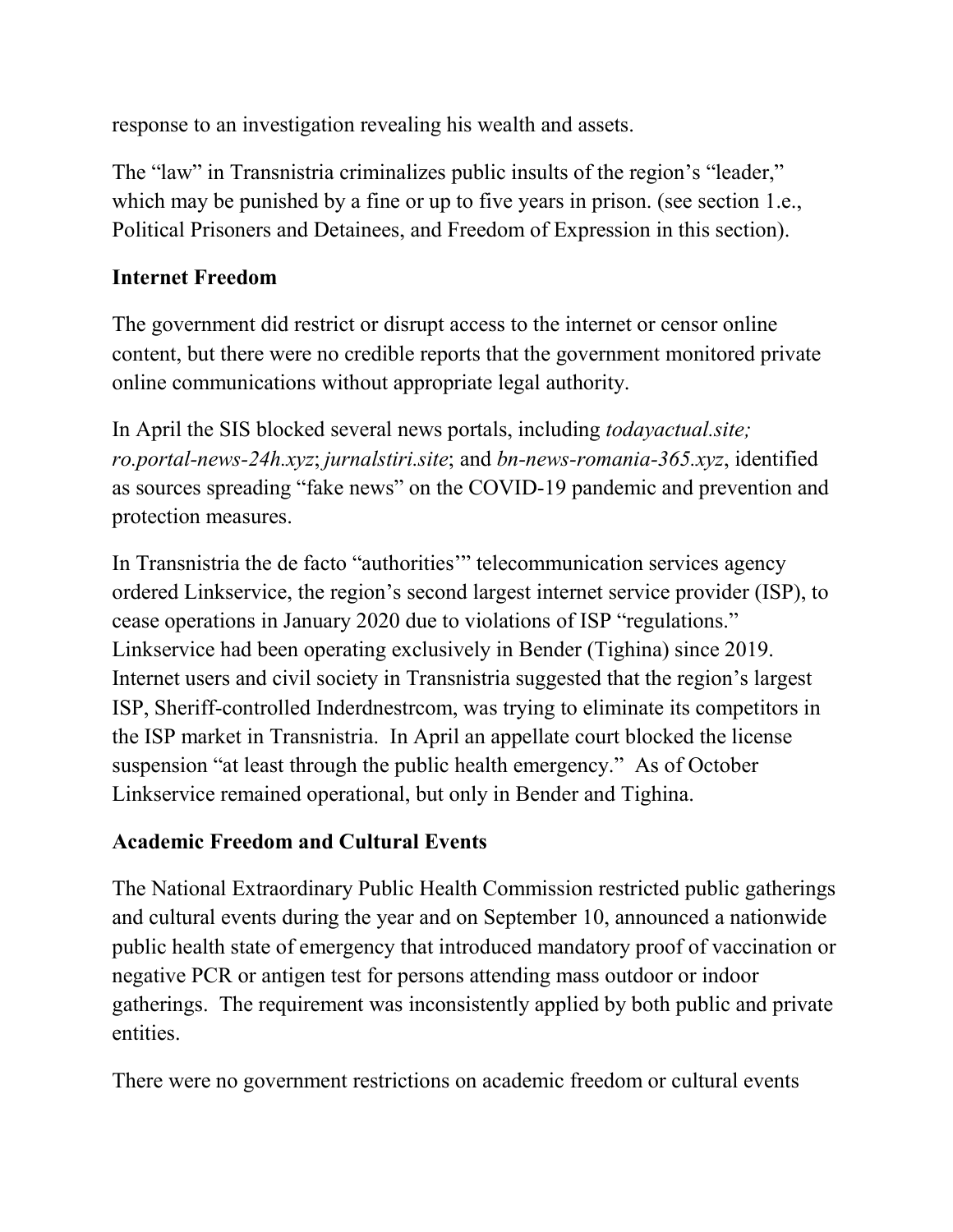response to an investigation revealing his wealth and assets.

The "law" in Transnistria criminalizes public insults of the region's "leader," which may be punished by a fine or up to five years in prison. (see section 1.e., Political Prisoners and Detainees, and Freedom of Expression in this section).

**Internet Freedom**

The government did restrict or disrupt access to the internet or censor online content, but there were no credible reports that the government monitored private online communications without appropriate legal authority.

In April the SIS blocked several news portals, including *todayactual.site; ro.portal-news-24h.xyz*; *jurnalstiri.site*; and *bn-news-romania-365.xyz*, identified as sources spreading "fake news" on the COVID-19 pandemic and prevention and protection measures.

In Transnistria the de facto "authorities'" telecommunication services agency ordered Linkservice, the region's second largest internet service provider (ISP), to cease operations in January 2020 due to violations of ISP "regulations." Linkservice had been operating exclusively in Bender (Tighina) since 2019. Internet users and civil society in Transnistria suggested that the region's largest ISP, Sheriff-controlled Inderdnestrcom, was trying to eliminate its competitors in the ISP market in Transnistria. In April an appellate court blocked the license suspension "at least through the public health emergency." As of October Linkservice remained operational, but only in Bender and Tighina.

**Academic Freedom and Cultural Events**

The National Extraordinary Public Health Commission restricted public gatherings and cultural events during the year and on September 10, announced a nationwide public health state of emergency that introduced mandatory proof of vaccination or negative PCR or antigen test for persons attending mass outdoor or indoor gatherings. The requirement was inconsistently applied by both public and private entities.

There were no government restrictions on academic freedom or cultural events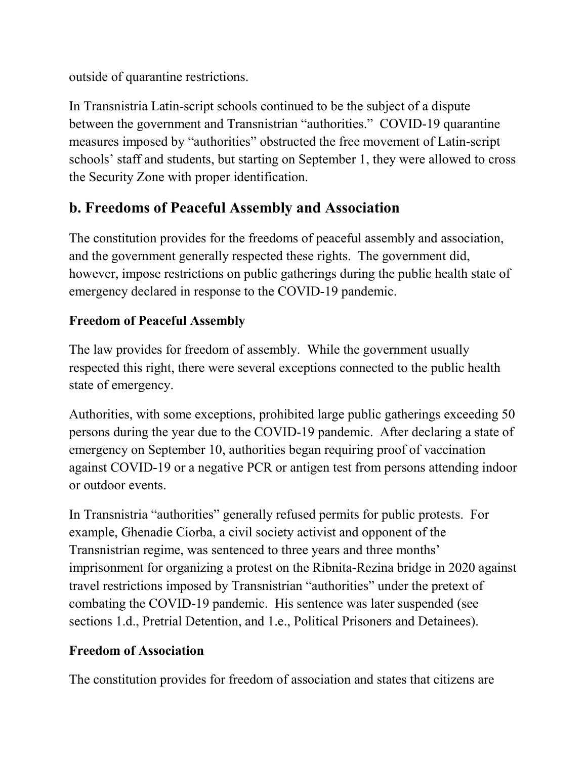outside of quarantine restrictions.

In Transnistria Latin-script schools continued to be the subject of a dispute between the government and Transnistrian "authorities." COVID-19 quarantine measures imposed by "authorities" obstructed the free movement of Latin-script schools' staff and students, but starting on September 1, they were allowed to cross the Security Zone with proper identification.

## b. Freedoms of Peaceful Assembly and Association

The constitution provides for the freedoms of peaceful assembly and association, and the government generally respected these rights. The government did, however, impose restrictions on public gatherings during the public health state of emergency declared in response to the COVID-19 pandemic.

### Freedom of Peaceful Assembly

The law provides for freedom of assembly. While the government usually respected this right, there were several exceptions connected to the public health state of emergency.

Authorities, with some exceptions, prohibited large public gatherings exceeding 50 persons during the year due to the COVID-19 pandemic. After declaring a state of emergency on September 10, authorities began requiring proof of vaccination against COVID-19 or a negative PCR or antigen test from persons attending indoor or outdoor events.

In Transnistria "authorities" generally refused permits for public protests. For example, Ghenadie Ciorba, a civil society activist and opponent of the Transnistrian regime, was sentenced to three years and three months' imprisonment for organizing a protest on the Ribnita-Rezina bridge in 2020 against travel restrictions imposed by Transnistrian "authorities" under the pretext of combating the COVID-19 pandemic. His sentence was later suspended (see sections 1.d., Pretrial Detention, and 1.e., Political Prisoners and Detainees).

### Freedom of Association

The constitution provides for freedom of association and states that citizens are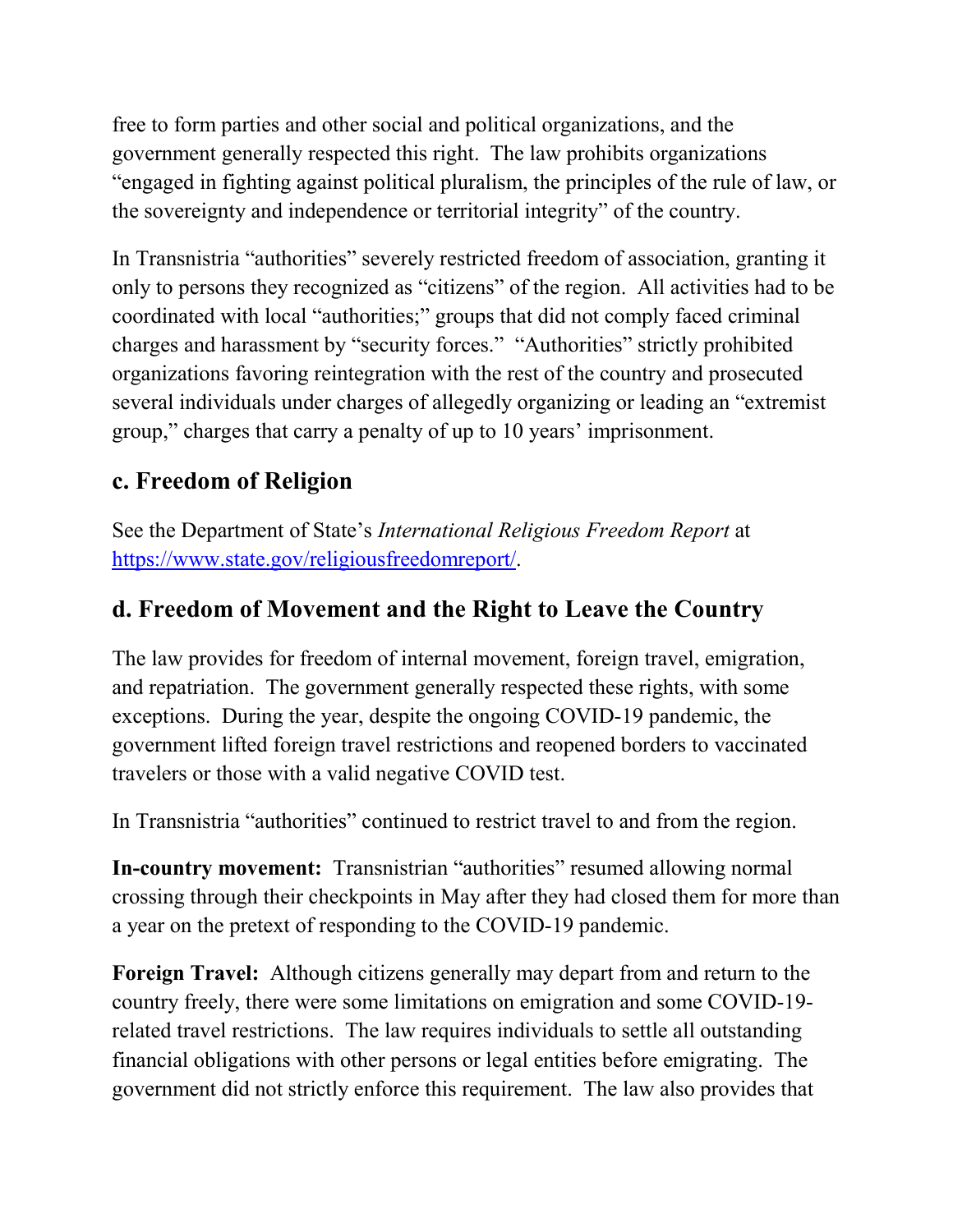free to form parties and other social and political organizations, and the government generally respected this right. The law prohibits organizations "engaged in fighting against political pluralism, the principles of the rule of law, or the sovereignty and independence or territorial integrity" of the country.

In Transnistria "authorities" severely restricted freedom of association, granting it only to persons they recognized as "citizens" of the region. All activities had to be coordinated with local "authorities;" groups that did not comply faced criminal charges and harassment by "security forces." "Authorities" strictly prohibited organizations favoring reintegration with the rest of the country and prosecuted several individuals under charges of allegedly organizing or leading an "extremist group," charges that carry a penalty of up to 10 years' imprisonment.

## c. Freedom of Religion

See the Department of State's *International Religious Freedom Report* at [https://www.state.gov/religiousfreedomreport/](https://www.state.gov/religiousfreedomreport/).

## d. Freedom of Movement and the Right to Leave the Country

The law provides for freedom of internal movement, foreign travel, emigration, and repatriation. The government generally respected these rights, with some exceptions. During the year, despite the ongoing COVID-19 pandemic, the government lifted foreign travel restrictions and reopened borders to vaccinated travelers or those with a valid negative COVID test.

In Transnistria "authorities" continued to restrict travel to and from the region.

**In-country movement:** Transnistrian "authorities" resumed allowing normal crossing through their checkpoints in May after they had closed them for more than a year on the pretext of responding to the COVID-19 pandemic.

**Foreign Travel:** Although citizens generally may depart from and return to the country freely, there were some limitations on emigration and some COVID-19-related travel restrictions. The law requires individuals to settle all outstanding financial obligations with other persons or legal entities before emigrating. The government did not strictly enforce this requirement. The law also provides that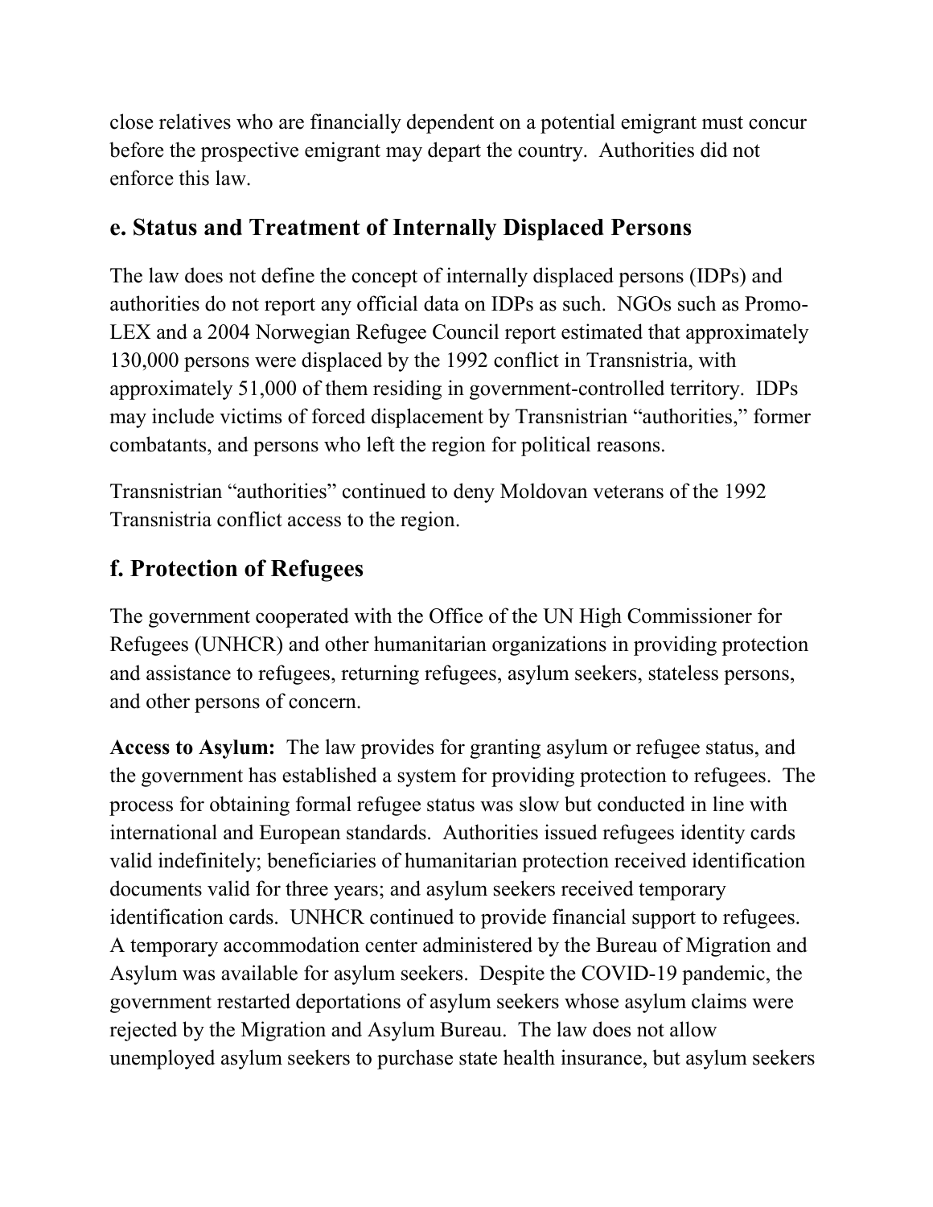close relatives who are financially dependent on a potential emigrant must concur before the prospective emigrant may depart the country. Authorities did not enforce this law.

## e. Status and Treatment of Internally Displaced Persons

The law does not define the concept of internally displaced persons (IDPs) and authorities do not report any official data on IDPs as such. NGOs such as Promo-LEX and a 2004 Norwegian Refugee Council report estimated that approximately 130,000 persons were displaced by the 1992 conflict in Transnistria, with approximately 51,000 of them residing in government-controlled territory. IDPs may include victims of forced displacement by Transnistrian "authorities," former combatants, and persons who left the region for political reasons.

Transnistrian "authorities" continued to deny Moldovan veterans of the 1992 Transnistria conflict access to the region.

## f. Protection of Refugees

The government cooperated with the Office of the UN High Commissioner for Refugees (UNHCR) and other humanitarian organizations in providing protection and assistance to refugees, returning refugees, asylum seekers, stateless persons, and other persons of concern.

**Access to Asylum:** The law provides for granting asylum or refugee status, and the government has established a system for providing protection to refugees. The process for obtaining formal refugee status was slow but conducted in line with international and European standards. Authorities issued refugees identity cards valid indefinitely; beneficiaries of humanitarian protection received identification documents valid for three years; and asylum seekers received temporary identification cards. UNHCR continued to provide financial support to refugees. A temporary accommodation center administered by the Bureau of Migration and Asylum was available for asylum seekers. Despite the COVID-19 pandemic, the government restarted deportations of asylum seekers whose asylum claims were rejected by the Migration and Asylum Bureau. The law does not allow unemployed asylum seekers to purchase state health insurance, but asylum seekers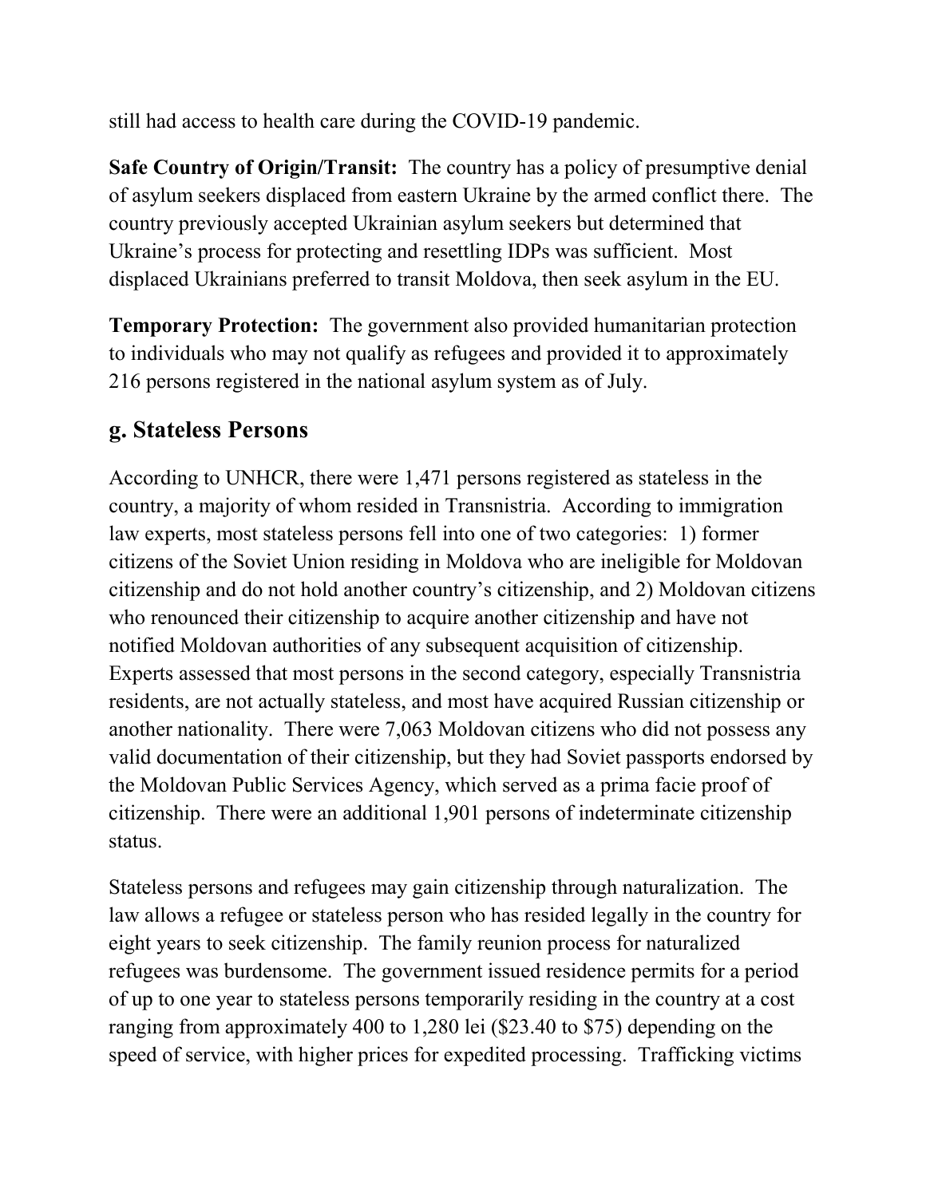still had access to health care during the COVID-19 pandemic.

**Safe Country of Origin/Transit:** The country has a policy of presumptive denial of asylum seekers displaced from eastern Ukraine by the armed conflict there. The country previously accepted Ukrainian asylum seekers but determined that Ukraine's process for protecting and resettling IDPs was sufficient. Most displaced Ukrainians preferred to transit Moldova, then seek asylum in the EU.

**Temporary Protection:** The government also provided humanitarian protection to individuals who may not qualify as refugees and provided it to approximately 216 persons registered in the national asylum system as of July.

## g. Stateless Persons

According to UNHCR, there were 1,471 persons registered as stateless in the country, a majority of whom resided in Transnistria. According to immigration law experts, most stateless persons fell into one of two categories: 1) former citizens of the Soviet Union residing in Moldova who are ineligible for Moldovan citizenship and do not hold another country's citizenship, and 2) Moldovan citizens who renounced their citizenship to acquire another citizenship and have not notified Moldovan authorities of any subsequent acquisition of citizenship. Experts assessed that most persons in the second category, especially Transnistria residents, are not actually stateless, and most have acquired Russian citizenship or another nationality. There were 7,063 Moldovan citizens who did not possess any valid documentation of their citizenship, but they had Soviet passports endorsed by the Moldovan Public Services Agency, which served as a prima facie proof of citizenship. There were an additional 1,901 persons of indeterminate citizenship status.

Stateless persons and refugees may gain citizenship through naturalization. The law allows a refugee or stateless person who has resided legally in the country for eight years to seek citizenship. The family reunion process for naturalized refugees was burdensome. The government issued residence permits for a period of up to one year to stateless persons temporarily residing in the country at a cost ranging from approximately 400 to 1,280 lei ($23.40 to $75) depending on the speed of service, with higher prices for expedited processing. Trafficking victims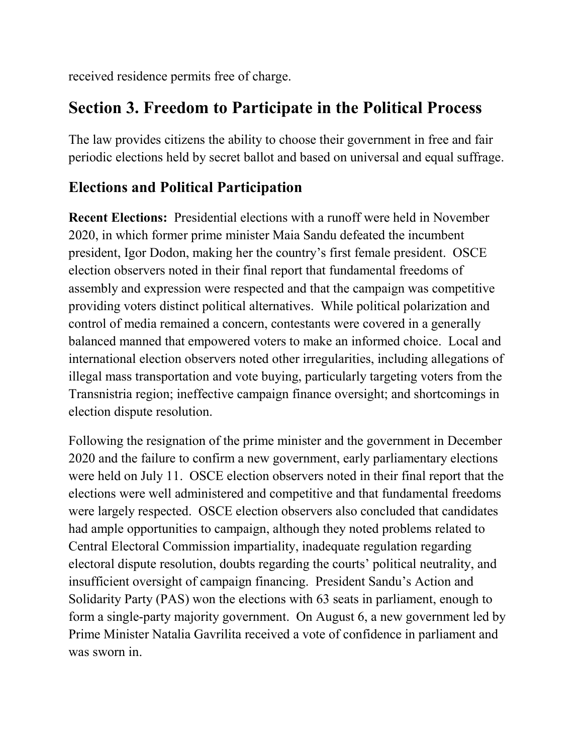received residence permits free of charge.

## Section 3. Freedom to Participate in the Political Process

The law provides citizens the ability to choose their government in free and fair periodic elections held by secret ballot and based on universal and equal suffrage.

### Elections and Political Participation

**Recent Elections:** Presidential elections with a runoff were held in November 2020, in which former prime minister Maia Sandu defeated the incumbent president, Igor Dodon, making her the country's first female president. OSCE election observers noted in their final report that fundamental freedoms of assembly and expression were respected and that the campaign was competitive providing voters distinct political alternatives. While political polarization and control of media remained a concern, contestants were covered in a generally balanced manned that empowered voters to make an informed choice. Local and international election observers noted other irregularities, including allegations of illegal mass transportation and vote buying, particularly targeting voters from the Transnistria region; ineffective campaign finance oversight; and shortcomings in election dispute resolution.

Following the resignation of the prime minister and the government in December 2020 and the failure to confirm a new government, early parliamentary elections were held on July 11. OSCE election observers noted in their final report that the elections were well administered and competitive and that fundamental freedoms were largely respected. OSCE election observers also concluded that candidates had ample opportunities to campaign, although they noted problems related to Central Electoral Commission impartiality, inadequate regulation regarding electoral dispute resolution, doubts regarding the courts' political neutrality, and insufficient oversight of campaign financing. President Sandu's Action and Solidarity Party (PAS) won the elections with 63 seats in parliament, enough to form a single-party majority government. On August 6, a new government led by Prime Minister Natalia Gavrilita received a vote of confidence in parliament and was sworn in.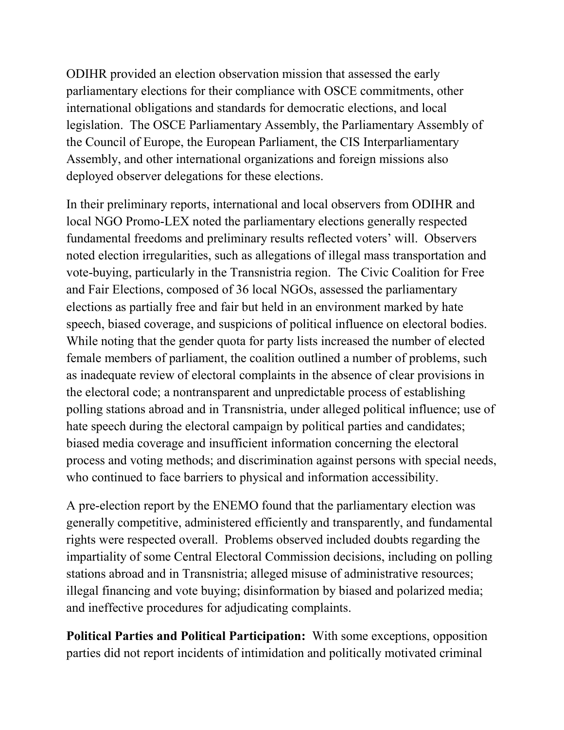ODIHR provided an election observation mission that assessed the early parliamentary elections for their compliance with OSCE commitments, other international obligations and standards for democratic elections, and local legislation. The OSCE Parliamentary Assembly, the Parliamentary Assembly of the Council of Europe, the European Parliament, the CIS Interparliamentary Assembly, and other international organizations and foreign missions also deployed observer delegations for these elections.

In their preliminary reports, international and local observers from ODIHR and local NGO Promo-LEX noted the parliamentary elections generally respected fundamental freedoms and preliminary results reflected voters' will. Observers noted election irregularities, such as allegations of illegal mass transportation and vote-buying, particularly in the Transnistria region. The Civic Coalition for Free and Fair Elections, composed of 36 local NGOs, assessed the parliamentary elections as partially free and fair but held in an environment marked by hate speech, biased coverage, and suspicions of political influence on electoral bodies. While noting that the gender quota for party lists increased the number of elected female members of parliament, the coalition outlined a number of problems, such as inadequate review of electoral complaints in the absence of clear provisions in the electoral code; a nontransparent and unpredictable process of establishing polling stations abroad and in Transnistria, under alleged political influence; use of hate speech during the electoral campaign by political parties and candidates; biased media coverage and insufficient information concerning the electoral process and voting methods; and discrimination against persons with special needs, who continued to face barriers to physical and information accessibility.

A pre-election report by the ENEMO found that the parliamentary election was generally competitive, administered efficiently and transparently, and fundamental rights were respected overall. Problems observed included doubts regarding the impartiality of some Central Electoral Commission decisions, including on polling stations abroad and in Transnistria; alleged misuse of administrative resources; illegal financing and vote buying; disinformation by biased and polarized media; and ineffective procedures for adjudicating complaints.

**Political Parties and Political Participation:** With some exceptions, opposition parties did not report incidents of intimidation and politically motivated criminal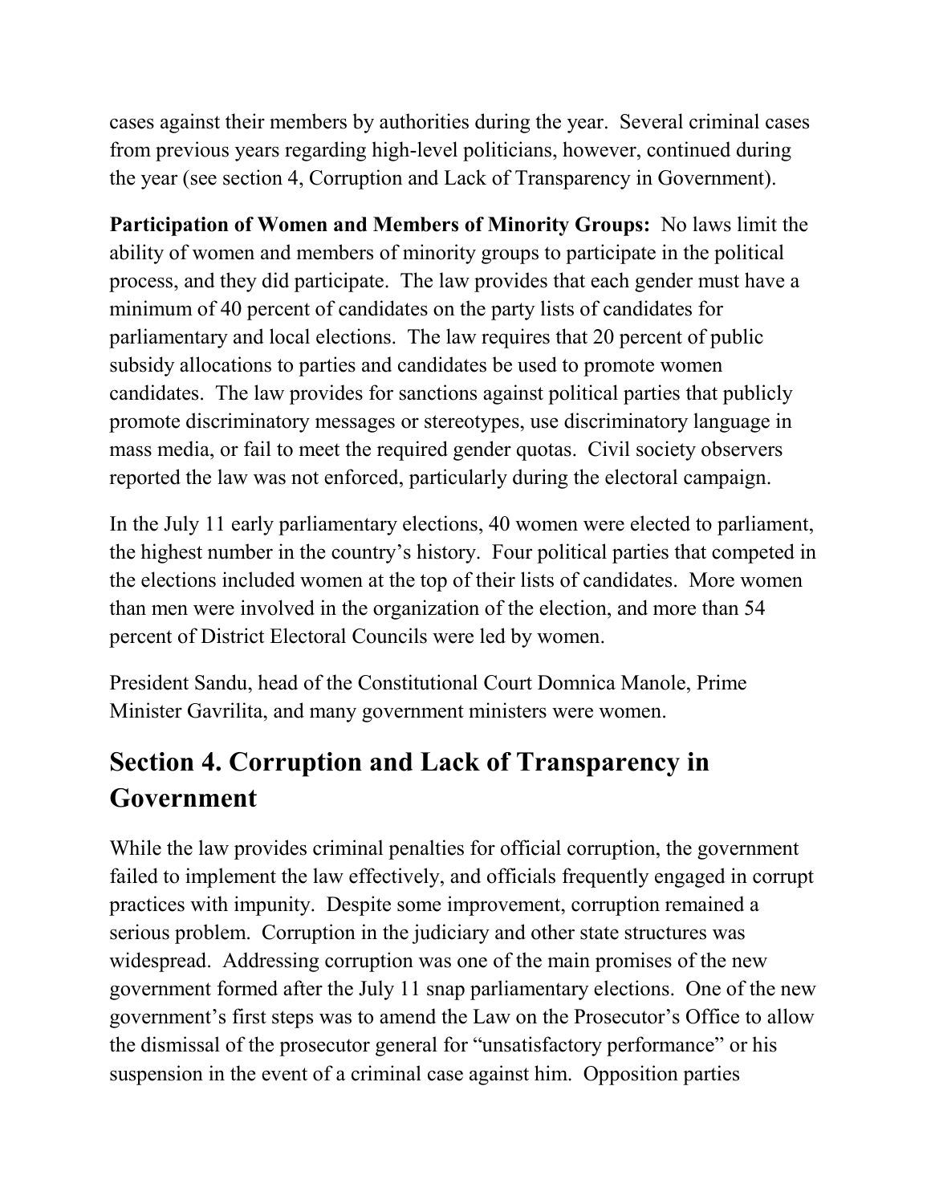cases against their members by authorities during the year. Several criminal cases from previous years regarding high-level politicians, however, continued during the year (see section 4, Corruption and Lack of Transparency in Government).

**Participation of Women and Members of Minority Groups:** No laws limit the ability of women and members of minority groups to participate in the political process, and they did participate. The law provides that each gender must have a minimum of 40 percent of candidates on the party lists of candidates for parliamentary and local elections. The law requires that 20 percent of public subsidy allocations to parties and candidates be used to promote women candidates. The law provides for sanctions against political parties that publicly promote discriminatory messages or stereotypes, use discriminatory language in mass media, or fail to meet the required gender quotas. Civil society observers reported the law was not enforced, particularly during the electoral campaign.

In the July 11 early parliamentary elections, 40 women were elected to parliament, the highest number in the country's history. Four political parties that competed in the elections included women at the top of their lists of candidates. More women than men were involved in the organization of the election, and more than 54 percent of District Electoral Councils were led by women.

President Sandu, head of the Constitutional Court Domnica Manole, Prime Minister Gavrilita, and many government ministers were women.

## Section 4. Corruption and Lack of Transparency in Government

While the law provides criminal penalties for official corruption, the government failed to implement the law effectively, and officials frequently engaged in corrupt practices with impunity. Despite some improvement, corruption remained a serious problem. Corruption in the judiciary and other state structures was widespread. Addressing corruption was one of the main promises of the new government formed after the July 11 snap parliamentary elections. One of the new government's first steps was to amend the Law on the Prosecutor's Office to allow the dismissal of the prosecutor general for "unsatisfactory performance" or his suspension in the event of a criminal case against him. Opposition parties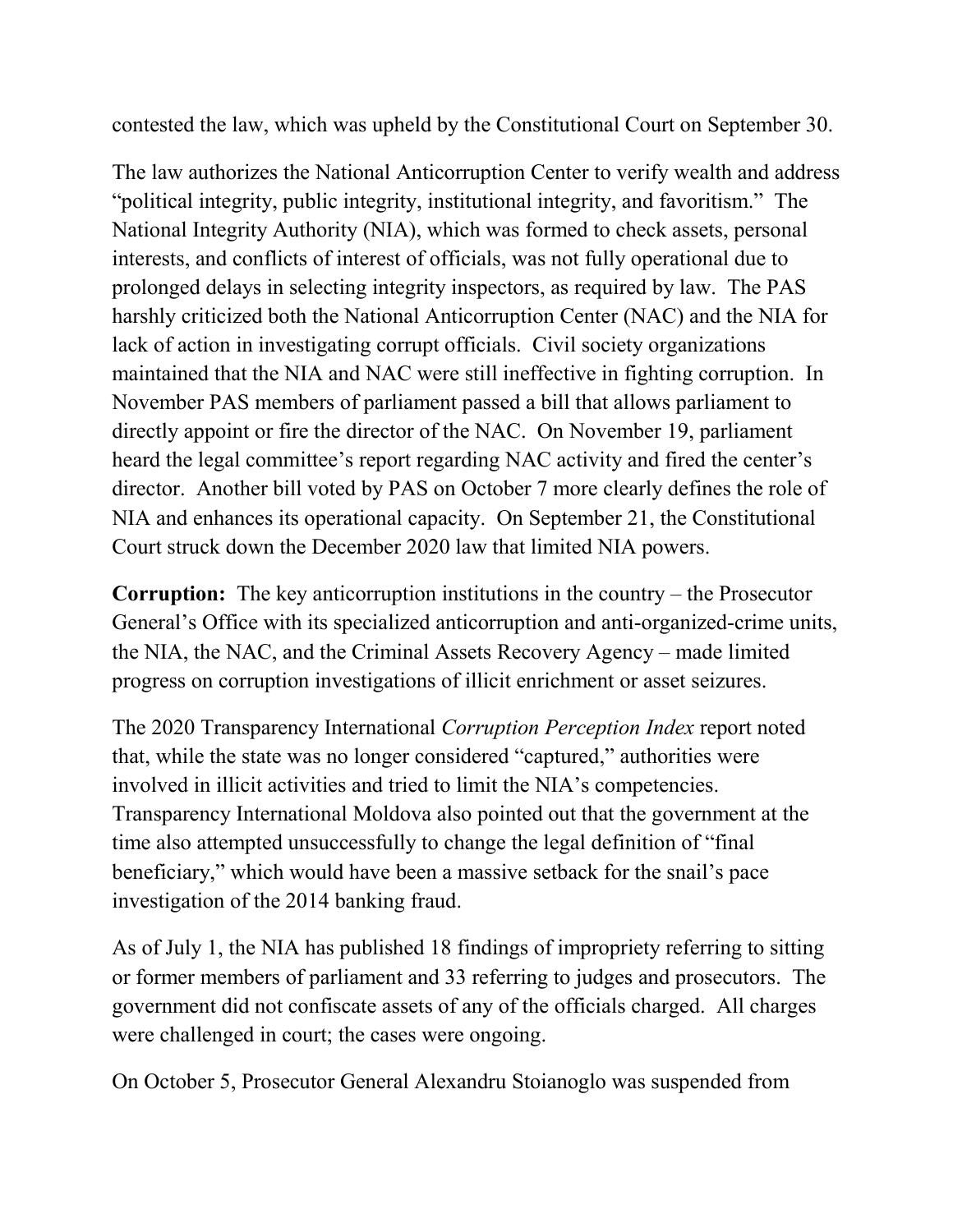contested the law, which was upheld by the Constitutional Court on September 30.

The law authorizes the National Anticorruption Center to verify wealth and address "political integrity, public integrity, institutional integrity, and favoritism." The National Integrity Authority (NIA), which was formed to check assets, personal interests, and conflicts of interest of officials, was not fully operational due to prolonged delays in selecting integrity inspectors, as required by law. The PAS harshly criticized both the National Anticorruption Center (NAC) and the NIA for lack of action in investigating corrupt officials. Civil society organizations maintained that the NIA and NAC were still ineffective in fighting corruption. In November PAS members of parliament passed a bill that allows parliament to directly appoint or fire the director of the NAC. On November 19, parliament heard the legal committee's report regarding NAC activity and fired the center's director. Another bill voted by PAS on October 7 more clearly defines the role of NIA and enhances its operational capacity. On September 21, the Constitutional Court struck down the December 2020 law that limited NIA powers.

**Corruption:** The key anticorruption institutions in the country – the Prosecutor General's Office with its specialized anticorruption and anti-organized-crime units, the NIA, the NAC, and the Criminal Assets Recovery Agency – made limited progress on corruption investigations of illicit enrichment or asset seizures.

The 2020 Transparency International *Corruption Perception Index* report noted that, while the state was no longer considered "captured," authorities were involved in illicit activities and tried to limit the NIA's competencies. Transparency International Moldova also pointed out that the government at the time also attempted unsuccessfully to change the legal definition of "final beneficiary," which would have been a massive setback for the snail's pace investigation of the 2014 banking fraud.

As of July 1, the NIA has published 18 findings of impropriety referring to sitting or former members of parliament and 33 referring to judges and prosecutors. The government did not confiscate assets of any of the officials charged. All charges were challenged in court; the cases were ongoing.

On October 5, Prosecutor General Alexandru Stoianoglo was suspended from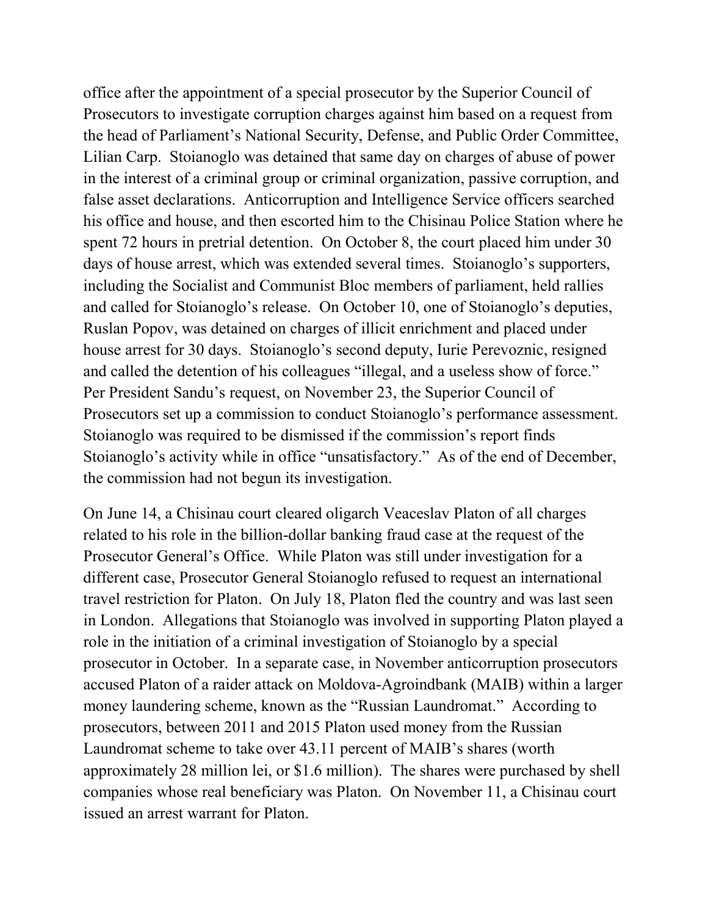office after the appointment of a special prosecutor by the Superior Council of Prosecutors to investigate corruption charges against him based on a request from the head of Parliament's National Security, Defense, and Public Order Committee, Lilian Carp. Stoianoglo was detained that same day on charges of abuse of power in the interest of a criminal group or criminal organization, passive corruption, and false asset declarations. Anticorruption and Intelligence Service officers searched his office and house, and then escorted him to the Chisinau Police Station where he spent 72 hours in pretrial detention. On October 8, the court placed him under 30 days of house arrest, which was extended several times. Stoianoglo's supporters, including the Socialist and Communist Bloc members of parliament, held rallies and called for Stoianoglo's release. On October 10, one of Stoianoglo's deputies, Ruslan Popov, was detained on charges of illicit enrichment and placed under house arrest for 30 days. Stoianoglo's second deputy, Iurie Perevoznic, resigned and called the detention of his colleagues "illegal, and a useless show of force." Per President Sandu's request, on November 23, the Superior Council of Prosecutors set up a commission to conduct Stoianoglo's performance assessment. Stoianoglo was required to be dismissed if the commission's report finds Stoianoglo's activity while in office "unsatisfactory." As of the end of December, the commission had not begun its investigation.

On June 14, a Chisinau court cleared oligarch Veaceslav Platon of all charges related to his role in the billion-dollar banking fraud case at the request of the Prosecutor General's Office. While Platon was still under investigation for a different case, Prosecutor General Stoianoglo refused to request an international travel restriction for Platon. On July 18, Platon fled the country and was last seen in London. Allegations that Stoianoglo was involved in supporting Platon played a role in the initiation of a criminal investigation of Stoianoglo by a special prosecutor in October. In a separate case, in November anticorruption prosecutors accused Platon of a raider attack on Moldova-Agroindbank (MAIB) within a larger money laundering scheme, known as the "Russian Laundromat." According to prosecutors, between 2011 and 2015 Platon used money from the Russian Laundromat scheme to take over 43.11 percent of MAIB's shares (worth approximately 28 million lei, or $1.6 million). The shares were purchased by shell companies whose real beneficiary was Platon. On November 11, a Chisinau court issued an arrest warrant for Platon.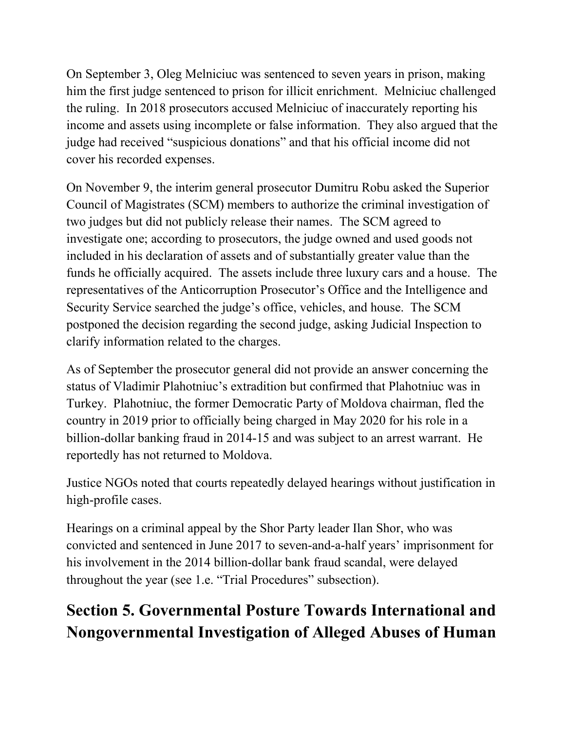On September 3, Oleg Melniciuc was sentenced to seven years in prison, making him the first judge sentenced to prison for illicit enrichment. Melniciuc challenged the ruling. In 2018 prosecutors accused Melniciuc of inaccurately reporting his income and assets using incomplete or false information. They also argued that the judge had received "suspicious donations" and that his official income did not cover his recorded expenses.

On November 9, the interim general prosecutor Dumitru Robu asked the Superior Council of Magistrates (SCM) members to authorize the criminal investigation of two judges but did not publicly release their names. The SCM agreed to investigate one; according to prosecutors, the judge owned and used goods not included in his declaration of assets and of substantially greater value than the funds he officially acquired. The assets include three luxury cars and a house. The representatives of the Anticorruption Prosecutor's Office and the Intelligence and Security Service searched the judge's office, vehicles, and house. The SCM postponed the decision regarding the second judge, asking Judicial Inspection to clarify information related to the charges.

As of September the prosecutor general did not provide an answer concerning the status of Vladimir Plahotniuc's extradition but confirmed that Plahotniuc was in Turkey. Plahotniuc, the former Democratic Party of Moldova chairman, fled the country in 2019 prior to officially being charged in May 2020 for his role in a billion-dollar banking fraud in 2014-15 and was subject to an arrest warrant. He reportedly has not returned to Moldova.

Justice NGOs noted that courts repeatedly delayed hearings without justification in high-profile cases.

Hearings on a criminal appeal by the Shor Party leader Ilan Shor, who was convicted and sentenced in June 2017 to seven-and-a-half years' imprisonment for his involvement in the 2014 billion-dollar bank fraud scandal, were delayed throughout the year (see 1.e. "Trial Procedures" subsection).

## Section 5. Governmental Posture Towards International and Nongovernmental Investigation of Alleged Abuses of Human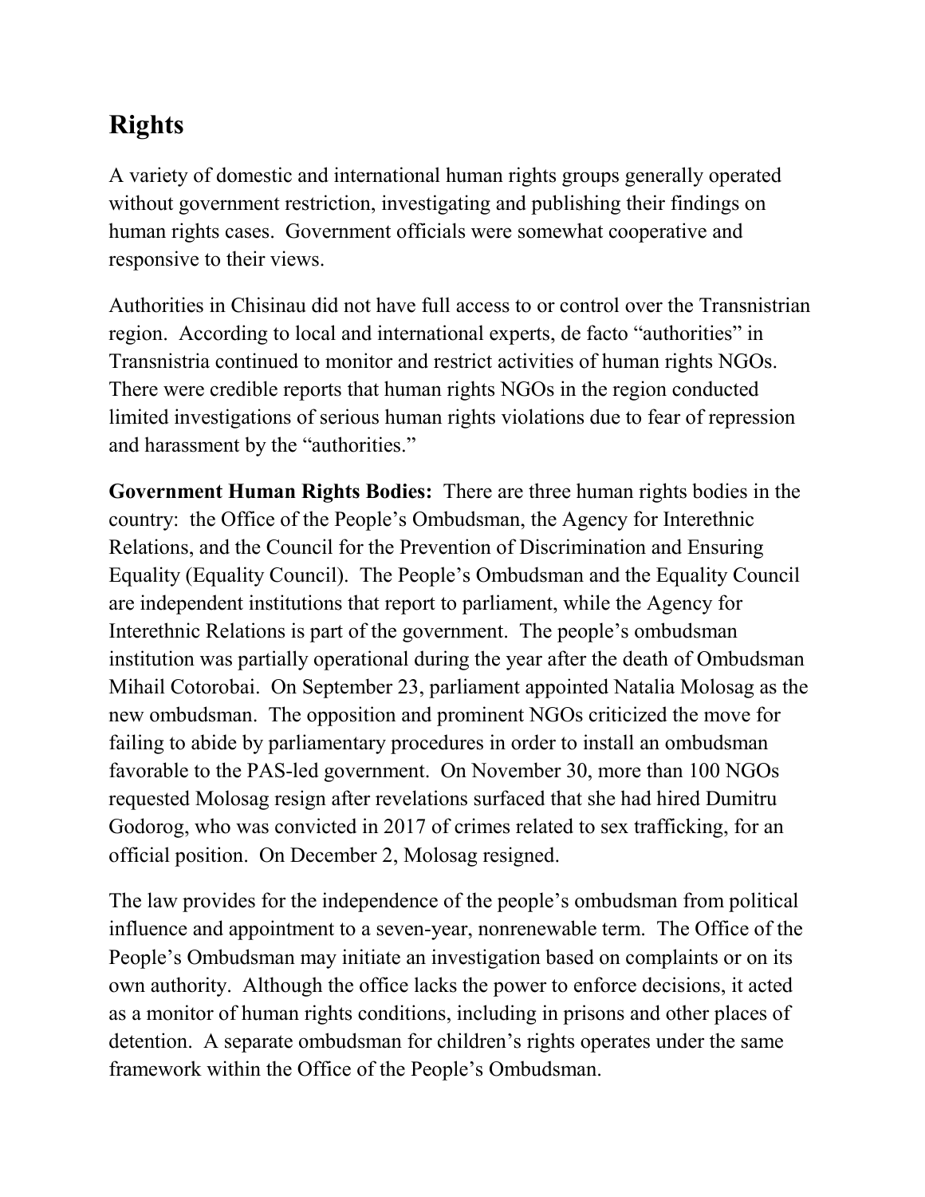## Rights

A variety of domestic and international human rights groups generally operated without government restriction, investigating and publishing their findings on human rights cases. Government officials were somewhat cooperative and responsive to their views.

Authorities in Chisinau did not have full access to or control over the Transnistrian region. According to local and international experts, de facto "authorities" in Transnistria continued to monitor and restrict activities of human rights NGOs. There were credible reports that human rights NGOs in the region conducted limited investigations of serious human rights violations due to fear of repression and harassment by the "authorities."

**Government Human Rights Bodies:** There are three human rights bodies in the country: the Office of the People's Ombudsman, the Agency for Interethnic Relations, and the Council for the Prevention of Discrimination and Ensuring Equality (Equality Council). The People's Ombudsman and the Equality Council are independent institutions that report to parliament, while the Agency for Interethnic Relations is part of the government. The people's ombudsman institution was partially operational during the year after the death of Ombudsman Mihail Cotorobai. On September 23, parliament appointed Natalia Molosag as the new ombudsman. The opposition and prominent NGOs criticized the move for failing to abide by parliamentary procedures in order to install an ombudsman favorable to the PAS-led government. On November 30, more than 100 NGOs requested Molosag resign after revelations surfaced that she had hired Dumitru Godorog, who was convicted in 2017 of crimes related to sex trafficking, for an official position. On December 2, Molosag resigned.

The law provides for the independence of the people's ombudsman from political influence and appointment to a seven-year, nonrenewable term. The Office of the People's Ombudsman may initiate an investigation based on complaints or on its own authority. Although the office lacks the power to enforce decisions, it acted as a monitor of human rights conditions, including in prisons and other places of detention. A separate ombudsman for children's rights operates under the same framework within the Office of the People's Ombudsman.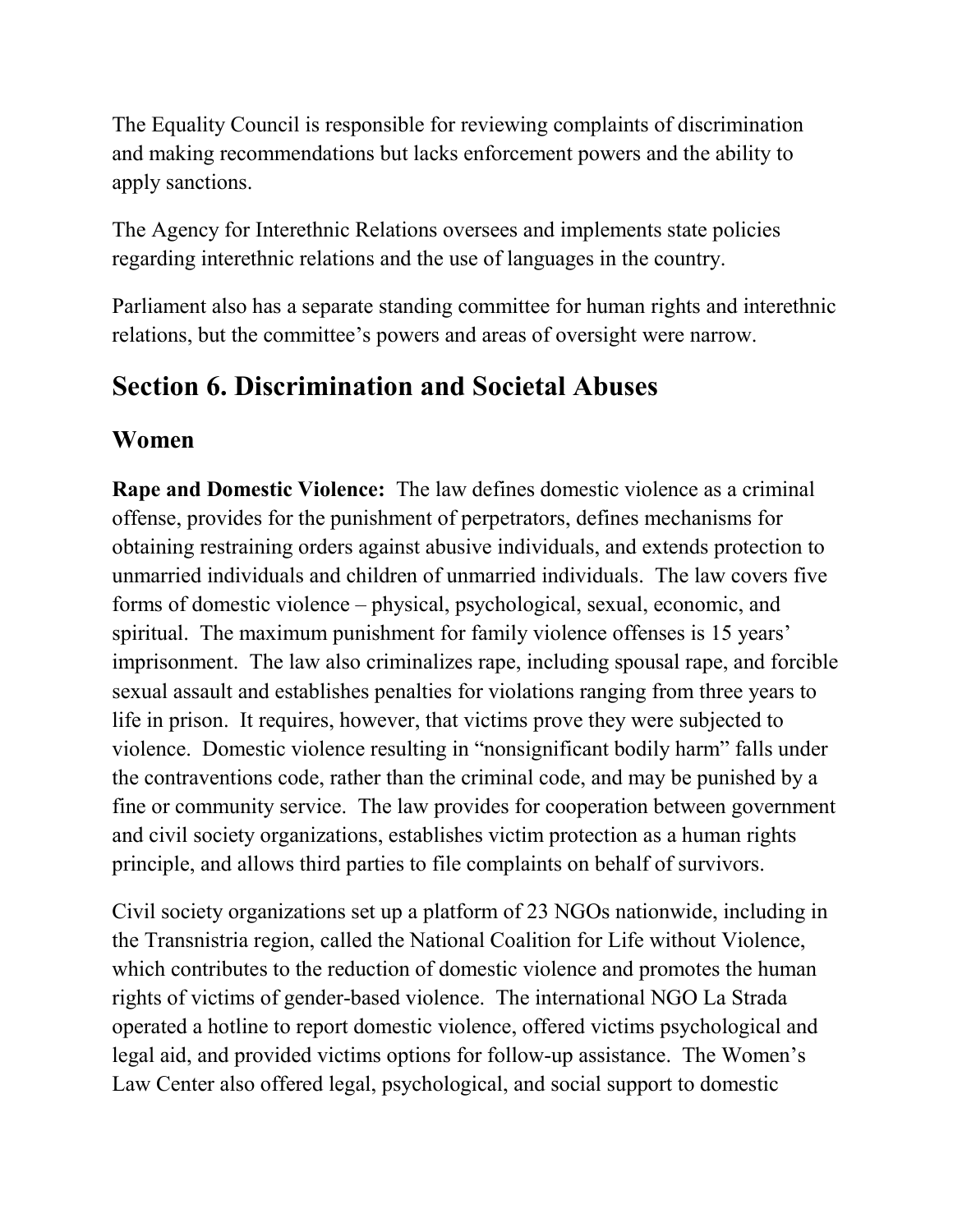The Equality Council is responsible for reviewing complaints of discrimination and making recommendations but lacks enforcement powers and the ability to apply sanctions.

The Agency for Interethnic Relations oversees and implements state policies regarding interethnic relations and the use of languages in the country.

Parliament also has a separate standing committee for human rights and interethnic relations, but the committee's powers and areas of oversight were narrow.

## Section 6. Discrimination and Societal Abuses

### Women

**Rape and Domestic Violence:** The law defines domestic violence as a criminal offense, provides for the punishment of perpetrators, defines mechanisms for obtaining restraining orders against abusive individuals, and extends protection to unmarried individuals and children of unmarried individuals. The law covers five forms of domestic violence – physical, psychological, sexual, economic, and spiritual. The maximum punishment for family violence offenses is 15 years' imprisonment. The law also criminalizes rape, including spousal rape, and forcible sexual assault and establishes penalties for violations ranging from three years to life in prison. It requires, however, that victims prove they were subjected to violence. Domestic violence resulting in "nonsignificant bodily harm" falls under the contraventions code, rather than the criminal code, and may be punished by a fine or community service. The law provides for cooperation between government and civil society organizations, establishes victim protection as a human rights principle, and allows third parties to file complaints on behalf of survivors.

Civil society organizations set up a platform of 23 NGOs nationwide, including in the Transnistria region, called the National Coalition for Life without Violence, which contributes to the reduction of domestic violence and promotes the human rights of victims of gender-based violence. The international NGO La Strada operated a hotline to report domestic violence, offered victims psychological and legal aid, and provided victims options for follow-up assistance. The Women's Law Center also offered legal, psychological, and social support to domestic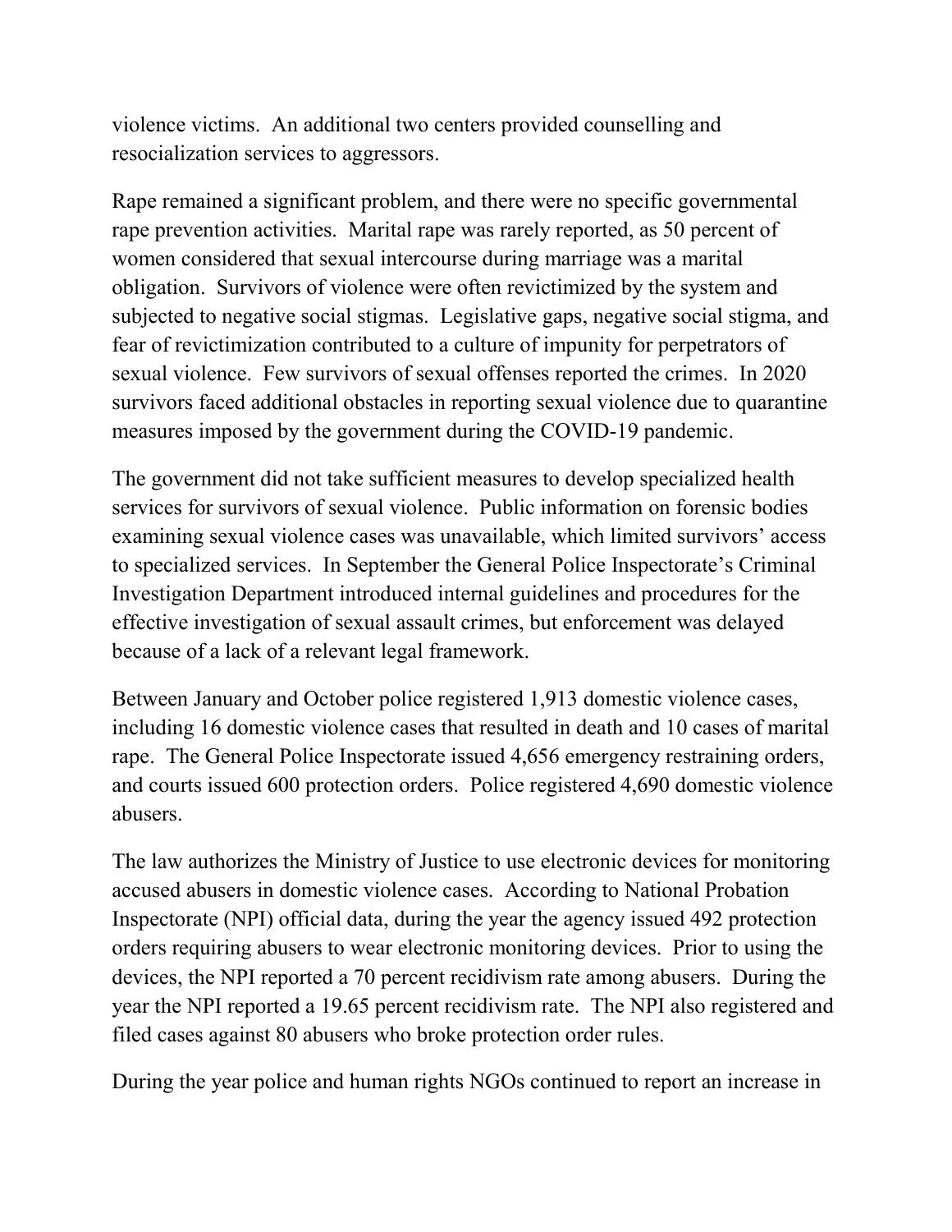violence victims. An additional two centers provided counselling and resocialization services to aggressors.

Rape remained a significant problem, and there were no specific governmental rape prevention activities. Marital rape was rarely reported, as 50 percent of women considered that sexual intercourse during marriage was a marital obligation. Survivors of violence were often revictimized by the system and subjected to negative social stigmas. Legislative gaps, negative social stigma, and fear of revictimization contributed to a culture of impunity for perpetrators of sexual violence. Few survivors of sexual offenses reported the crimes. In 2020 survivors faced additional obstacles in reporting sexual violence due to quarantine measures imposed by the government during the COVID-19 pandemic.

The government did not take sufficient measures to develop specialized health services for survivors of sexual violence. Public information on forensic bodies examining sexual violence cases was unavailable, which limited survivors' access to specialized services. In September the General Police Inspectorate's Criminal Investigation Department introduced internal guidelines and procedures for the effective investigation of sexual assault crimes, but enforcement was delayed because of a lack of a relevant legal framework.

Between January and October police registered 1,913 domestic violence cases, including 16 domestic violence cases that resulted in death and 10 cases of marital rape. The General Police Inspectorate issued 4,656 emergency restraining orders, and courts issued 600 protection orders. Police registered 4,690 domestic violence abusers.

The law authorizes the Ministry of Justice to use electronic devices for monitoring accused abusers in domestic violence cases. According to National Probation Inspectorate (NPI) official data, during the year the agency issued 492 protection orders requiring abusers to wear electronic monitoring devices. Prior to using the devices, the NPI reported a 70 percent recidivism rate among abusers. During the year the NPI reported a 19.65 percent recidivism rate. The NPI also registered and filed cases against 80 abusers who broke protection order rules.

During the year police and human rights NGOs continued to report an increase in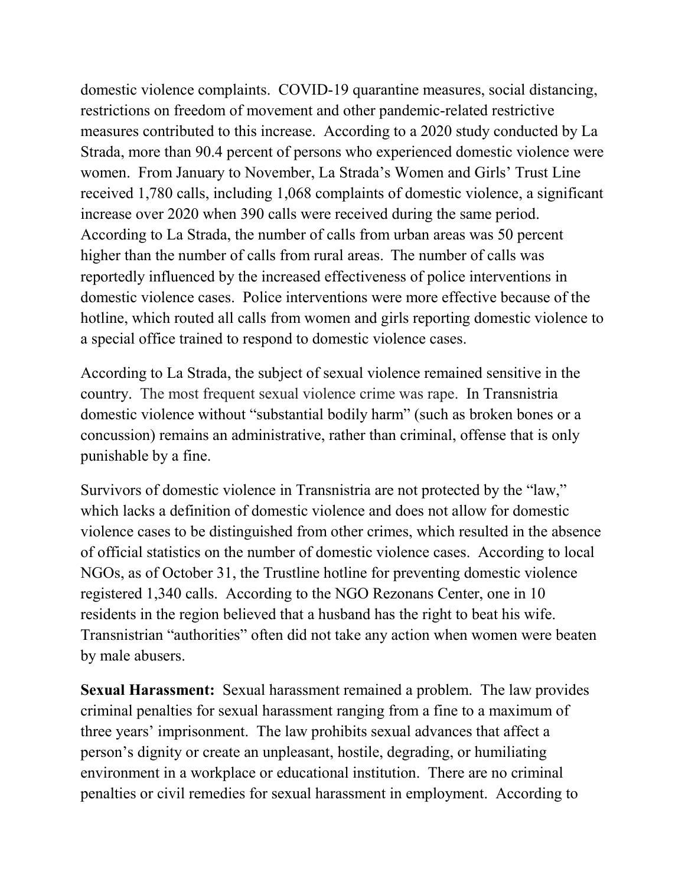domestic violence complaints. COVID-19 quarantine measures, social distancing, restrictions on freedom of movement and other pandemic-related restrictive measures contributed to this increase. According to a 2020 study conducted by La Strada, more than 90.4 percent of persons who experienced domestic violence were women. From January to November, La Strada's Women and Girls' Trust Line received 1,780 calls, including 1,068 complaints of domestic violence, a significant increase over 2020 when 390 calls were received during the same period. According to La Strada, the number of calls from urban areas was 50 percent higher than the number of calls from rural areas. The number of calls was reportedly influenced by the increased effectiveness of police interventions in domestic violence cases. Police interventions were more effective because of the hotline, which routed all calls from women and girls reporting domestic violence to a special office trained to respond to domestic violence cases.

According to La Strada, the subject of sexual violence remained sensitive in the country. The most frequent sexual violence crime was rape. In Transnistria domestic violence without "substantial bodily harm" (such as broken bones or a concussion) remains an administrative, rather than criminal, offense that is only punishable by a fine.

Survivors of domestic violence in Transnistria are not protected by the "law," which lacks a definition of domestic violence and does not allow for domestic violence cases to be distinguished from other crimes, which resulted in the absence of official statistics on the number of domestic violence cases. According to local NGOs, as of October 31, the Trustline hotline for preventing domestic violence registered 1,340 calls. According to the NGO Rezonans Center, one in 10 residents in the region believed that a husband has the right to beat his wife. Transnistrian "authorities" often did not take any action when women were beaten by male abusers.

**Sexual Harassment:** Sexual harassment remained a problem. The law provides criminal penalties for sexual harassment ranging from a fine to a maximum of three years' imprisonment. The law prohibits sexual advances that affect a person's dignity or create an unpleasant, hostile, degrading, or humiliating environment in a workplace or educational institution. There are no criminal penalties or civil remedies for sexual harassment in employment. According to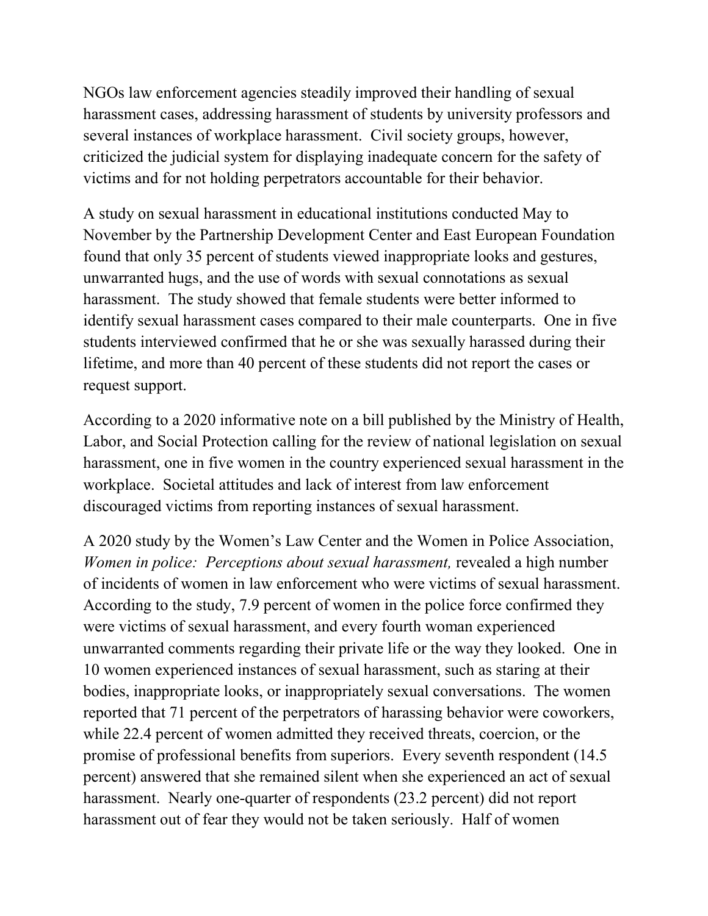NGOs law enforcement agencies steadily improved their handling of sexual harassment cases, addressing harassment of students by university professors and several instances of workplace harassment. Civil society groups, however, criticized the judicial system for displaying inadequate concern for the safety of victims and for not holding perpetrators accountable for their behavior.

A study on sexual harassment in educational institutions conducted May to November by the Partnership Development Center and East European Foundation found that only 35 percent of students viewed inappropriate looks and gestures, unwarranted hugs, and the use of words with sexual connotations as sexual harassment. The study showed that female students were better informed to identify sexual harassment cases compared to their male counterparts. One in five students interviewed confirmed that he or she was sexually harassed during their lifetime, and more than 40 percent of these students did not report the cases or request support.

According to a 2020 informative note on a bill published by the Ministry of Health, Labor, and Social Protection calling for the review of national legislation on sexual harassment, one in five women in the country experienced sexual harassment in the workplace. Societal attitudes and lack of interest from law enforcement discouraged victims from reporting instances of sexual harassment.

A 2020 study by the Women's Law Center and the Women in Police Association, *Women in police: Perceptions about sexual harassment,* revealed a high number of incidents of women in law enforcement who were victims of sexual harassment. According to the study, 7.9 percent of women in the police force confirmed they were victims of sexual harassment, and every fourth woman experienced unwarranted comments regarding their private life or the way they looked. One in 10 women experienced instances of sexual harassment, such as staring at their bodies, inappropriate looks, or inappropriately sexual conversations. The women reported that 71 percent of the perpetrators of harassing behavior were coworkers, while 22.4 percent of women admitted they received threats, coercion, or the promise of professional benefits from superiors. Every seventh respondent (14.5 percent) answered that she remained silent when she experienced an act of sexual harassment. Nearly one-quarter of respondents (23.2 percent) did not report harassment out of fear they would not be taken seriously. Half of women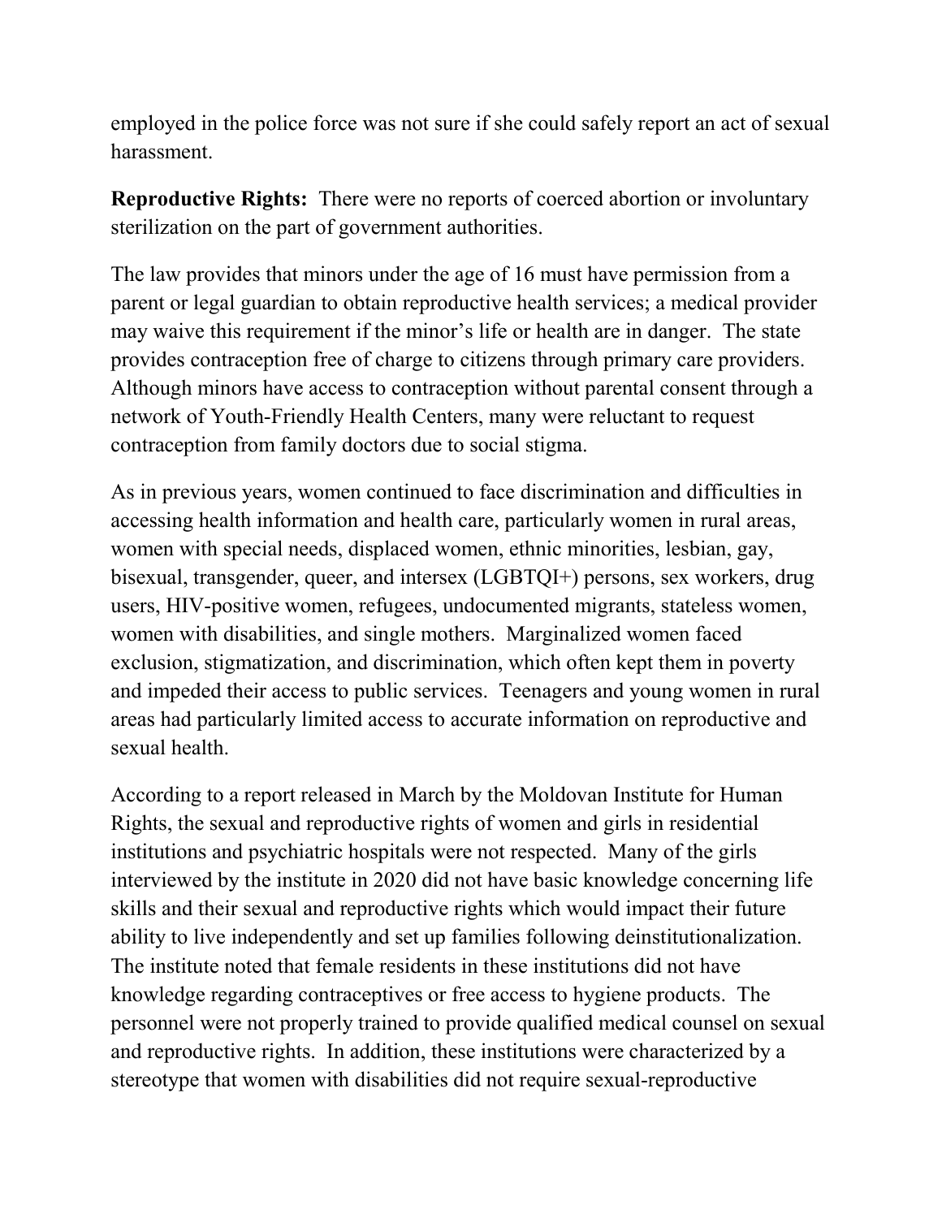employed in the police force was not sure if she could safely report an act of sexual harassment.

**Reproductive Rights:** There were no reports of coerced abortion or involuntary sterilization on the part of government authorities.

The law provides that minors under the age of 16 must have permission from a parent or legal guardian to obtain reproductive health services; a medical provider may waive this requirement if the minor's life or health are in danger. The state provides contraception free of charge to citizens through primary care providers. Although minors have access to contraception without parental consent through a network of Youth-Friendly Health Centers, many were reluctant to request contraception from family doctors due to social stigma.

As in previous years, women continued to face discrimination and difficulties in accessing health information and health care, particularly women in rural areas, women with special needs, displaced women, ethnic minorities, lesbian, gay, bisexual, transgender, queer, and intersex (LGBTQI+) persons, sex workers, drug users, HIV-positive women, refugees, undocumented migrants, stateless women, women with disabilities, and single mothers. Marginalized women faced exclusion, stigmatization, and discrimination, which often kept them in poverty and impeded their access to public services. Teenagers and young women in rural areas had particularly limited access to accurate information on reproductive and sexual health.

According to a report released in March by the Moldovan Institute for Human Rights, the sexual and reproductive rights of women and girls in residential institutions and psychiatric hospitals were not respected. Many of the girls interviewed by the institute in 2020 did not have basic knowledge concerning life skills and their sexual and reproductive rights which would impact their future ability to live independently and set up families following deinstitutionalization. The institute noted that female residents in these institutions did not have knowledge regarding contraceptives or free access to hygiene products. The personnel were not properly trained to provide qualified medical counsel on sexual and reproductive rights. In addition, these institutions were characterized by a stereotype that women with disabilities did not require sexual-reproductive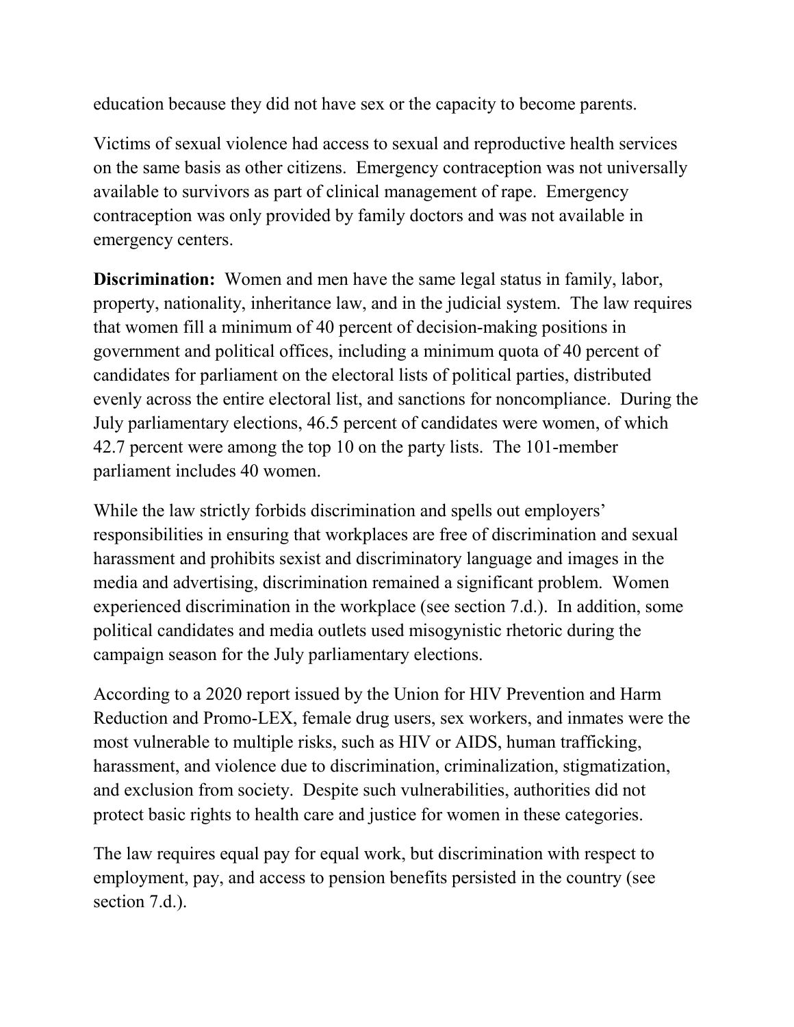education because they did not have sex or the capacity to become parents.

Victims of sexual violence had access to sexual and reproductive health services on the same basis as other citizens. Emergency contraception was not universally available to survivors as part of clinical management of rape. Emergency contraception was only provided by family doctors and was not available in emergency centers.

**Discrimination:** Women and men have the same legal status in family, labor, property, nationality, inheritance law, and in the judicial system. The law requires that women fill a minimum of 40 percent of decision-making positions in government and political offices, including a minimum quota of 40 percent of candidates for parliament on the electoral lists of political parties, distributed evenly across the entire electoral list, and sanctions for noncompliance. During the July parliamentary elections, 46.5 percent of candidates were women, of which 42.7 percent were among the top 10 on the party lists. The 101-member parliament includes 40 women.

While the law strictly forbids discrimination and spells out employers' responsibilities in ensuring that workplaces are free of discrimination and sexual harassment and prohibits sexist and discriminatory language and images in the media and advertising, discrimination remained a significant problem. Women experienced discrimination in the workplace (see section 7.d.). In addition, some political candidates and media outlets used misogynistic rhetoric during the campaign season for the July parliamentary elections.

According to a 2020 report issued by the Union for HIV Prevention and Harm Reduction and Promo-LEX, female drug users, sex workers, and inmates were the most vulnerable to multiple risks, such as HIV or AIDS, human trafficking, harassment, and violence due to discrimination, criminalization, stigmatization, and exclusion from society. Despite such vulnerabilities, authorities did not protect basic rights to health care and justice for women in these categories.

The law requires equal pay for equal work, but discrimination with respect to employment, pay, and access to pension benefits persisted in the country (see section 7.d.).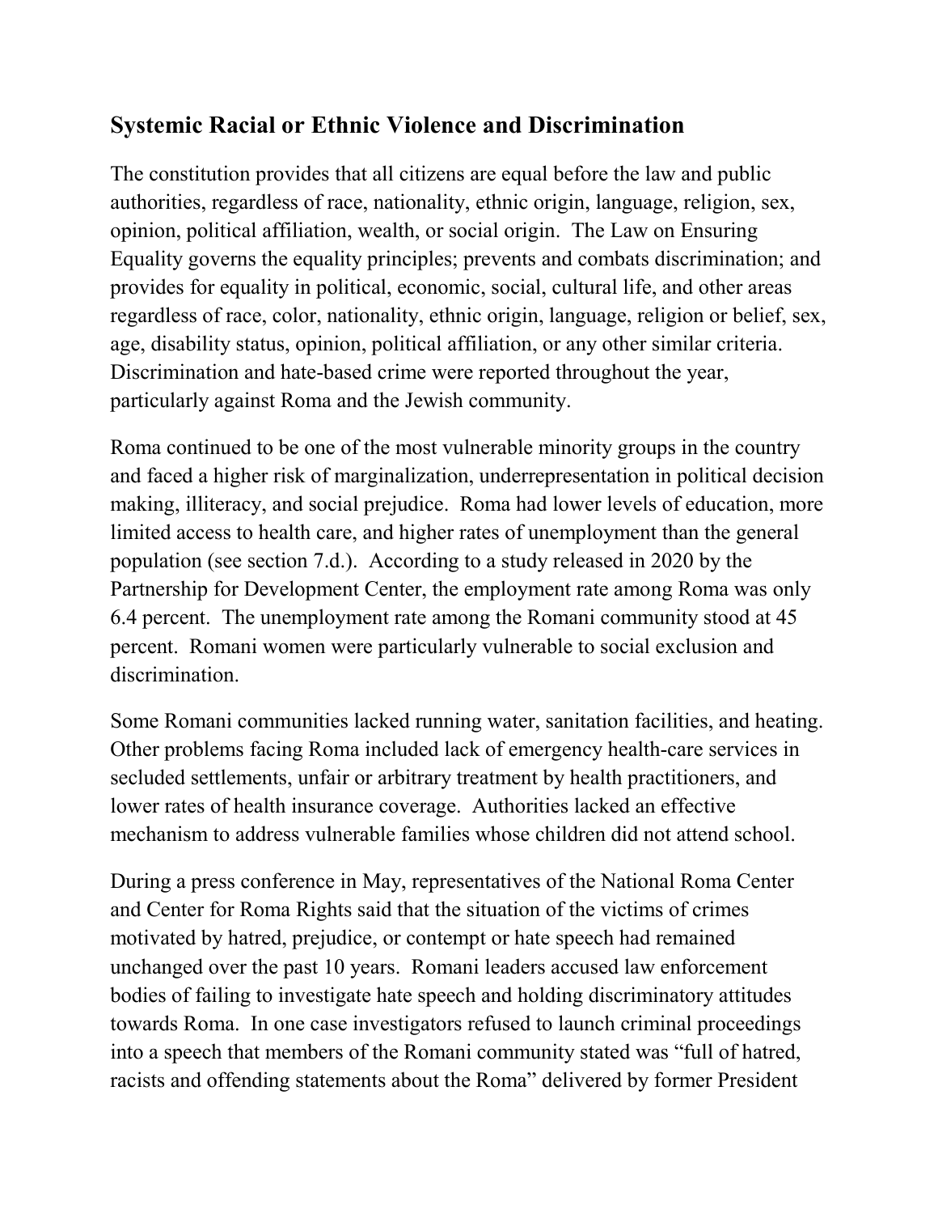## Systemic Racial or Ethnic Violence and Discrimination

The constitution provides that all citizens are equal before the law and public authorities, regardless of race, nationality, ethnic origin, language, religion, sex, opinion, political affiliation, wealth, or social origin. The Law on Ensuring Equality governs the equality principles; prevents and combats discrimination; and provides for equality in political, economic, social, cultural life, and other areas regardless of race, color, nationality, ethnic origin, language, religion or belief, sex, age, disability status, opinion, political affiliation, or any other similar criteria. Discrimination and hate-based crime were reported throughout the year, particularly against Roma and the Jewish community.

Roma continued to be one of the most vulnerable minority groups in the country and faced a higher risk of marginalization, underrepresentation in political decision making, illiteracy, and social prejudice. Roma had lower levels of education, more limited access to health care, and higher rates of unemployment than the general population (see section 7.d.). According to a study released in 2020 by the Partnership for Development Center, the employment rate among Roma was only 6.4 percent. The unemployment rate among the Romani community stood at 45 percent. Romani women were particularly vulnerable to social exclusion and discrimination.

Some Romani communities lacked running water, sanitation facilities, and heating. Other problems facing Roma included lack of emergency health-care services in secluded settlements, unfair or arbitrary treatment by health practitioners, and lower rates of health insurance coverage. Authorities lacked an effective mechanism to address vulnerable families whose children did not attend school.

During a press conference in May, representatives of the National Roma Center and Center for Roma Rights said that the situation of the victims of crimes motivated by hatred, prejudice, or contempt or hate speech had remained unchanged over the past 10 years. Romani leaders accused law enforcement bodies of failing to investigate hate speech and holding discriminatory attitudes towards Roma. In one case investigators refused to launch criminal proceedings into a speech that members of the Romani community stated was "full of hatred, racists and offending statements about the Roma" delivered by former President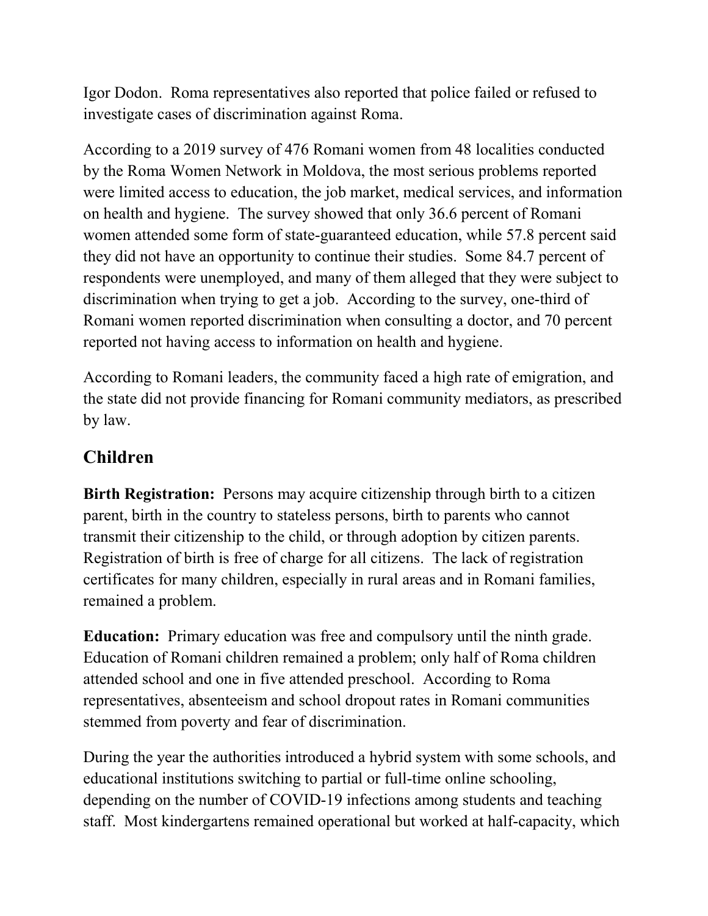Igor Dodon. Roma representatives also reported that police failed or refused to investigate cases of discrimination against Roma.

According to a 2019 survey of 476 Romani women from 48 localities conducted by the Roma Women Network in Moldova, the most serious problems reported were limited access to education, the job market, medical services, and information on health and hygiene. The survey showed that only 36.6 percent of Romani women attended some form of state-guaranteed education, while 57.8 percent said they did not have an opportunity to continue their studies. Some 84.7 percent of respondents were unemployed, and many of them alleged that they were subject to discrimination when trying to get a job. According to the survey, one-third of Romani women reported discrimination when consulting a doctor, and 70 percent reported not having access to information on health and hygiene.

According to Romani leaders, the community faced a high rate of emigration, and the state did not provide financing for Romani community mediators, as prescribed by law.

## Children

**Birth Registration:** Persons may acquire citizenship through birth to a citizen parent, birth in the country to stateless persons, birth to parents who cannot transmit their citizenship to the child, or through adoption by citizen parents. Registration of birth is free of charge for all citizens. The lack of registration certificates for many children, especially in rural areas and in Romani families, remained a problem.

**Education:** Primary education was free and compulsory until the ninth grade. Education of Romani children remained a problem; only half of Roma children attended school and one in five attended preschool. According to Roma representatives, absenteeism and school dropout rates in Romani communities stemmed from poverty and fear of discrimination.

During the year the authorities introduced a hybrid system with some schools, and educational institutions switching to partial or full-time online schooling, depending on the number of COVID-19 infections among students and teaching staff. Most kindergartens remained operational but worked at half-capacity, which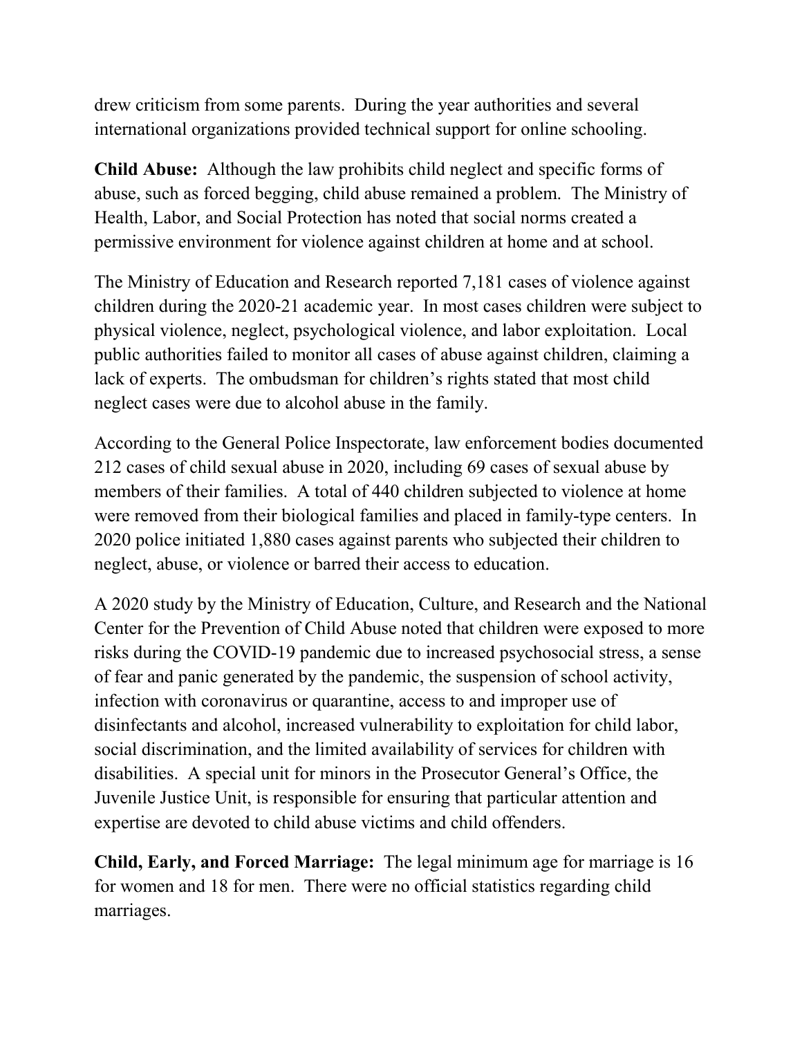drew criticism from some parents. During the year authorities and several international organizations provided technical support for online schooling.

**Child Abuse:** Although the law prohibits child neglect and specific forms of abuse, such as forced begging, child abuse remained a problem. The Ministry of Health, Labor, and Social Protection has noted that social norms created a permissive environment for violence against children at home and at school.

The Ministry of Education and Research reported 7,181 cases of violence against children during the 2020-21 academic year. In most cases children were subject to physical violence, neglect, psychological violence, and labor exploitation. Local public authorities failed to monitor all cases of abuse against children, claiming a lack of experts. The ombudsman for children's rights stated that most child neglect cases were due to alcohol abuse in the family.

According to the General Police Inspectorate, law enforcement bodies documented 212 cases of child sexual abuse in 2020, including 69 cases of sexual abuse by members of their families. A total of 440 children subjected to violence at home were removed from their biological families and placed in family-type centers. In 2020 police initiated 1,880 cases against parents who subjected their children to neglect, abuse, or violence or barred their access to education.

A 2020 study by the Ministry of Education, Culture, and Research and the National Center for the Prevention of Child Abuse noted that children were exposed to more risks during the COVID-19 pandemic due to increased psychosocial stress, a sense of fear and panic generated by the pandemic, the suspension of school activity, infection with coronavirus or quarantine, access to and improper use of disinfectants and alcohol, increased vulnerability to exploitation for child labor, social discrimination, and the limited availability of services for children with disabilities. A special unit for minors in the Prosecutor General's Office, the Juvenile Justice Unit, is responsible for ensuring that particular attention and expertise are devoted to child abuse victims and child offenders.

**Child, Early, and Forced Marriage:** The legal minimum age for marriage is 16 for women and 18 for men. There were no official statistics regarding child marriages.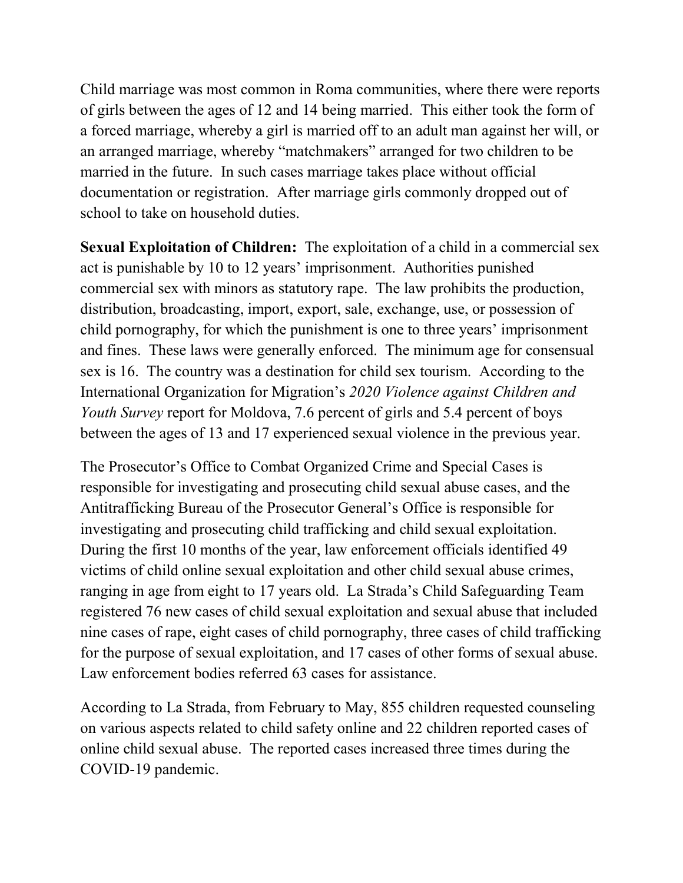Child marriage was most common in Roma communities, where there were reports of girls between the ages of 12 and 14 being married. This either took the form of a forced marriage, whereby a girl is married off to an adult man against her will, or an arranged marriage, whereby "matchmakers" arranged for two children to be married in the future. In such cases marriage takes place without official documentation or registration. After marriage girls commonly dropped out of school to take on household duties.

**Sexual Exploitation of Children:** The exploitation of a child in a commercial sex act is punishable by 10 to 12 years' imprisonment. Authorities punished commercial sex with minors as statutory rape. The law prohibits the production, distribution, broadcasting, import, export, sale, exchange, use, or possession of child pornography, for which the punishment is one to three years' imprisonment and fines. These laws were generally enforced. The minimum age for consensual sex is 16. The country was a destination for child sex tourism. According to the International Organization for Migration's *2020 Violence against Children and Youth Survey* report for Moldova, 7.6 percent of girls and 5.4 percent of boys between the ages of 13 and 17 experienced sexual violence in the previous year.

The Prosecutor's Office to Combat Organized Crime and Special Cases is responsible for investigating and prosecuting child sexual abuse cases, and the Antitrafficking Bureau of the Prosecutor General's Office is responsible for investigating and prosecuting child trafficking and child sexual exploitation. During the first 10 months of the year, law enforcement officials identified 49 victims of child online sexual exploitation and other child sexual abuse crimes, ranging in age from eight to 17 years old. La Strada's Child Safeguarding Team registered 76 new cases of child sexual exploitation and sexual abuse that included nine cases of rape, eight cases of child pornography, three cases of child trafficking for the purpose of sexual exploitation, and 17 cases of other forms of sexual abuse. Law enforcement bodies referred 63 cases for assistance.

According to La Strada, from February to May, 855 children requested counseling on various aspects related to child safety online and 22 children reported cases of online child sexual abuse. The reported cases increased three times during the COVID-19 pandemic.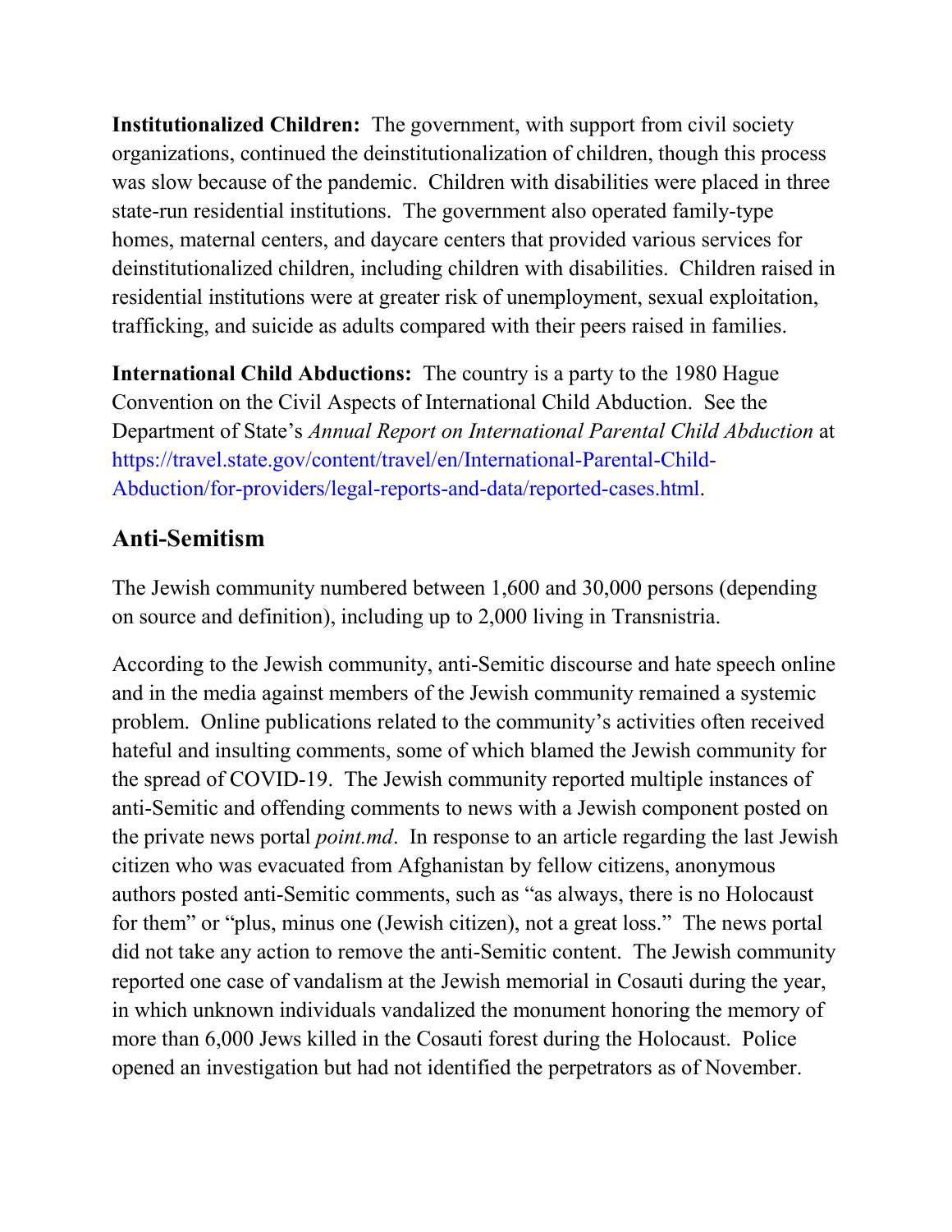**Institutionalized Children:** The government, with support from civil society organizations, continued the deinstitutionalization of children, though this process was slow because of the pandemic. Children with disabilities were placed in three state-run residential institutions. The government also operated family-type homes, maternal centers, and daycare centers that provided various services for deinstitutionalized children, including children with disabilities. Children raised in residential institutions were at greater risk of unemployment, sexual exploitation, trafficking, and suicide as adults compared with their peers raised in families.

**International Child Abductions:** The country is a party to the 1980 Hague Convention on the Civil Aspects of International Child Abduction. See the Department of State's *Annual Report on International Parental Child Abduction* at https://travel.state.gov/content/travel/en/International-Parental-Child-Abduction/for-providers/legal-reports-and-data/reported-cases.html.

## Anti-Semitism

The Jewish community numbered between 1,600 and 30,000 persons (depending on source and definition), including up to 2,000 living in Transnistria.

According to the Jewish community, anti-Semitic discourse and hate speech online and in the media against members of the Jewish community remained a systemic problem. Online publications related to the community's activities often received hateful and insulting comments, some of which blamed the Jewish community for the spread of COVID-19. The Jewish community reported multiple instances of anti-Semitic and offending comments to news with a Jewish component posted on the private news portal *point.md*. In response to an article regarding the last Jewish citizen who was evacuated from Afghanistan by fellow citizens, anonymous authors posted anti-Semitic comments, such as "as always, there is no Holocaust for them" or "plus, minus one (Jewish citizen), not a great loss." The news portal did not take any action to remove the anti-Semitic content. The Jewish community reported one case of vandalism at the Jewish memorial in Cosauti during the year, in which unknown individuals vandalized the monument honoring the memory of more than 6,000 Jews killed in the Cosauti forest during the Holocaust. Police opened an investigation but had not identified the perpetrators as of November.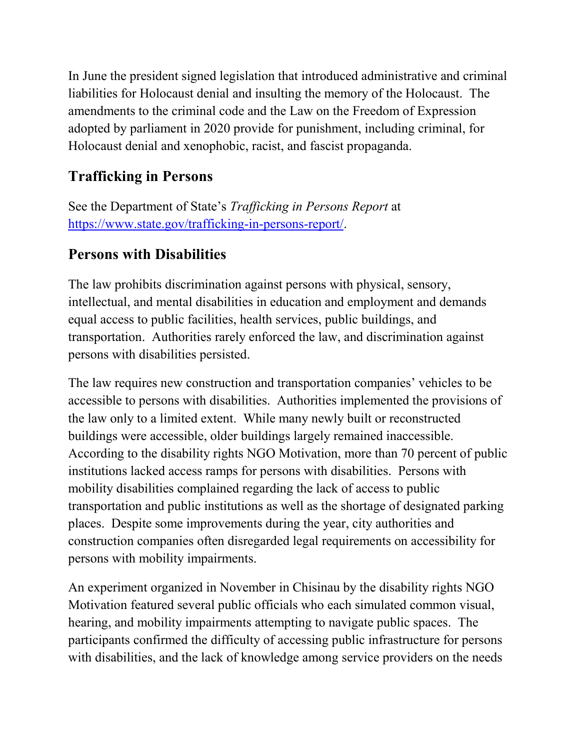In June the president signed legislation that introduced administrative and criminal liabilities for Holocaust denial and insulting the memory of the Holocaust. The amendments to the criminal code and the Law on the Freedom of Expression adopted by parliament in 2020 provide for punishment, including criminal, for Holocaust denial and xenophobic, racist, and fascist propaganda.

## Trafficking in Persons

See the Department of State's *Trafficking in Persons Report* at [https://www.state.gov/trafficking-in-persons-report/](https://www.state.gov/trafficking-in-persons-report/).

## Persons with Disabilities

The law prohibits discrimination against persons with physical, sensory, intellectual, and mental disabilities in education and employment and demands equal access to public facilities, health services, public buildings, and transportation. Authorities rarely enforced the law, and discrimination against persons with disabilities persisted.

The law requires new construction and transportation companies' vehicles to be accessible to persons with disabilities. Authorities implemented the provisions of the law only to a limited extent. While many newly built or reconstructed buildings were accessible, older buildings largely remained inaccessible. According to the disability rights NGO Motivation, more than 70 percent of public institutions lacked access ramps for persons with disabilities. Persons with mobility disabilities complained regarding the lack of access to public transportation and public institutions as well as the shortage of designated parking places. Despite some improvements during the year, city authorities and construction companies often disregarded legal requirements on accessibility for persons with mobility impairments.

An experiment organized in November in Chisinau by the disability rights NGO Motivation featured several public officials who each simulated common visual, hearing, and mobility impairments attempting to navigate public spaces. The participants confirmed the difficulty of accessing public infrastructure for persons with disabilities, and the lack of knowledge among service providers on the needs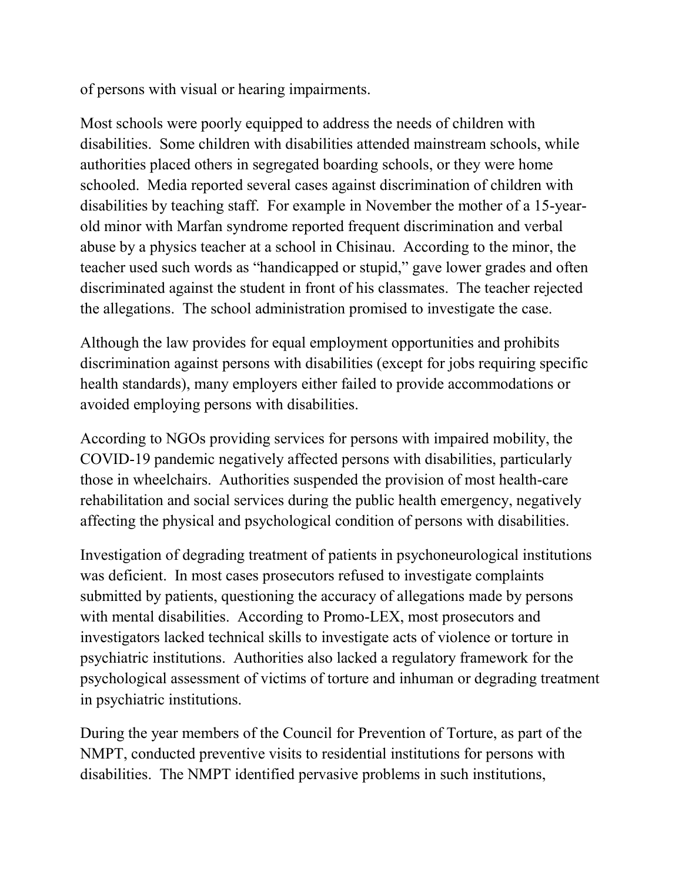of persons with visual or hearing impairments.

Most schools were poorly equipped to address the needs of children with disabilities. Some children with disabilities attended mainstream schools, while authorities placed others in segregated boarding schools, or they were home schooled. Media reported several cases against discrimination of children with disabilities by teaching staff. For example in November the mother of a 15-year-old minor with Marfan syndrome reported frequent discrimination and verbal abuse by a physics teacher at a school in Chisinau. According to the minor, the teacher used such words as "handicapped or stupid," gave lower grades and often discriminated against the student in front of his classmates. The teacher rejected the allegations. The school administration promised to investigate the case.

Although the law provides for equal employment opportunities and prohibits discrimination against persons with disabilities (except for jobs requiring specific health standards), many employers either failed to provide accommodations or avoided employing persons with disabilities.

According to NGOs providing services for persons with impaired mobility, the COVID-19 pandemic negatively affected persons with disabilities, particularly those in wheelchairs. Authorities suspended the provision of most health-care rehabilitation and social services during the public health emergency, negatively affecting the physical and psychological condition of persons with disabilities.

Investigation of degrading treatment of patients in psychoneurological institutions was deficient. In most cases prosecutors refused to investigate complaints submitted by patients, questioning the accuracy of allegations made by persons with mental disabilities. According to Promo-LEX, most prosecutors and investigators lacked technical skills to investigate acts of violence or torture in psychiatric institutions. Authorities also lacked a regulatory framework for the psychological assessment of victims of torture and inhuman or degrading treatment in psychiatric institutions.

During the year members of the Council for Prevention of Torture, as part of the NMPT, conducted preventive visits to residential institutions for persons with disabilities. The NMPT identified pervasive problems in such institutions,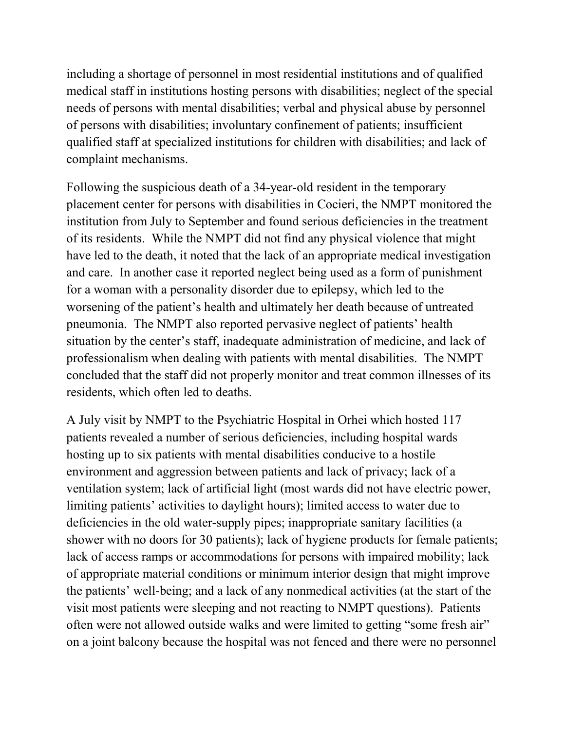including a shortage of personnel in most residential institutions and of qualified medical staff in institutions hosting persons with disabilities; neglect of the special needs of persons with mental disabilities; verbal and physical abuse by personnel of persons with disabilities; involuntary confinement of patients; insufficient qualified staff at specialized institutions for children with disabilities; and lack of complaint mechanisms.

Following the suspicious death of a 34-year-old resident in the temporary placement center for persons with disabilities in Cocieri, the NMPT monitored the institution from July to September and found serious deficiencies in the treatment of its residents. While the NMPT did not find any physical violence that might have led to the death, it noted that the lack of an appropriate medical investigation and care. In another case it reported neglect being used as a form of punishment for a woman with a personality disorder due to epilepsy, which led to the worsening of the patient's health and ultimately her death because of untreated pneumonia. The NMPT also reported pervasive neglect of patients' health situation by the center's staff, inadequate administration of medicine, and lack of professionalism when dealing with patients with mental disabilities. The NMPT concluded that the staff did not properly monitor and treat common illnesses of its residents, which often led to deaths.

A July visit by NMPT to the Psychiatric Hospital in Orhei which hosted 117 patients revealed a number of serious deficiencies, including hospital wards hosting up to six patients with mental disabilities conducive to a hostile environment and aggression between patients and lack of privacy; lack of a ventilation system; lack of artificial light (most wards did not have electric power, limiting patients' activities to daylight hours); limited access to water due to deficiencies in the old water-supply pipes; inappropriate sanitary facilities (a shower with no doors for 30 patients); lack of hygiene products for female patients; lack of access ramps or accommodations for persons with impaired mobility; lack of appropriate material conditions or minimum interior design that might improve the patients' well-being; and a lack of any nonmedical activities (at the start of the visit most patients were sleeping and not reacting to NMPT questions). Patients often were not allowed outside walks and were limited to getting "some fresh air" on a joint balcony because the hospital was not fenced and there were no personnel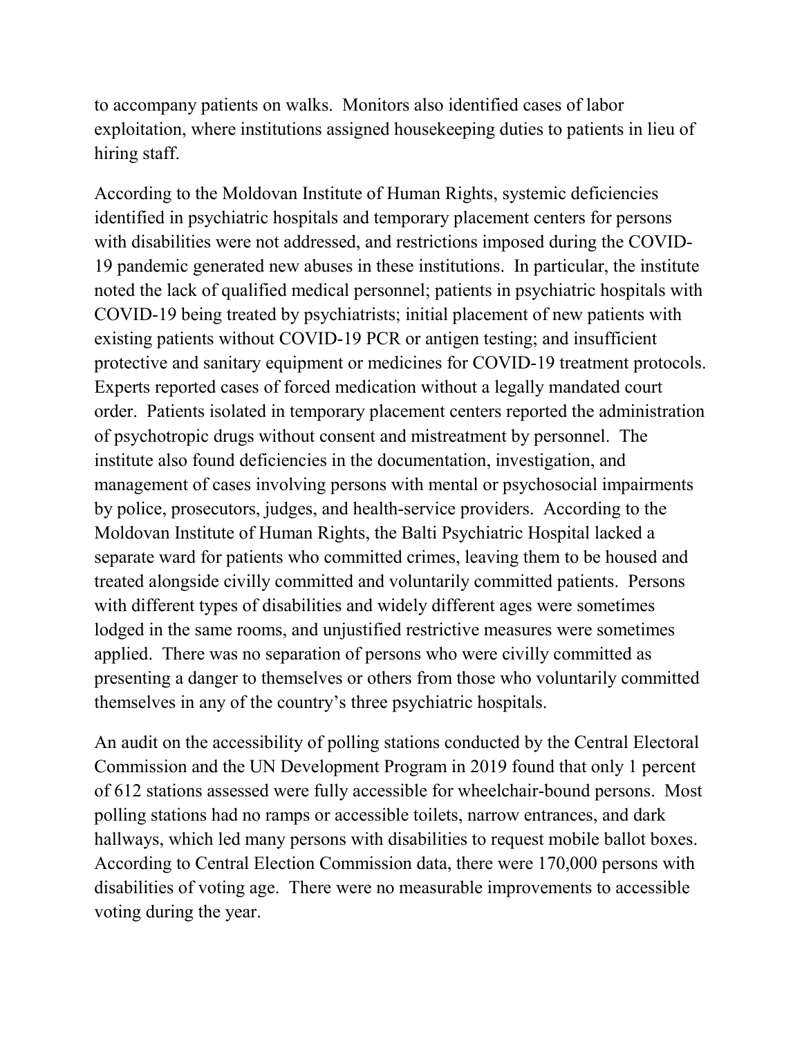to accompany patients on walks. Monitors also identified cases of labor exploitation, where institutions assigned housekeeping duties to patients in lieu of hiring staff.

According to the Moldovan Institute of Human Rights, systemic deficiencies identified in psychiatric hospitals and temporary placement centers for persons with disabilities were not addressed, and restrictions imposed during the COVID-19 pandemic generated new abuses in these institutions. In particular, the institute noted the lack of qualified medical personnel; patients in psychiatric hospitals with COVID-19 being treated by psychiatrists; initial placement of new patients with existing patients without COVID-19 PCR or antigen testing; and insufficient protective and sanitary equipment or medicines for COVID-19 treatment protocols. Experts reported cases of forced medication without a legally mandated court order. Patients isolated in temporary placement centers reported the administration of psychotropic drugs without consent and mistreatment by personnel. The institute also found deficiencies in the documentation, investigation, and management of cases involving persons with mental or psychosocial impairments by police, prosecutors, judges, and health-service providers. According to the Moldovan Institute of Human Rights, the Balti Psychiatric Hospital lacked a separate ward for patients who committed crimes, leaving them to be housed and treated alongside civilly committed and voluntarily committed patients. Persons with different types of disabilities and widely different ages were sometimes lodged in the same rooms, and unjustified restrictive measures were sometimes applied. There was no separation of persons who were civilly committed as presenting a danger to themselves or others from those who voluntarily committed themselves in any of the country's three psychiatric hospitals.

An audit on the accessibility of polling stations conducted by the Central Electoral Commission and the UN Development Program in 2019 found that only 1 percent of 612 stations assessed were fully accessible for wheelchair-bound persons. Most polling stations had no ramps or accessible toilets, narrow entrances, and dark hallways, which led many persons with disabilities to request mobile ballot boxes. According to Central Election Commission data, there were 170,000 persons with disabilities of voting age. There were no measurable improvements to accessible voting during the year.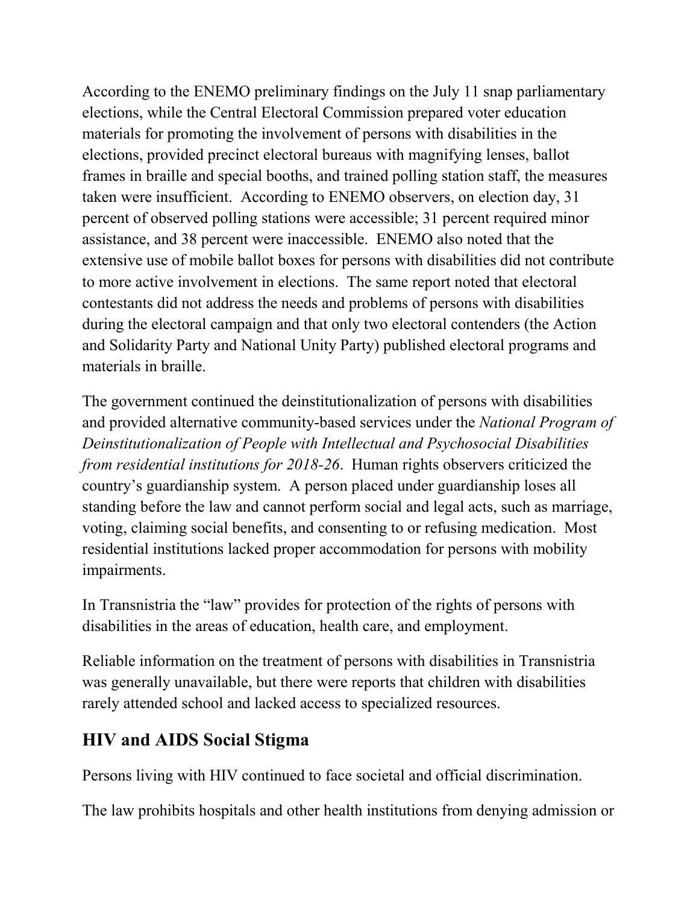According to the ENEMO preliminary findings on the July 11 snap parliamentary elections, while the Central Electoral Commission prepared voter education materials for promoting the involvement of persons with disabilities in the elections, provided precinct electoral bureaus with magnifying lenses, ballot frames in braille and special booths, and trained polling station staff, the measures taken were insufficient. According to ENEMO observers, on election day, 31 percent of observed polling stations were accessible; 31 percent required minor assistance, and 38 percent were inaccessible. ENEMO also noted that the extensive use of mobile ballot boxes for persons with disabilities did not contribute to more active involvement in elections. The same report noted that electoral contestants did not address the needs and problems of persons with disabilities during the electoral campaign and that only two electoral contenders (the Action and Solidarity Party and National Unity Party) published electoral programs and materials in braille.

The government continued the deinstitutionalization of persons with disabilities and provided alternative community-based services under the *National Program of Deinstitutionalization of People with Intellectual and Psychosocial Disabilities from residential institutions for 2018-26*. Human rights observers criticized the country's guardianship system. A person placed under guardianship loses all standing before the law and cannot perform social and legal acts, such as marriage, voting, claiming social benefits, and consenting to or refusing medication. Most residential institutions lacked proper accommodation for persons with mobility impairments.

In Transnistria the "law" provides for protection of the rights of persons with disabilities in the areas of education, health care, and employment.

Reliable information on the treatment of persons with disabilities in Transnistria was generally unavailable, but there were reports that children with disabilities rarely attended school and lacked access to specialized resources.

## HIV and AIDS Social Stigma

Persons living with HIV continued to face societal and official discrimination.

The law prohibits hospitals and other health institutions from denying admission or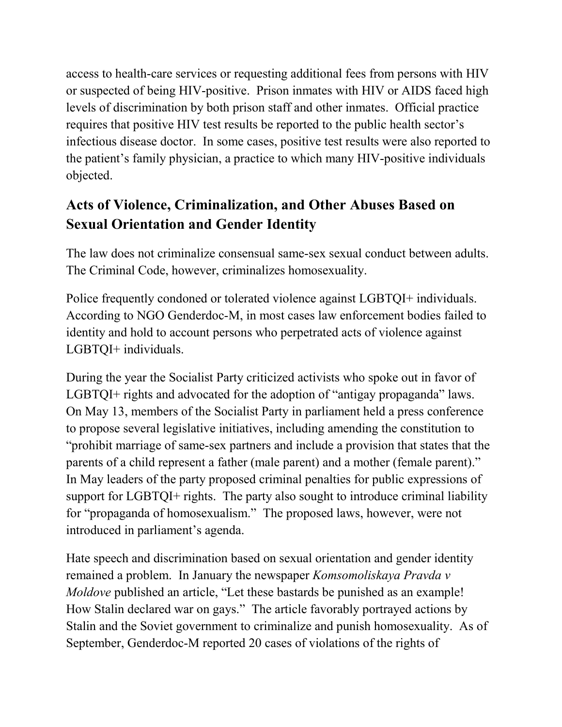access to health-care services or requesting additional fees from persons with HIV or suspected of being HIV-positive. Prison inmates with HIV or AIDS faced high levels of discrimination by both prison staff and other inmates. Official practice requires that positive HIV test results be reported to the public health sector's infectious disease doctor. In some cases, positive test results were also reported to the patient's family physician, a practice to which many HIV-positive individuals objected.

## Acts of Violence, Criminalization, and Other Abuses Based on Sexual Orientation and Gender Identity

The law does not criminalize consensual same-sex sexual conduct between adults. The Criminal Code, however, criminalizes homosexuality.

Police frequently condoned or tolerated violence against LGBTQI+ individuals. According to NGO Genderdoc-M, in most cases law enforcement bodies failed to identity and hold to account persons who perpetrated acts of violence against LGBTQI+ individuals.

During the year the Socialist Party criticized activists who spoke out in favor of LGBTQI+ rights and advocated for the adoption of "antigay propaganda" laws. On May 13, members of the Socialist Party in parliament held a press conference to propose several legislative initiatives, including amending the constitution to "prohibit marriage of same-sex partners and include a provision that states that the parents of a child represent a father (male parent) and a mother (female parent)." In May leaders of the party proposed criminal penalties for public expressions of support for LGBTQI+ rights. The party also sought to introduce criminal liability for "propaganda of homosexualism." The proposed laws, however, were not introduced in parliament's agenda.

Hate speech and discrimination based on sexual orientation and gender identity remained a problem. In January the newspaper *Komsomoliskaya Pravda v Moldove* published an article, "Let these bastards be punished as an example! How Stalin declared war on gays." The article favorably portrayed actions by Stalin and the Soviet government to criminalize and punish homosexuality. As of September, Genderdoc-M reported 20 cases of violations of the rights of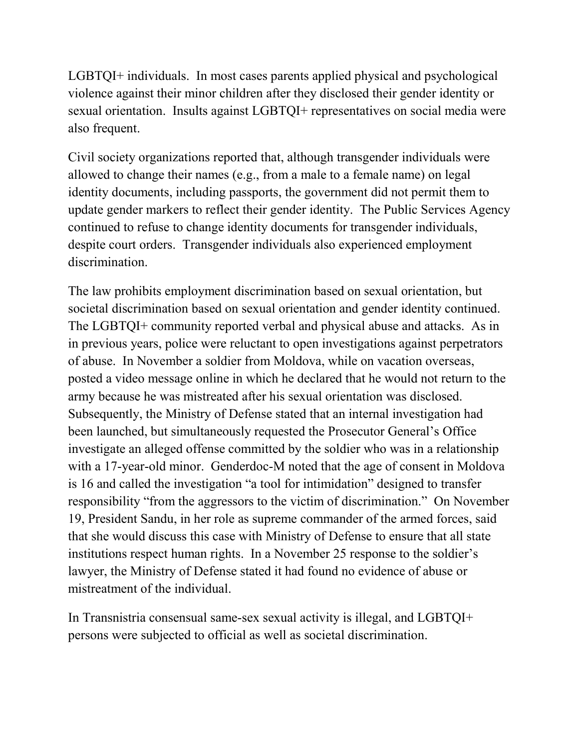LGBTQI+ individuals. In most cases parents applied physical and psychological violence against their minor children after they disclosed their gender identity or sexual orientation. Insults against LGBTQI+ representatives on social media were also frequent.

Civil society organizations reported that, although transgender individuals were allowed to change their names (e.g., from a male to a female name) on legal identity documents, including passports, the government did not permit them to update gender markers to reflect their gender identity. The Public Services Agency continued to refuse to change identity documents for transgender individuals, despite court orders. Transgender individuals also experienced employment discrimination.

The law prohibits employment discrimination based on sexual orientation, but societal discrimination based on sexual orientation and gender identity continued. The LGBTQI+ community reported verbal and physical abuse and attacks. As in in previous years, police were reluctant to open investigations against perpetrators of abuse. In November a soldier from Moldova, while on vacation overseas, posted a video message online in which he declared that he would not return to the army because he was mistreated after his sexual orientation was disclosed. Subsequently, the Ministry of Defense stated that an internal investigation had been launched, but simultaneously requested the Prosecutor General's Office investigate an alleged offense committed by the soldier who was in a relationship with a 17-year-old minor. Genderdoc-M noted that the age of consent in Moldova is 16 and called the investigation "a tool for intimidation" designed to transfer responsibility "from the aggressors to the victim of discrimination." On November 19, President Sandu, in her role as supreme commander of the armed forces, said that she would discuss this case with Ministry of Defense to ensure that all state institutions respect human rights. In a November 25 response to the soldier's lawyer, the Ministry of Defense stated it had found no evidence of abuse or mistreatment of the individual.

In Transnistria consensual same-sex sexual activity is illegal, and LGBTQI+ persons were subjected to official as well as societal discrimination.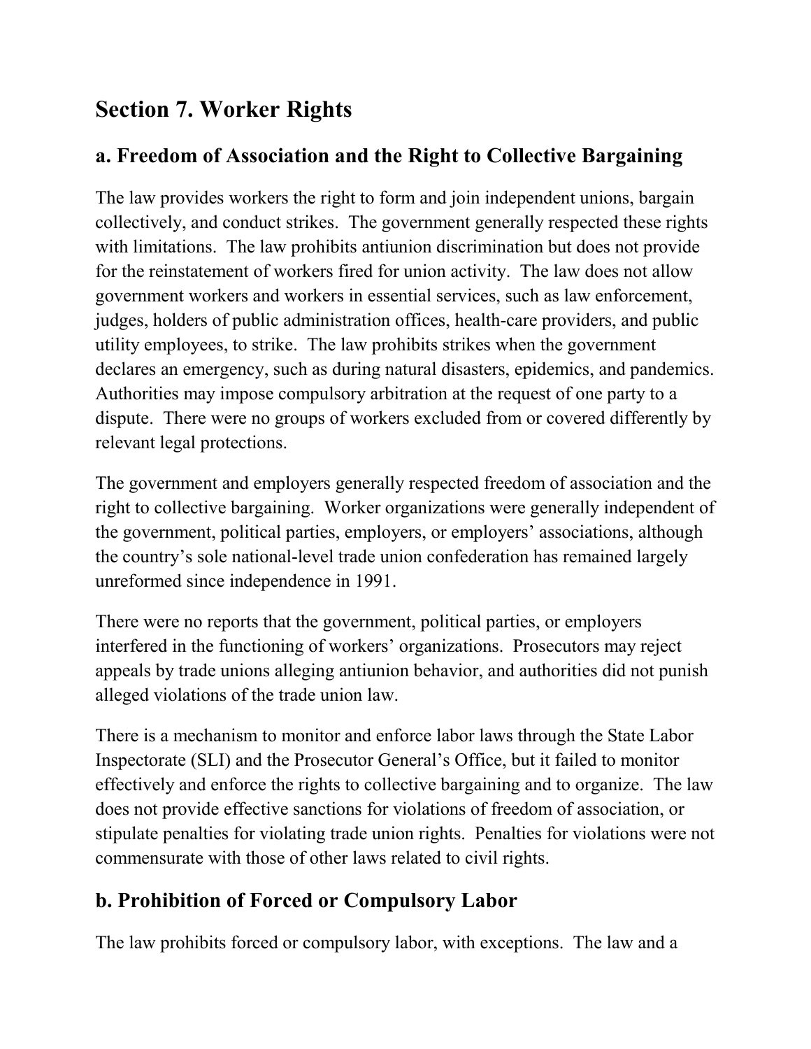## Section 7. Worker Rights

### a. Freedom of Association and the Right to Collective Bargaining

The law provides workers the right to form and join independent unions, bargain collectively, and conduct strikes. The government generally respected these rights with limitations. The law prohibits antiunion discrimination but does not provide for the reinstatement of workers fired for union activity. The law does not allow government workers and workers in essential services, such as law enforcement, judges, holders of public administration offices, health-care providers, and public utility employees, to strike. The law prohibits strikes when the government declares an emergency, such as during natural disasters, epidemics, and pandemics. Authorities may impose compulsory arbitration at the request of one party to a dispute. There were no groups of workers excluded from or covered differently by relevant legal protections.

The government and employers generally respected freedom of association and the right to collective bargaining. Worker organizations were generally independent of the government, political parties, employers, or employers' associations, although the country's sole national-level trade union confederation has remained largely unreformed since independence in 1991.

There were no reports that the government, political parties, or employers interfered in the functioning of workers' organizations. Prosecutors may reject appeals by trade unions alleging antiunion behavior, and authorities did not punish alleged violations of the trade union law.

There is a mechanism to monitor and enforce labor laws through the State Labor Inspectorate (SLI) and the Prosecutor General's Office, but it failed to monitor effectively and enforce the rights to collective bargaining and to organize. The law does not provide effective sanctions for violations of freedom of association, or stipulate penalties for violating trade union rights. Penalties for violations were not commensurate with those of other laws related to civil rights.

### b. Prohibition of Forced or Compulsory Labor

The law prohibits forced or compulsory labor, with exceptions. The law and a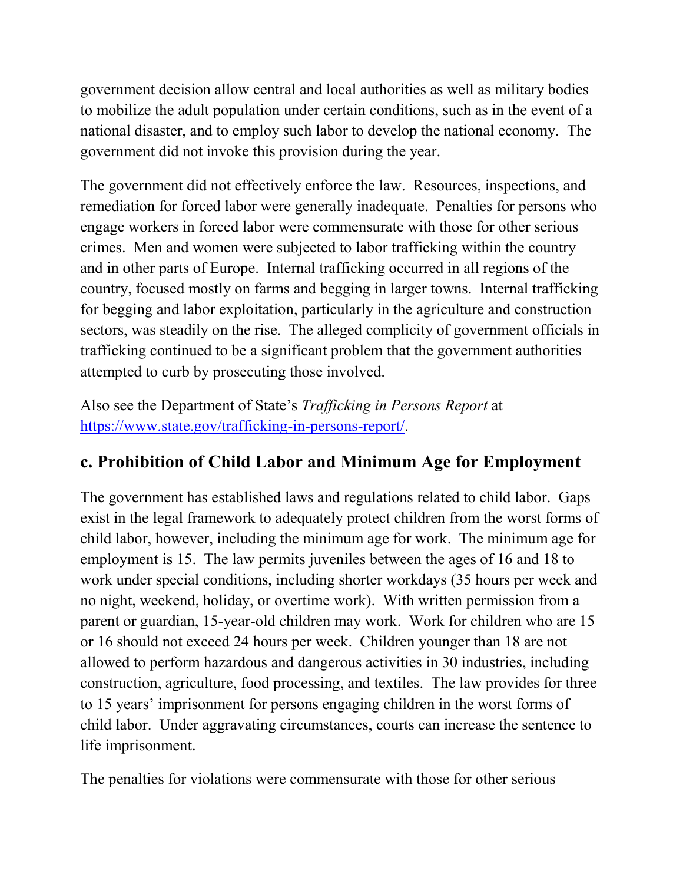government decision allow central and local authorities as well as military bodies to mobilize the adult population under certain conditions, such as in the event of a national disaster, and to employ such labor to develop the national economy. The government did not invoke this provision during the year.

The government did not effectively enforce the law. Resources, inspections, and remediation for forced labor were generally inadequate. Penalties for persons who engage workers in forced labor were commensurate with those for other serious crimes. Men and women were subjected to labor trafficking within the country and in other parts of Europe. Internal trafficking occurred in all regions of the country, focused mostly on farms and begging in larger towns. Internal trafficking for begging and labor exploitation, particularly in the agriculture and construction sectors, was steadily on the rise. The alleged complicity of government officials in trafficking continued to be a significant problem that the government authorities attempted to curb by prosecuting those involved.

Also see the Department of State's *Trafficking in Persons Report* at https://www.state.gov/trafficking-in-persons-report/.

## c. Prohibition of Child Labor and Minimum Age for Employment

The government has established laws and regulations related to child labor. Gaps exist in the legal framework to adequately protect children from the worst forms of child labor, however, including the minimum age for work. The minimum age for employment is 15. The law permits juveniles between the ages of 16 and 18 to work under special conditions, including shorter workdays (35 hours per week and no night, weekend, holiday, or overtime work). With written permission from a parent or guardian, 15-year-old children may work. Work for children who are 15 or 16 should not exceed 24 hours per week. Children younger than 18 are not allowed to perform hazardous and dangerous activities in 30 industries, including construction, agriculture, food processing, and textiles. The law provides for three to 15 years' imprisonment for persons engaging children in the worst forms of child labor. Under aggravating circumstances, courts can increase the sentence to life imprisonment.

The penalties for violations were commensurate with those for other serious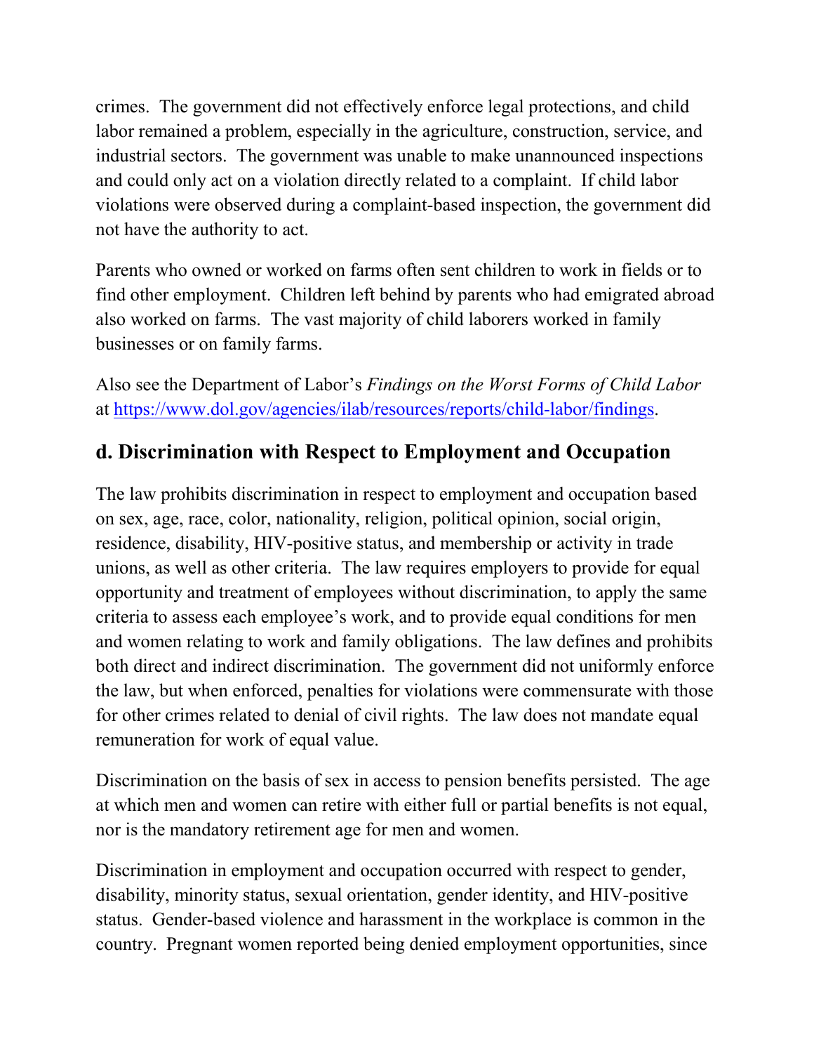crimes. The government did not effectively enforce legal protections, and child labor remained a problem, especially in the agriculture, construction, service, and industrial sectors. The government was unable to make unannounced inspections and could only act on a violation directly related to a complaint. If child labor violations were observed during a complaint-based inspection, the government did not have the authority to act.

Parents who owned or worked on farms often sent children to work in fields or to find other employment. Children left behind by parents who had emigrated abroad also worked on farms. The vast majority of child laborers worked in family businesses or on family farms.

Also see the Department of Labor's *Findings on the Worst Forms of Child Labor* at [https://www.dol.gov/agencies/ilab/resources/reports/child-labor/findings](https://www.dol.gov/agencies/ilab/resources/reports/child-labor/findings).

## d. Discrimination with Respect to Employment and Occupation

The law prohibits discrimination in respect to employment and occupation based on sex, age, race, color, nationality, religion, political opinion, social origin, residence, disability, HIV-positive status, and membership or activity in trade unions, as well as other criteria. The law requires employers to provide for equal opportunity and treatment of employees without discrimination, to apply the same criteria to assess each employee's work, and to provide equal conditions for men and women relating to work and family obligations. The law defines and prohibits both direct and indirect discrimination. The government did not uniformly enforce the law, but when enforced, penalties for violations were commensurate with those for other crimes related to denial of civil rights. The law does not mandate equal remuneration for work of equal value.

Discrimination on the basis of sex in access to pension benefits persisted. The age at which men and women can retire with either full or partial benefits is not equal, nor is the mandatory retirement age for men and women.

Discrimination in employment and occupation occurred with respect to gender, disability, minority status, sexual orientation, gender identity, and HIV-positive status. Gender-based violence and harassment in the workplace is common in the country. Pregnant women reported being denied employment opportunities, since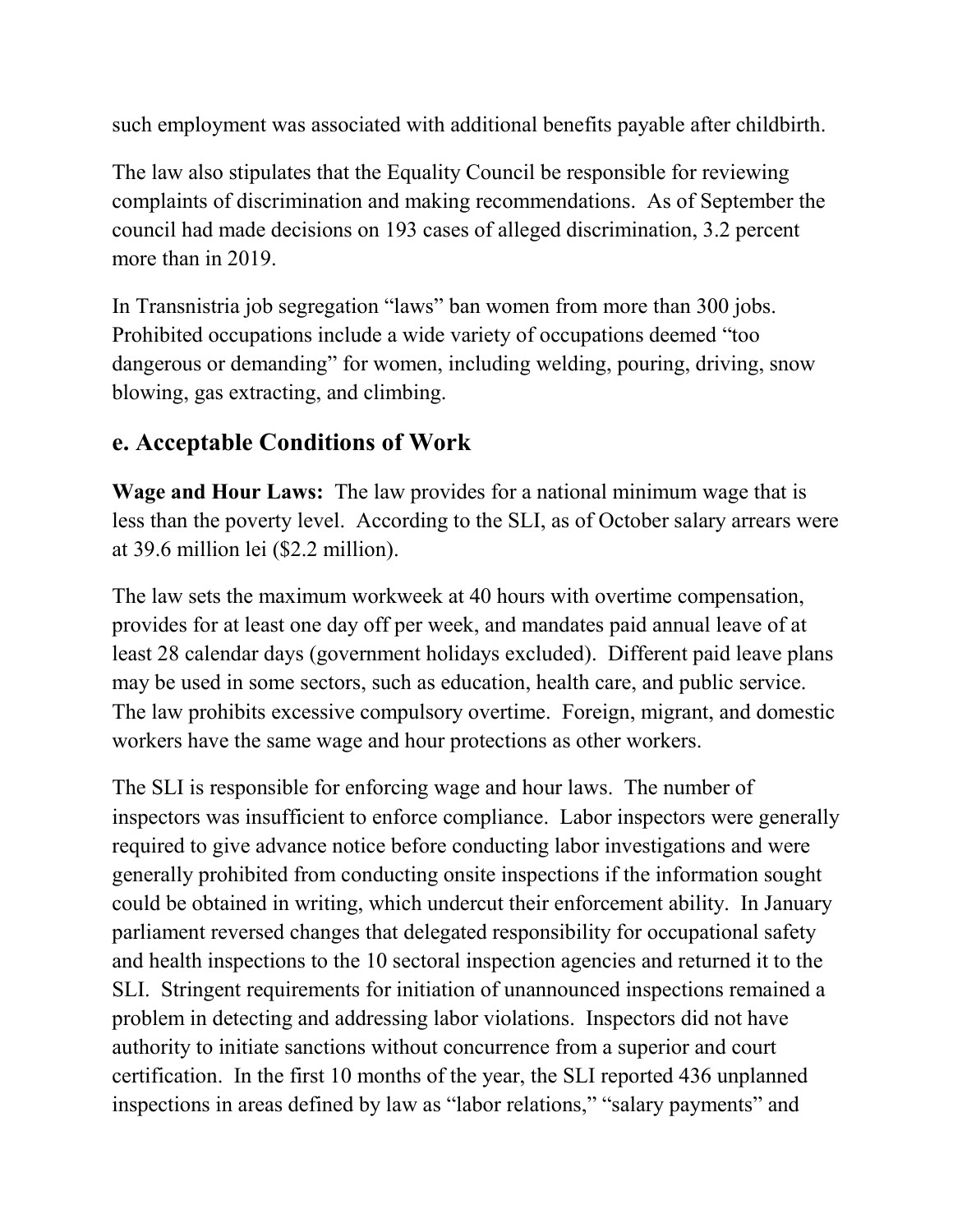such employment was associated with additional benefits payable after childbirth.

The law also stipulates that the Equality Council be responsible for reviewing complaints of discrimination and making recommendations. As of September the council had made decisions on 193 cases of alleged discrimination, 3.2 percent more than in 2019.

In Transnistria job segregation "laws" ban women from more than 300 jobs. Prohibited occupations include a wide variety of occupations deemed "too dangerous or demanding" for women, including welding, pouring, driving, snow blowing, gas extracting, and climbing.

## e. Acceptable Conditions of Work

**Wage and Hour Laws:** The law provides for a national minimum wage that is less than the poverty level. According to the SLI, as of October salary arrears were at 39.6 million lei ($2.2 million).

The law sets the maximum workweek at 40 hours with overtime compensation, provides for at least one day off per week, and mandates paid annual leave of at least 28 calendar days (government holidays excluded). Different paid leave plans may be used in some sectors, such as education, health care, and public service. The law prohibits excessive compulsory overtime. Foreign, migrant, and domestic workers have the same wage and hour protections as other workers.

The SLI is responsible for enforcing wage and hour laws. The number of inspectors was insufficient to enforce compliance. Labor inspectors were generally required to give advance notice before conducting labor investigations and were generally prohibited from conducting onsite inspections if the information sought could be obtained in writing, which undercut their enforcement ability. In January parliament reversed changes that delegated responsibility for occupational safety and health inspections to the 10 sectoral inspection agencies and returned it to the SLI. Stringent requirements for initiation of unannounced inspections remained a problem in detecting and addressing labor violations. Inspectors did not have authority to initiate sanctions without concurrence from a superior and court certification. In the first 10 months of the year, the SLI reported 436 unplanned inspections in areas defined by law as "labor relations," "salary payments" and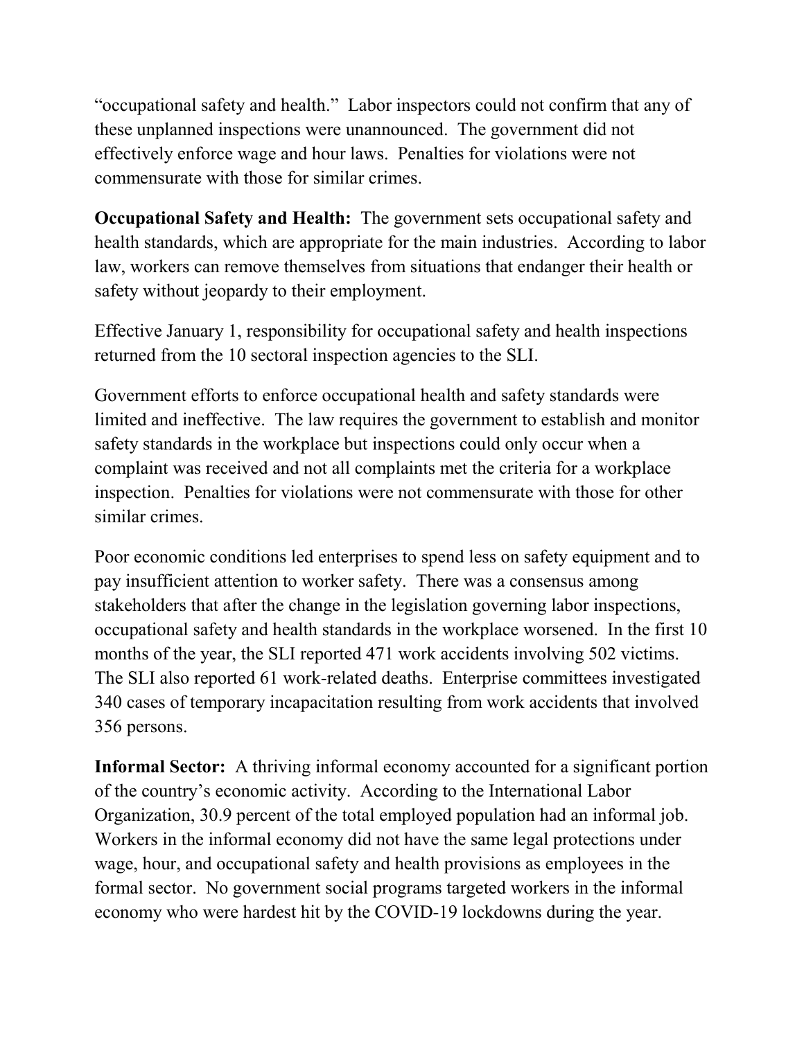"occupational safety and health." Labor inspectors could not confirm that any of these unplanned inspections were unannounced. The government did not effectively enforce wage and hour laws. Penalties for violations were not commensurate with those for similar crimes.

**Occupational Safety and Health:** The government sets occupational safety and health standards, which are appropriate for the main industries. According to labor law, workers can remove themselves from situations that endanger their health or safety without jeopardy to their employment.

Effective January 1, responsibility for occupational safety and health inspections returned from the 10 sectoral inspection agencies to the SLI.

Government efforts to enforce occupational health and safety standards were limited and ineffective. The law requires the government to establish and monitor safety standards in the workplace but inspections could only occur when a complaint was received and not all complaints met the criteria for a workplace inspection. Penalties for violations were not commensurate with those for other similar crimes.

Poor economic conditions led enterprises to spend less on safety equipment and to pay insufficient attention to worker safety. There was a consensus among stakeholders that after the change in the legislation governing labor inspections, occupational safety and health standards in the workplace worsened. In the first 10 months of the year, the SLI reported 471 work accidents involving 502 victims. The SLI also reported 61 work-related deaths. Enterprise committees investigated 340 cases of temporary incapacitation resulting from work accidents that involved 356 persons.

**Informal Sector:** A thriving informal economy accounted for a significant portion of the country's economic activity. According to the International Labor Organization, 30.9 percent of the total employed population had an informal job. Workers in the informal economy did not have the same legal protections under wage, hour, and occupational safety and health provisions as employees in the formal sector. No government social programs targeted workers in the informal economy who were hardest hit by the COVID-19 lockdowns during the year.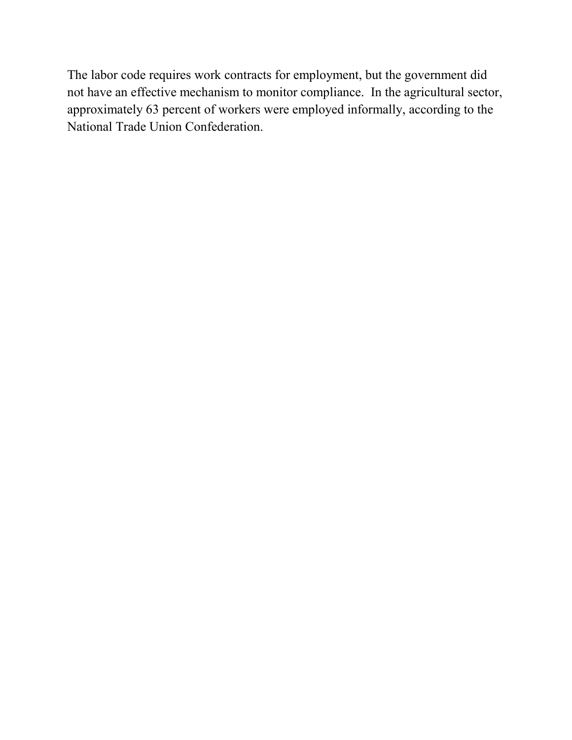The labor code requires work contracts for employment, but the government did not have an effective mechanism to monitor compliance.  In the agricultural sector, approximately 63 percent of workers were employed informally, according to the National Trade Union Confederation.